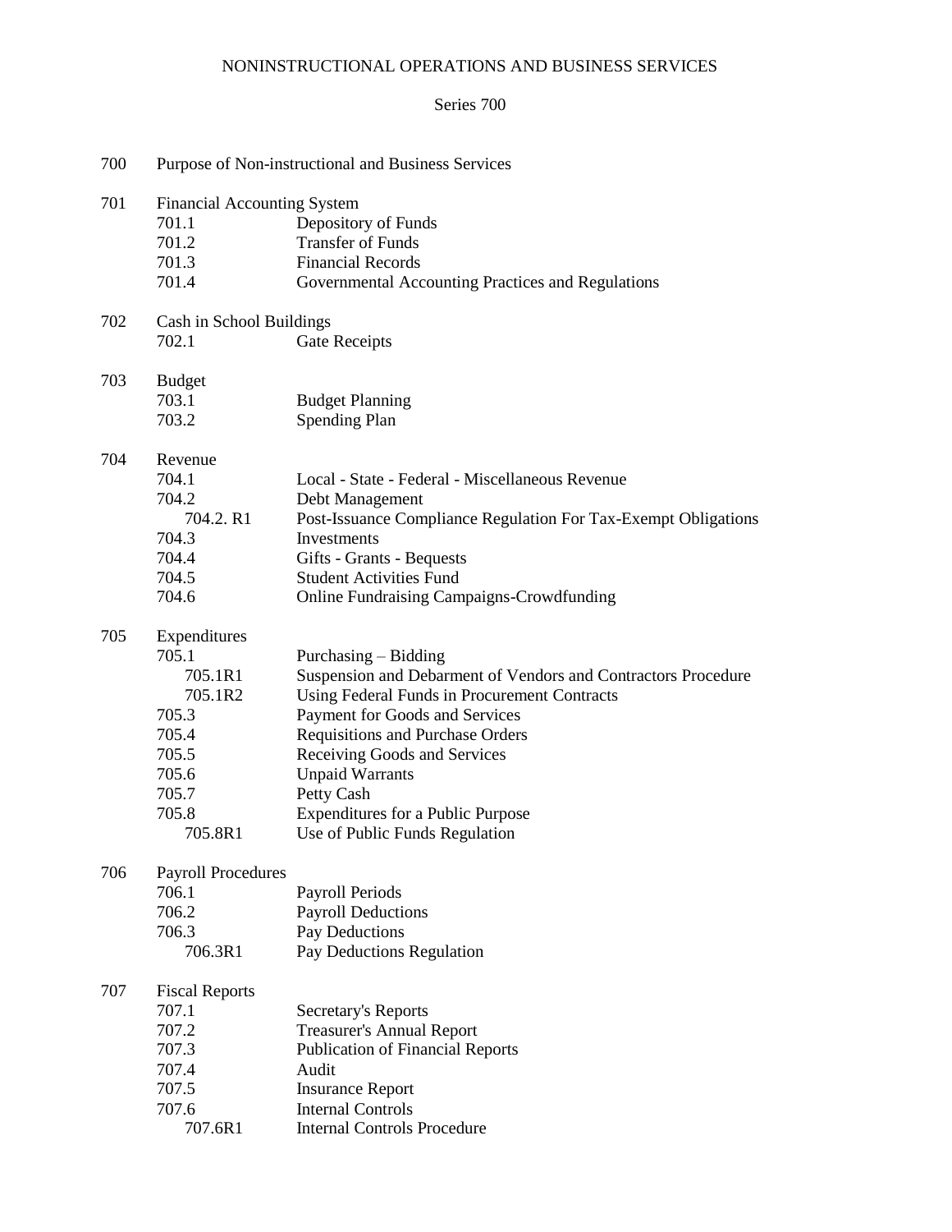# NONINSTRUCTIONAL OPERATIONS AND BUSINESS SERVICES

## Series 700

700 Purpose of Non-instructional and Business Services

701 Financial Accounting System
- 701.1 Depository of Funds
- 701.2 Transfer of Funds
- 701.3 Financial Records
- 701.4 Governmental Accounting Practices and Regulations

702 Cash in School Buildings
- 702.1 Gate Receipts

703 Budget
- 703.1 Budget Planning
- 703.2 Spending Plan

704 Revenue
- 704.1 Local - State - Federal - Miscellaneous Revenue
- 704.2 Debt Management
  - 704.2. R1 Post-Issuance Compliance Regulation For Tax-Exempt Obligations
- 704.3 Investments
- 704.4 Gifts - Grants - Bequests
- 704.5 Student Activities Fund
- 704.6 Online Fundraising Campaigns-Crowdfunding

705 Expenditures
- 705.1 Purchasing – Bidding
  - 705.1R1 Suspension and Debarment of Vendors and Contractors Procedure
  - 705.1R2 Using Federal Funds in Procurement Contracts
- 705.3 Payment for Goods and Services
- 705.4 Requisitions and Purchase Orders
- 705.5 Receiving Goods and Services
- 705.6 Unpaid Warrants
- 705.7 Petty Cash
- 705.8 Expenditures for a Public Purpose
  - 705.8R1 Use of Public Funds Regulation

706 Payroll Procedures
- 706.1 Payroll Periods
- 706.2 Payroll Deductions
- 706.3 Pay Deductions
  - 706.3R1 Pay Deductions Regulation

707 Fiscal Reports
- 707.1 Secretary's Reports
- 707.2 Treasurer's Annual Report
- 707.3 Publication of Financial Reports
- 707.4 Audit
- 707.5 Insurance Report
- 707.6 Internal Controls
  - 707.6R1 Internal Controls Procedure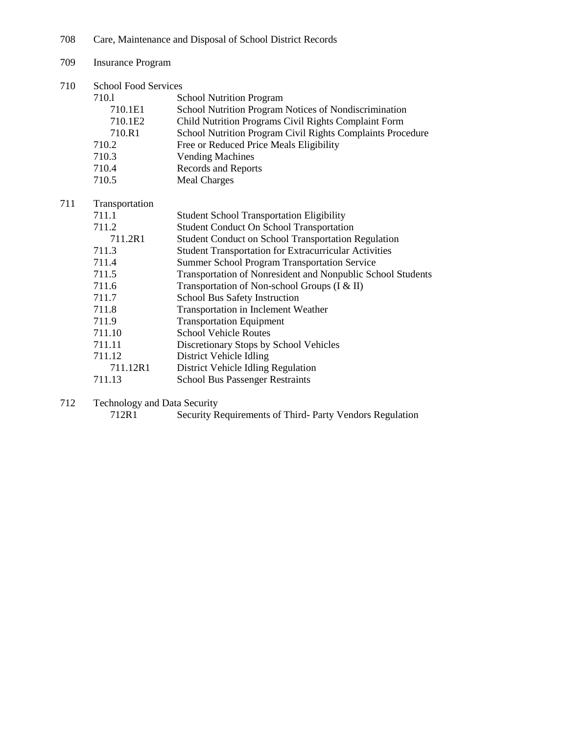708 Care, Maintenance and Disposal of School District Records

709 Insurance Program

710 School Food Services

- 710.l School Nutrition Program
  - 710.1E1 School Nutrition Program Notices of Nondiscrimination
  - 710.1E2 Child Nutrition Programs Civil Rights Complaint Form
  - 710.R1 School Nutrition Program Civil Rights Complaints Procedure
- 710.2 Free or Reduced Price Meals Eligibility
- 710.3 Vending Machines
- 710.4 Records and Reports
- 710.5 Meal Charges

711 Transportation

- 711.1 Student School Transportation Eligibility
- 711.2 Student Conduct On School Transportation
  - 711.2R1 Student Conduct on School Transportation Regulation
- 711.3 Student Transportation for Extracurricular Activities
- 711.4 Summer School Program Transportation Service
- 711.5 Transportation of Nonresident and Nonpublic School Students
- 711.6 Transportation of Non-school Groups (I & II)
- 711.7 School Bus Safety Instruction
- 711.8 Transportation in Inclement Weather
- 711.9 Transportation Equipment
- 711.10 School Vehicle Routes
- 711.11 Discretionary Stops by School Vehicles
- 711.12 District Vehicle Idling
  - 711.12R1 District Vehicle Idling Regulation
- 711.13 School Bus Passenger Restraints

712 Technology and Data Security

- 712R1 Security Requirements of Third- Party Vendors Regulation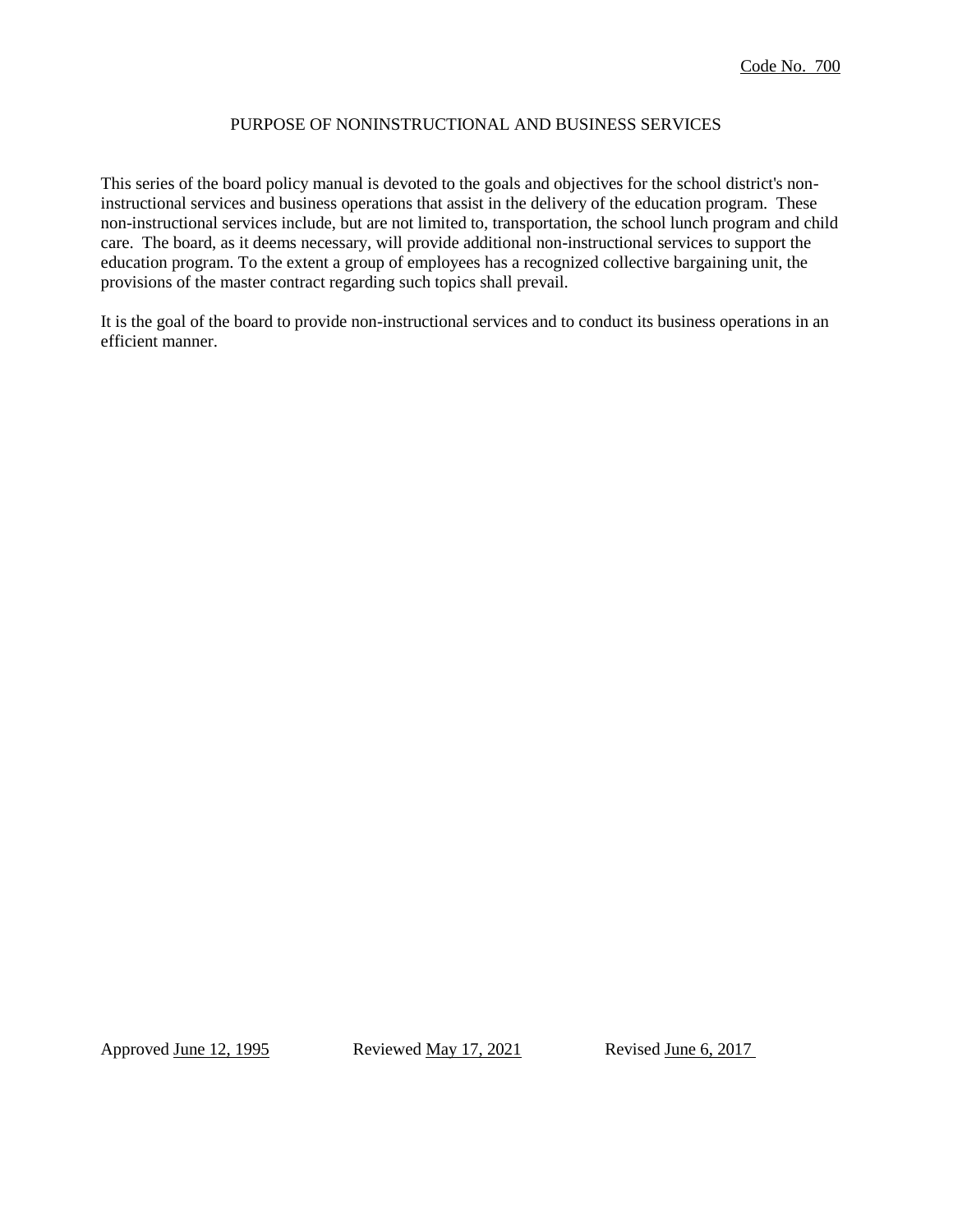Code No. 700

# PURPOSE OF NONINSTRUCTIONAL AND BUSINESS SERVICES

This series of the board policy manual is devoted to the goals and objectives for the school district's non-instructional services and business operations that assist in the delivery of the education program. These non-instructional services include, but are not limited to, transportation, the school lunch program and child care. The board, as it deems necessary, will provide additional non-instructional services to support the education program. To the extent a group of employees has a recognized collective bargaining unit, the provisions of the master contract regarding such topics shall prevail.

It is the goal of the board to provide non-instructional services and to conduct its business operations in an efficient manner.

Approved June 12, 1995 Reviewed May 17, 2021 Revised June 6, 2017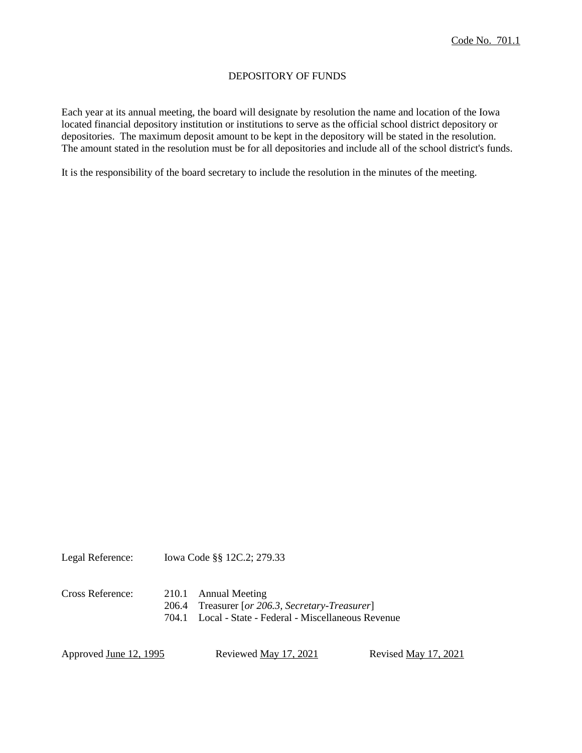Code No. 701.1

# DEPOSITORY OF FUNDS

Each year at its annual meeting, the board will designate by resolution the name and location of the Iowa located financial depository institution or institutions to serve as the official school district depository or depositories. The maximum deposit amount to be kept in the depository will be stated in the resolution. The amount stated in the resolution must be for all depositories and include all of the school district's funds.

It is the responsibility of the board secretary to include the resolution in the minutes of the meeting.

Legal Reference: Iowa Code §§ 12C.2; 279.33

Cross Reference:
- 210.1 Annual Meeting
- 206.4 Treasurer [*or 206.3, Secretary-Treasurer*]
- 704.1 Local - State - Federal - Miscellaneous Revenue

Approved June 12, 1995 Reviewed May 17, 2021 Revised May 17, 2021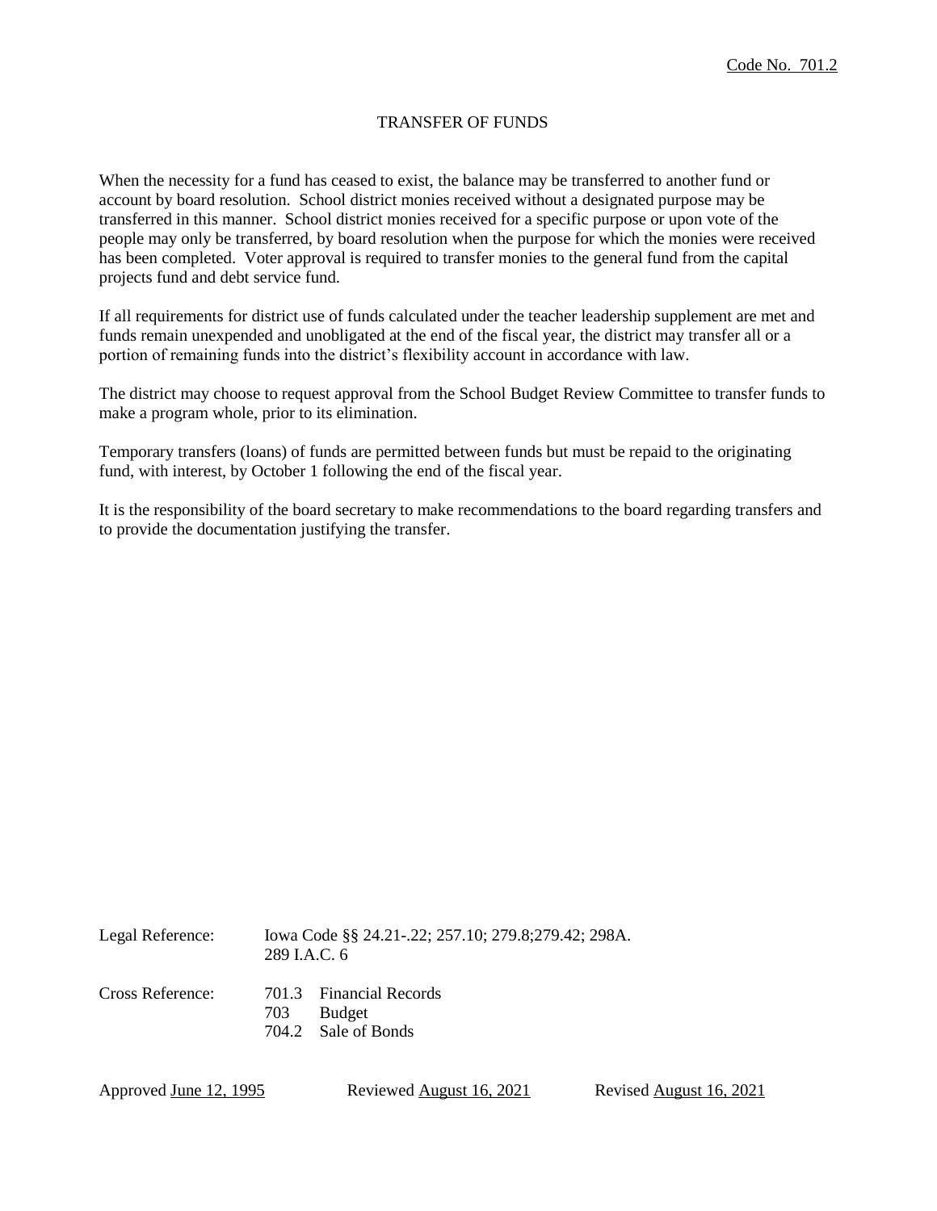Code No. 701.2

# TRANSFER OF FUNDS

When the necessity for a fund has ceased to exist, the balance may be transferred to another fund or account by board resolution. School district monies received without a designated purpose may be transferred in this manner. School district monies received for a specific purpose or upon vote of the people may only be transferred, by board resolution when the purpose for which the monies were received has been completed. Voter approval is required to transfer monies to the general fund from the capital projects fund and debt service fund.

If all requirements for district use of funds calculated under the teacher leadership supplement are met and funds remain unexpended and unobligated at the end of the fiscal year, the district may transfer all or a portion of remaining funds into the district's flexibility account in accordance with law.

The district may choose to request approval from the School Budget Review Committee to transfer funds to make a program whole, prior to its elimination.

Temporary transfers (loans) of funds are permitted between funds but must be repaid to the originating fund, with interest, by October 1 following the end of the fiscal year.

It is the responsibility of the board secretary to make recommendations to the board regarding transfers and to provide the documentation justifying the transfer.

Legal Reference: Iowa Code §§ 24.21-.22; 257.10; 279.8;279.42; 298A.
289 I.A.C. 6

Cross Reference:
701.3 Financial Records
703 Budget
704.2 Sale of Bonds

Approved June 12, 1995 Reviewed August 16, 2021 Revised August 16, 2021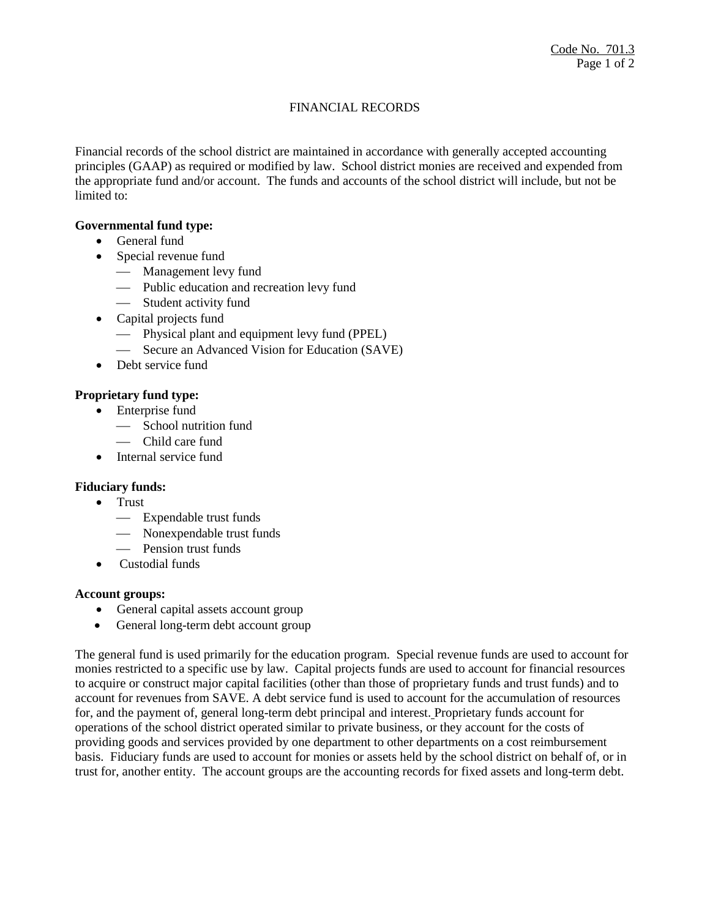Code No. 701.3

# FINANCIAL RECORDS

Financial records of the school district are maintained in accordance with generally accepted accounting principles (GAAP) as required or modified by law. School district monies are received and expended from the appropriate fund and/or account. The funds and accounts of the school district will include, but not be limited to:

**Governmental fund type:**

- General fund
- Special revenue fund
  - Management levy fund
  - Public education and recreation levy fund
  - Student activity fund
- Capital projects fund
  - Physical plant and equipment levy fund (PPEL)
  - Secure an Advanced Vision for Education (SAVE)
- Debt service fund

**Proprietary fund type:**

- Enterprise fund
  - School nutrition fund
  - Child care fund
- Internal service fund

**Fiduciary funds:**

- Trust
  - Expendable trust funds
  - Nonexpendable trust funds
  - Pension trust funds
- Custodial funds

**Account groups:**

- General capital assets account group
- General long-term debt account group

The general fund is used primarily for the education program. Special revenue funds are used to account for monies restricted to a specific use by law. Capital projects funds are used to account for financial resources to acquire or construct major capital facilities (other than those of proprietary funds and trust funds) and to account for revenues from SAVE. A debt service fund is used to account for the accumulation of resources for, and the payment of, general long-term debt principal and interest. Proprietary funds account for operations of the school district operated similar to private business, or they account for the costs of providing goods and services provided by one department to other departments on a cost reimbursement basis. Fiduciary funds are used to account for monies or assets held by the school district on behalf of, or in trust for, another entity. The account groups are the accounting records for fixed assets and long-term debt.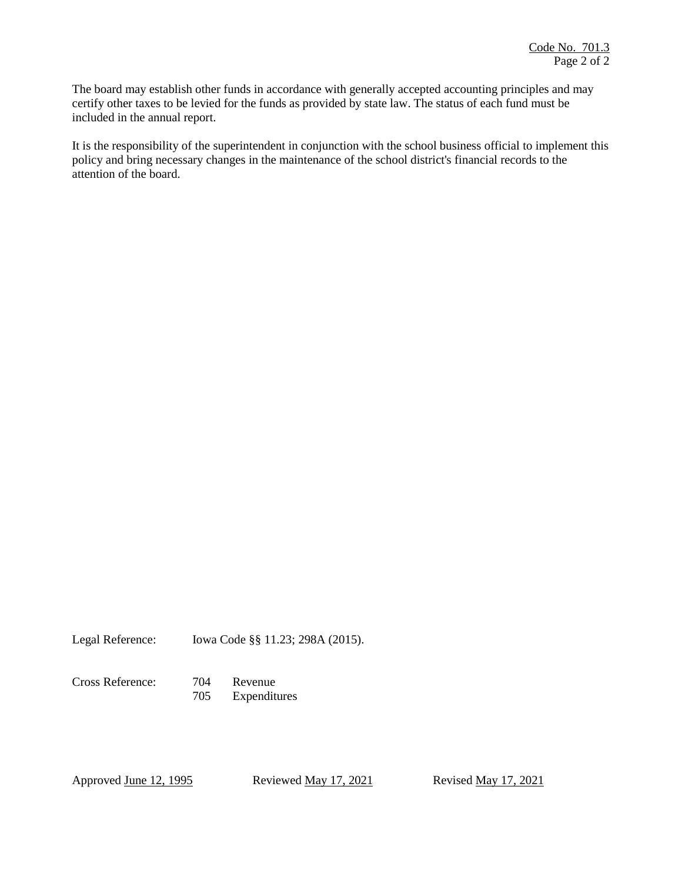The board may establish other funds in accordance with generally accepted accounting principles and may certify other taxes to be levied for the funds as provided by state law. The status of each fund must be included in the annual report.

It is the responsibility of the superintendent in conjunction with the school business official to implement this policy and bring necessary changes in the maintenance of the school district's financial records to the attention of the board.

Legal Reference: Iowa Code §§ 11.23; 298A (2015).

Cross Reference:
- 704 Revenue
- 705 Expenditures

Approved June 12, 1995 Reviewed May 17, 2021 Revised May 17, 2021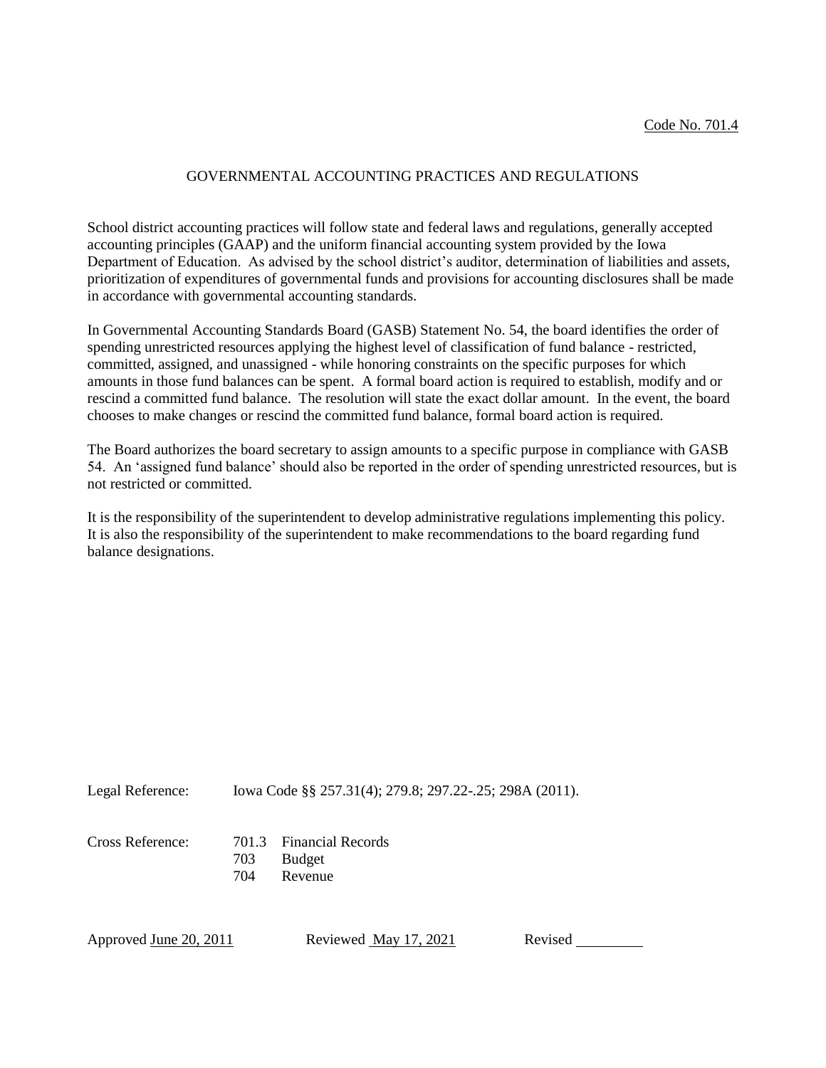Code No. 701.4

# GOVERNMENTAL ACCOUNTING PRACTICES AND REGULATIONS

School district accounting practices will follow state and federal laws and regulations, generally accepted accounting principles (GAAP) and the uniform financial accounting system provided by the Iowa Department of Education. As advised by the school district's auditor, determination of liabilities and assets, prioritization of expenditures of governmental funds and provisions for accounting disclosures shall be made in accordance with governmental accounting standards.

In Governmental Accounting Standards Board (GASB) Statement No. 54, the board identifies the order of spending unrestricted resources applying the highest level of classification of fund balance - restricted, committed, assigned, and unassigned - while honoring constraints on the specific purposes for which amounts in those fund balances can be spent. A formal board action is required to establish, modify and or rescind a committed fund balance. The resolution will state the exact dollar amount. In the event, the board chooses to make changes or rescind the committed fund balance, formal board action is required.

The Board authorizes the board secretary to assign amounts to a specific purpose in compliance with GASB 54. An 'assigned fund balance' should also be reported in the order of spending unrestricted resources, but is not restricted or committed.

It is the responsibility of the superintendent to develop administrative regulations implementing this policy. It is also the responsibility of the superintendent to make recommendations to the board regarding fund balance designations.

Legal Reference: Iowa Code §§ 257.31(4); 279.8; 297.22-.25; 298A (2011).

Cross Reference: 701.3 Financial Records
703 Budget
704 Revenue

Approved June 20, 2011 Reviewed May 17, 2021 Revised ________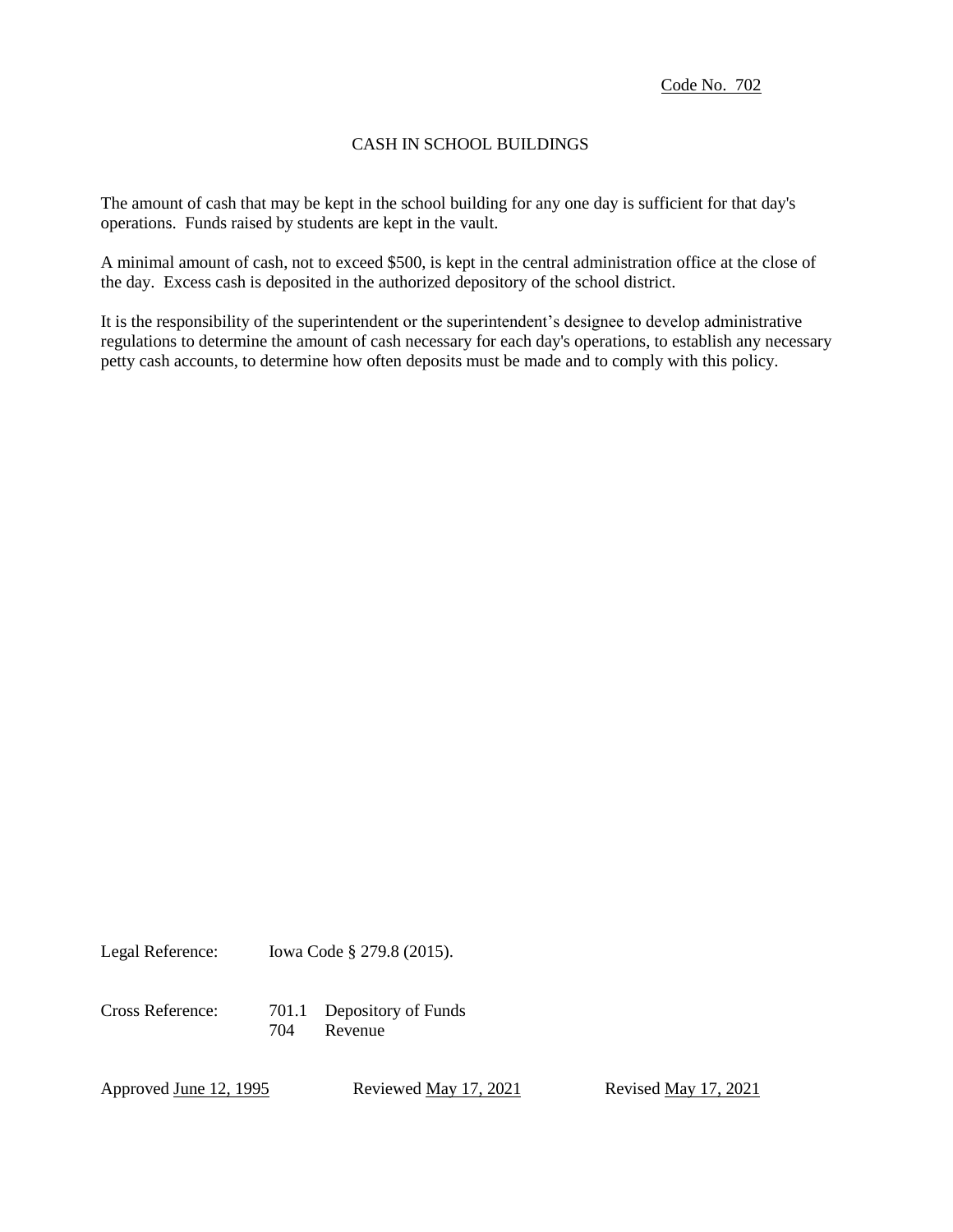Code No. 702

# CASH IN SCHOOL BUILDINGS

The amount of cash that may be kept in the school building for any one day is sufficient for that day's operations. Funds raised by students are kept in the vault.

A minimal amount of cash, not to exceed $500, is kept in the central administration office at the close of the day. Excess cash is deposited in the authorized depository of the school district.

It is the responsibility of the superintendent or the superintendent's designee to develop administrative regulations to determine the amount of cash necessary for each day's operations, to establish any necessary petty cash accounts, to determine how often deposits must be made and to comply with this policy.

Legal Reference: Iowa Code § 279.8 (2015).

Cross Reference:
701.1 Depository of Funds
704 Revenue

Approved June 12, 1995 Reviewed May 17, 2021 Revised May 17, 2021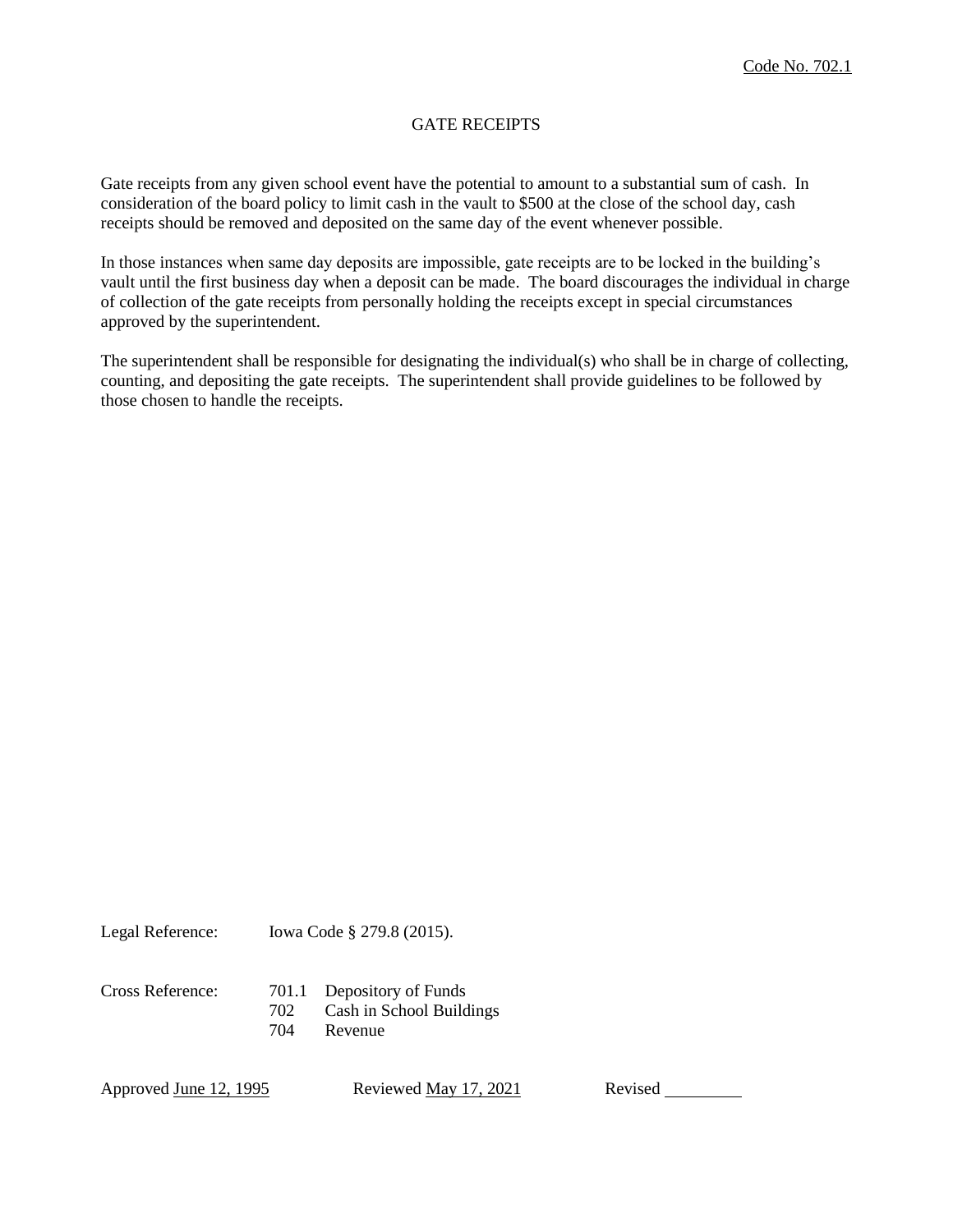Code No. 702.1

# GATE RECEIPTS

Gate receipts from any given school event have the potential to amount to a substantial sum of cash. In consideration of the board policy to limit cash in the vault to $500 at the close of the school day, cash receipts should be removed and deposited on the same day of the event whenever possible.

In those instances when same day deposits are impossible, gate receipts are to be locked in the building's vault until the first business day when a deposit can be made. The board discourages the individual in charge of collection of the gate receipts from personally holding the receipts except in special circumstances approved by the superintendent.

The superintendent shall be responsible for designating the individual(s) who shall be in charge of collecting, counting, and depositing the gate receipts. The superintendent shall provide guidelines to be followed by those chosen to handle the receipts.

Legal Reference: Iowa Code § 279.8 (2015).

Cross Reference:
- 701.1 Depository of Funds
- 702 Cash in School Buildings
- 704 Revenue

Approved June 12, 1995 Reviewed May 17, 2021 Revised ________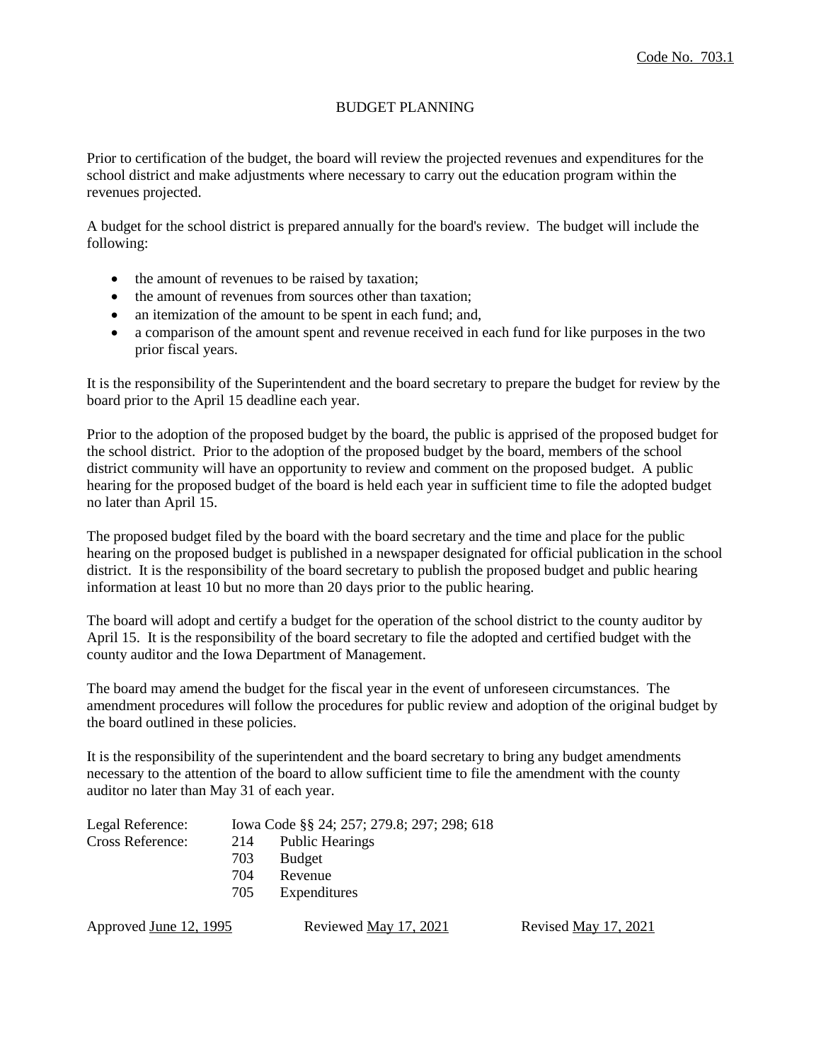Code No. 703.1

# BUDGET PLANNING

Prior to certification of the budget, the board will review the projected revenues and expenditures for the school district and make adjustments where necessary to carry out the education program within the revenues projected.

A budget for the school district is prepared annually for the board's review. The budget will include the following:

- the amount of revenues to be raised by taxation;
- the amount of revenues from sources other than taxation;
- an itemization of the amount to be spent in each fund; and,
- a comparison of the amount spent and revenue received in each fund for like purposes in the two prior fiscal years.

It is the responsibility of the Superintendent and the board secretary to prepare the budget for review by the board prior to the April 15 deadline each year.

Prior to the adoption of the proposed budget by the board, the public is apprised of the proposed budget for the school district. Prior to the adoption of the proposed budget by the board, members of the school district community will have an opportunity to review and comment on the proposed budget. A public hearing for the proposed budget of the board is held each year in sufficient time to file the adopted budget no later than April 15.

The proposed budget filed by the board with the board secretary and the time and place for the public hearing on the proposed budget is published in a newspaper designated for official publication in the school district. It is the responsibility of the board secretary to publish the proposed budget and public hearing information at least 10 but no more than 20 days prior to the public hearing.

The board will adopt and certify a budget for the operation of the school district to the county auditor by April 15. It is the responsibility of the board secretary to file the adopted and certified budget with the county auditor and the Iowa Department of Management.

The board may amend the budget for the fiscal year in the event of unforeseen circumstances. The amendment procedures will follow the procedures for public review and adoption of the original budget by the board outlined in these policies.

It is the responsibility of the superintendent and the board secretary to bring any budget amendments necessary to the attention of the board to allow sufficient time to file the amendment with the county auditor no later than May 31 of each year.

Legal Reference: Iowa Code §§ 24; 257; 279.8; 297; 298; 618

Cross Reference:
- 214 Public Hearings
- 703 Budget
- 704 Revenue
- 705 Expenditures

Approved June 12, 1995 Reviewed May 17, 2021 Revised May 17, 2021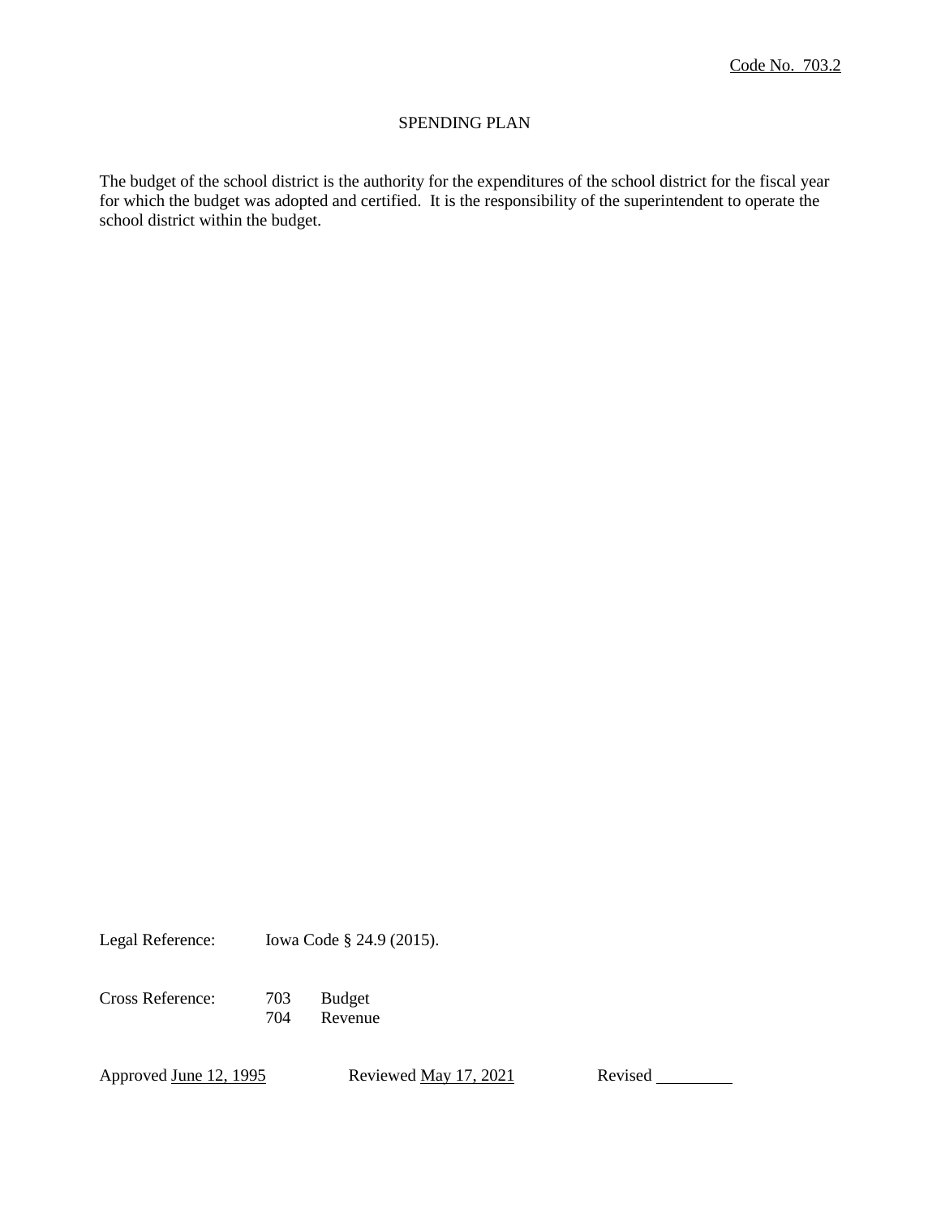Code No. 703.2

# SPENDING PLAN

The budget of the school district is the authority for the expenditures of the school district for the fiscal year for which the budget was adopted and certified. It is the responsibility of the superintendent to operate the school district within the budget.

Legal Reference: Iowa Code § 24.9 (2015).

Cross Reference: 703 Budget
704 Revenue

Approved June 12, 1995 Reviewed May 17, 2021 Revised \_\_\_\_\_\_\_\_\_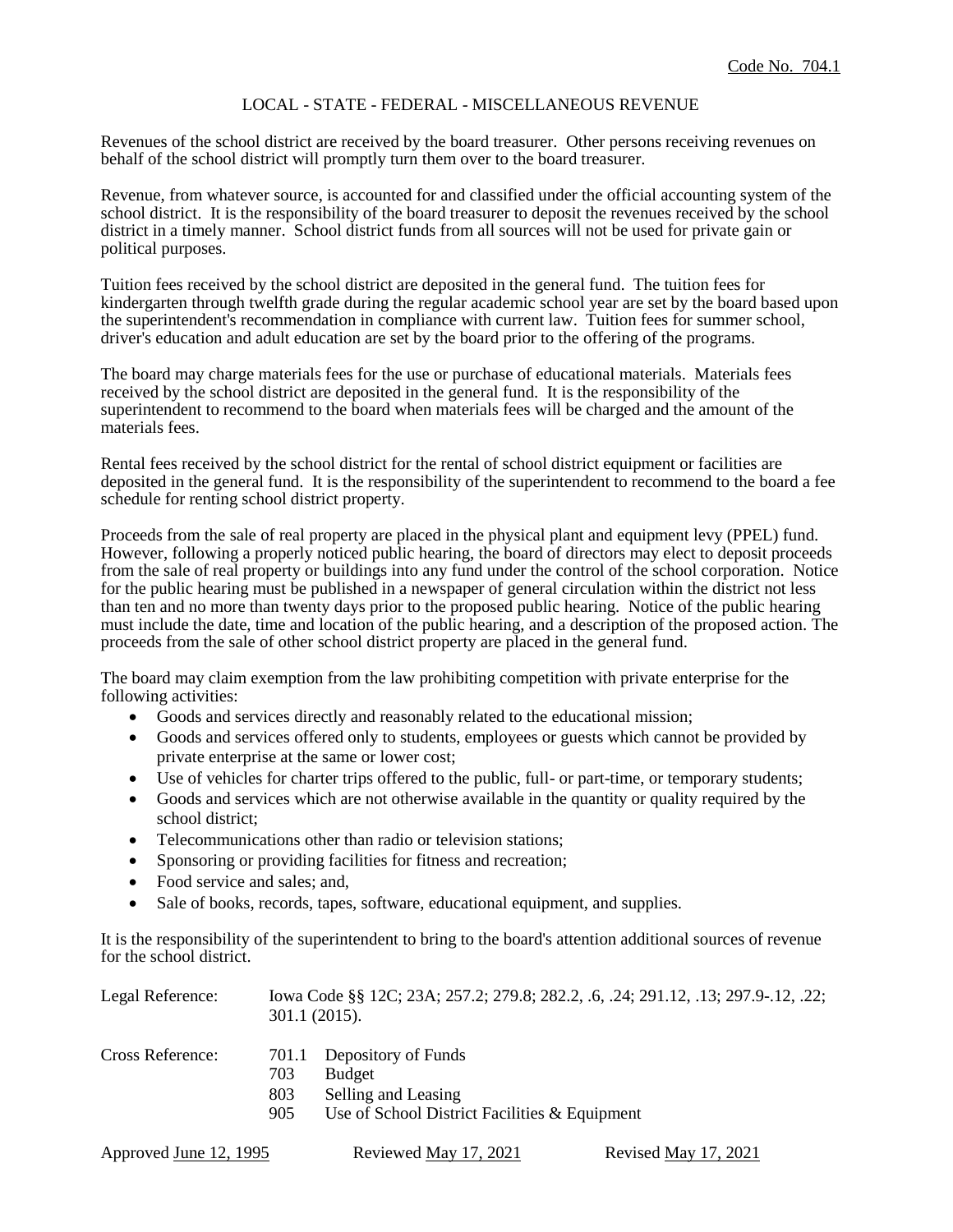Code No. 704.1

# LOCAL - STATE - FEDERAL - MISCELLANEOUS REVENUE

Revenues of the school district are received by the board treasurer. Other persons receiving revenues on behalf of the school district will promptly turn them over to the board treasurer.

Revenue, from whatever source, is accounted for and classified under the official accounting system of the school district. It is the responsibility of the board treasurer to deposit the revenues received by the school district in a timely manner. School district funds from all sources will not be used for private gain or political purposes.

Tuition fees received by the school district are deposited in the general fund. The tuition fees for kindergarten through twelfth grade during the regular academic school year are set by the board based upon the superintendent's recommendation in compliance with current law. Tuition fees for summer school, driver's education and adult education are set by the board prior to the offering of the programs.

The board may charge materials fees for the use or purchase of educational materials. Materials fees received by the school district are deposited in the general fund. It is the responsibility of the superintendent to recommend to the board when materials fees will be charged and the amount of the materials fees.

Rental fees received by the school district for the rental of school district equipment or facilities are deposited in the general fund. It is the responsibility of the superintendent to recommend to the board a fee schedule for renting school district property.

Proceeds from the sale of real property are placed in the physical plant and equipment levy (PPEL) fund. However, following a properly noticed public hearing, the board of directors may elect to deposit proceeds from the sale of real property or buildings into any fund under the control of the school corporation. Notice for the public hearing must be published in a newspaper of general circulation within the district not less than ten and no more than twenty days prior to the proposed public hearing. Notice of the public hearing must include the date, time and location of the public hearing, and a description of the proposed action. The proceeds from the sale of other school district property are placed in the general fund.

The board may claim exemption from the law prohibiting competition with private enterprise for the following activities:

- Goods and services directly and reasonably related to the educational mission;
- Goods and services offered only to students, employees or guests which cannot be provided by private enterprise at the same or lower cost;
- Use of vehicles for charter trips offered to the public, full- or part-time, or temporary students;
- Goods and services which are not otherwise available in the quantity or quality required by the school district;
- Telecommunications other than radio or television stations;
- Sponsoring or providing facilities for fitness and recreation;
- Food service and sales; and,
- Sale of books, records, tapes, software, educational equipment, and supplies.

It is the responsibility of the superintendent to bring to the board's attention additional sources of revenue for the school district.

Legal Reference: Iowa Code §§ 12C; 23A; 257.2; 279.8; 282.2, .6, .24; 291.12, .13; 297.9-.12, .22; 301.1 (2015).

Cross Reference:
- 701.1 Depository of Funds
- 703 Budget
- 803 Selling and Leasing
- 905 Use of School District Facilities & Equipment

Approved June 12, 1995 Reviewed May 17, 2021 Revised May 17, 2021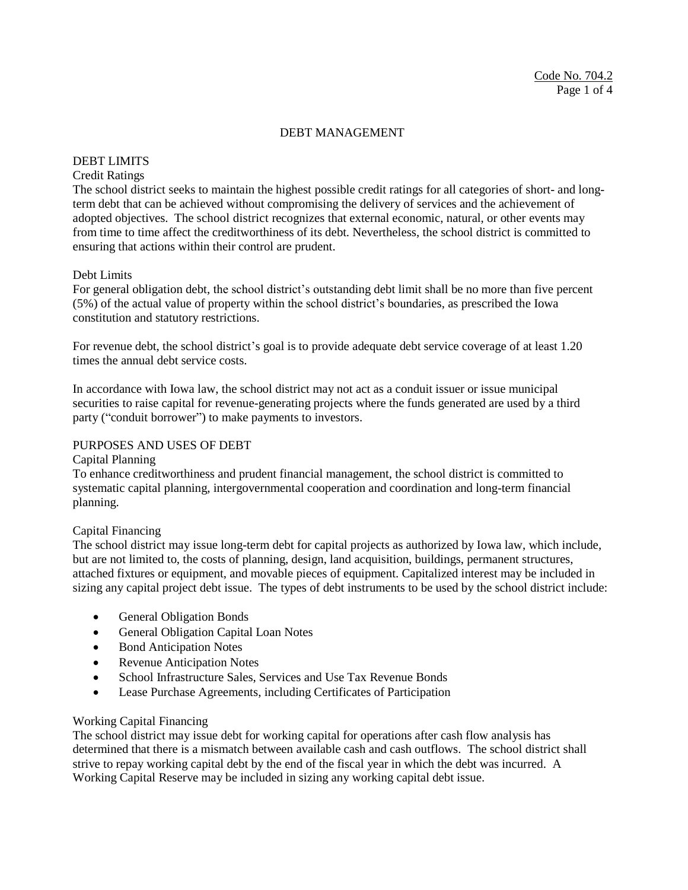# DEBT MANAGEMENT

## DEBT LIMITS

### Credit Ratings

The school district seeks to maintain the highest possible credit ratings for all categories of short- and long-term debt that can be achieved without compromising the delivery of services and the achievement of adopted objectives. The school district recognizes that external economic, natural, or other events may from time to time affect the creditworthiness of its debt. Nevertheless, the school district is committed to ensuring that actions within their control are prudent.

### Debt Limits

For general obligation debt, the school district's outstanding debt limit shall be no more than five percent (5%) of the actual value of property within the school district's boundaries, as prescribed the Iowa constitution and statutory restrictions.

For revenue debt, the school district's goal is to provide adequate debt service coverage of at least 1.20 times the annual debt service costs.

In accordance with Iowa law, the school district may not act as a conduit issuer or issue municipal securities to raise capital for revenue-generating projects where the funds generated are used by a third party ("conduit borrower") to make payments to investors.

## PURPOSES AND USES OF DEBT

### Capital Planning

To enhance creditworthiness and prudent financial management, the school district is committed to systematic capital planning, intergovernmental cooperation and coordination and long-term financial planning.

### Capital Financing

The school district may issue long-term debt for capital projects as authorized by Iowa law, which include, but are not limited to, the costs of planning, design, land acquisition, buildings, permanent structures, attached fixtures or equipment, and movable pieces of equipment. Capitalized interest may be included in sizing any capital project debt issue. The types of debt instruments to be used by the school district include:

- General Obligation Bonds
- General Obligation Capital Loan Notes
- Bond Anticipation Notes
- Revenue Anticipation Notes
- School Infrastructure Sales, Services and Use Tax Revenue Bonds
- Lease Purchase Agreements, including Certificates of Participation

### Working Capital Financing

The school district may issue debt for working capital for operations after cash flow analysis has determined that there is a mismatch between available cash and cash outflows. The school district shall strive to repay working capital debt by the end of the fiscal year in which the debt was incurred. A Working Capital Reserve may be included in sizing any working capital debt issue.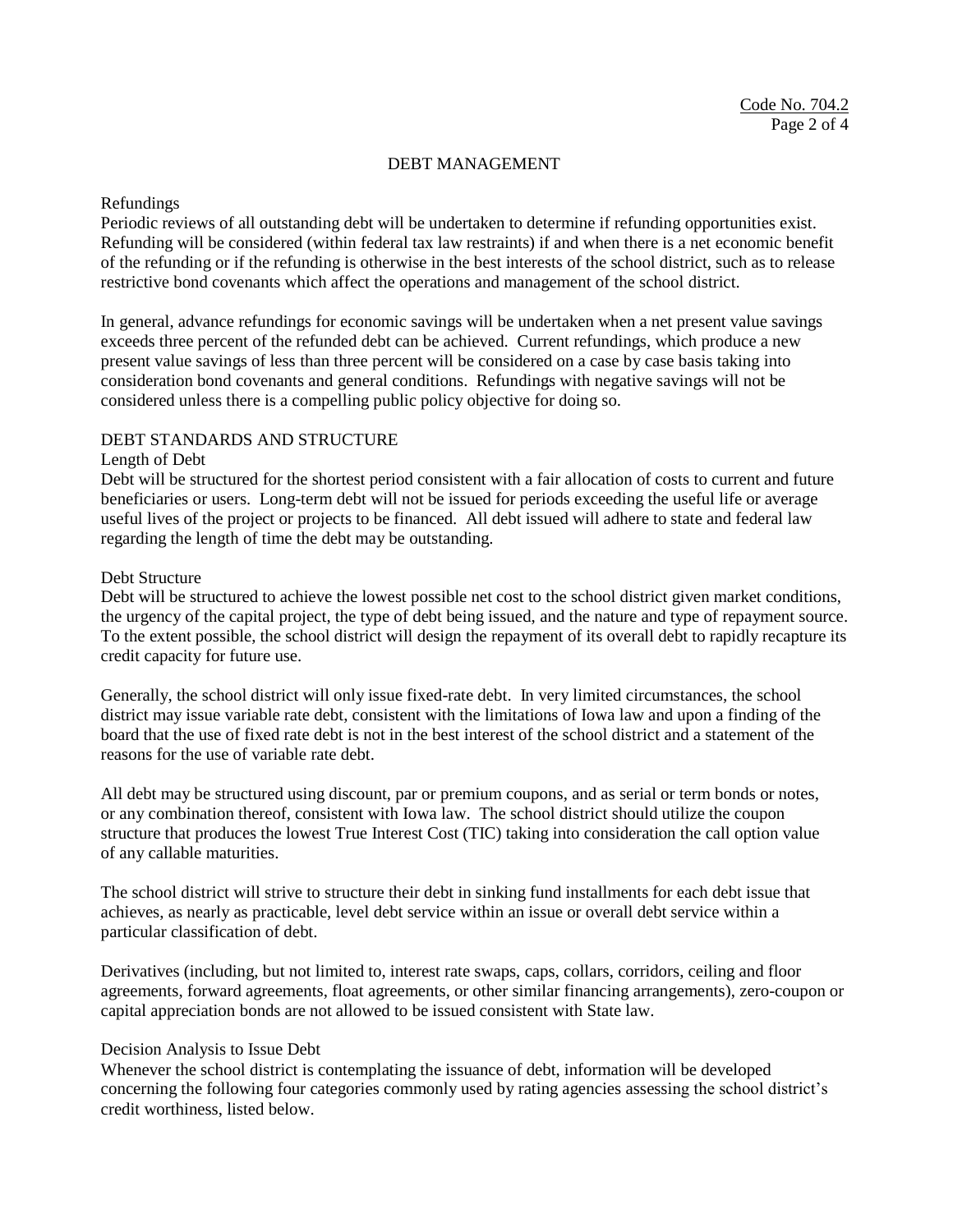## DEBT MANAGEMENT

Refundings

Periodic reviews of all outstanding debt will be undertaken to determine if refunding opportunities exist. Refunding will be considered (within federal tax law restraints) if and when there is a net economic benefit of the refunding or if the refunding is otherwise in the best interests of the school district, such as to release restrictive bond covenants which affect the operations and management of the school district.

In general, advance refundings for economic savings will be undertaken when a net present value savings exceeds three percent of the refunded debt can be achieved. Current refundings, which produce a new present value savings of less than three percent will be considered on a case by case basis taking into consideration bond covenants and general conditions. Refundings with negative savings will not be considered unless there is a compelling public policy objective for doing so.

### DEBT STANDARDS AND STRUCTURE

Length of Debt

Debt will be structured for the shortest period consistent with a fair allocation of costs to current and future beneficiaries or users. Long-term debt will not be issued for periods exceeding the useful life or average useful lives of the project or projects to be financed. All debt issued will adhere to state and federal law regarding the length of time the debt may be outstanding.

Debt Structure

Debt will be structured to achieve the lowest possible net cost to the school district given market conditions, the urgency of the capital project, the type of debt being issued, and the nature and type of repayment source. To the extent possible, the school district will design the repayment of its overall debt to rapidly recapture its credit capacity for future use.

Generally, the school district will only issue fixed-rate debt. In very limited circumstances, the school district may issue variable rate debt, consistent with the limitations of Iowa law and upon a finding of the board that the use of fixed rate debt is not in the best interest of the school district and a statement of the reasons for the use of variable rate debt.

All debt may be structured using discount, par or premium coupons, and as serial or term bonds or notes, or any combination thereof, consistent with Iowa law. The school district should utilize the coupon structure that produces the lowest True Interest Cost (TIC) taking into consideration the call option value of any callable maturities.

The school district will strive to structure their debt in sinking fund installments for each debt issue that achieves, as nearly as practicable, level debt service within an issue or overall debt service within a particular classification of debt.

Derivatives (including, but not limited to, interest rate swaps, caps, collars, corridors, ceiling and floor agreements, forward agreements, float agreements, or other similar financing arrangements), zero-coupon or capital appreciation bonds are not allowed to be issued consistent with State law.

Decision Analysis to Issue Debt

Whenever the school district is contemplating the issuance of debt, information will be developed concerning the following four categories commonly used by rating agencies assessing the school district's credit worthiness, listed below.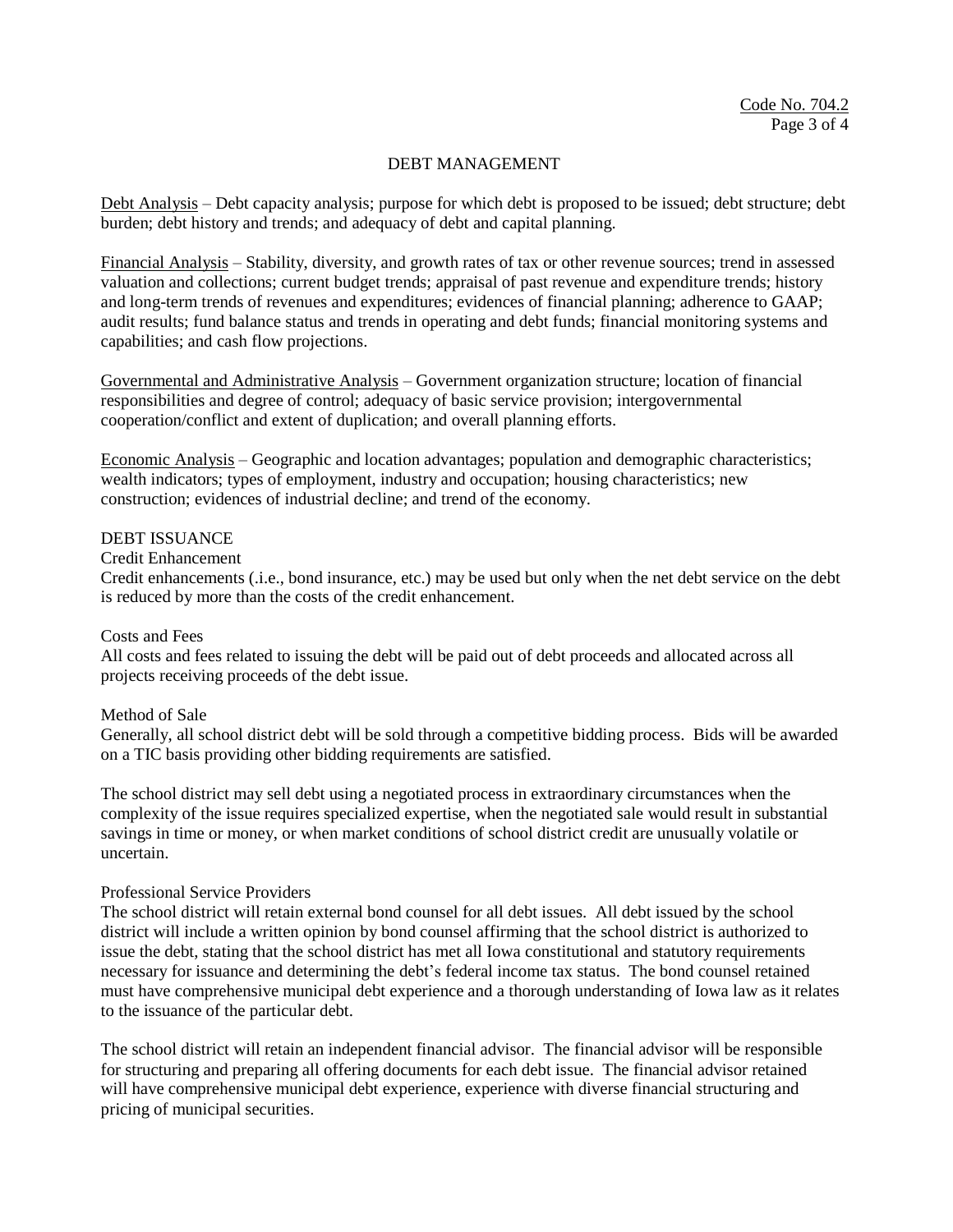## DEBT MANAGEMENT

Debt Analysis – Debt capacity analysis; purpose for which debt is proposed to be issued; debt structure; debt burden; debt history and trends; and adequacy of debt and capital planning.

Financial Analysis – Stability, diversity, and growth rates of tax or other revenue sources; trend in assessed valuation and collections; current budget trends; appraisal of past revenue and expenditure trends; history and long-term trends of revenues and expenditures; evidences of financial planning; adherence to GAAP; audit results; fund balance status and trends in operating and debt funds; financial monitoring systems and capabilities; and cash flow projections.

Governmental and Administrative Analysis – Government organization structure; location of financial responsibilities and degree of control; adequacy of basic service provision; intergovernmental cooperation/conflict and extent of duplication; and overall planning efforts.

Economic Analysis – Geographic and location advantages; population and demographic characteristics; wealth indicators; types of employment, industry and occupation; housing characteristics; new construction; evidences of industrial decline; and trend of the economy.

### DEBT ISSUANCE

Credit Enhancement

Credit enhancements (.i.e., bond insurance, etc.) may be used but only when the net debt service on the debt is reduced by more than the costs of the credit enhancement.

Costs and Fees

All costs and fees related to issuing the debt will be paid out of debt proceeds and allocated across all projects receiving proceeds of the debt issue.

Method of Sale

Generally, all school district debt will be sold through a competitive bidding process. Bids will be awarded on a TIC basis providing other bidding requirements are satisfied.

The school district may sell debt using a negotiated process in extraordinary circumstances when the complexity of the issue requires specialized expertise, when the negotiated sale would result in substantial savings in time or money, or when market conditions of school district credit are unusually volatile or uncertain.

Professional Service Providers

The school district will retain external bond counsel for all debt issues. All debt issued by the school district will include a written opinion by bond counsel affirming that the school district is authorized to issue the debt, stating that the school district has met all Iowa constitutional and statutory requirements necessary for issuance and determining the debt's federal income tax status. The bond counsel retained must have comprehensive municipal debt experience and a thorough understanding of Iowa law as it relates to the issuance of the particular debt.

The school district will retain an independent financial advisor. The financial advisor will be responsible for structuring and preparing all offering documents for each debt issue. The financial advisor retained will have comprehensive municipal debt experience, experience with diverse financial structuring and pricing of municipal securities.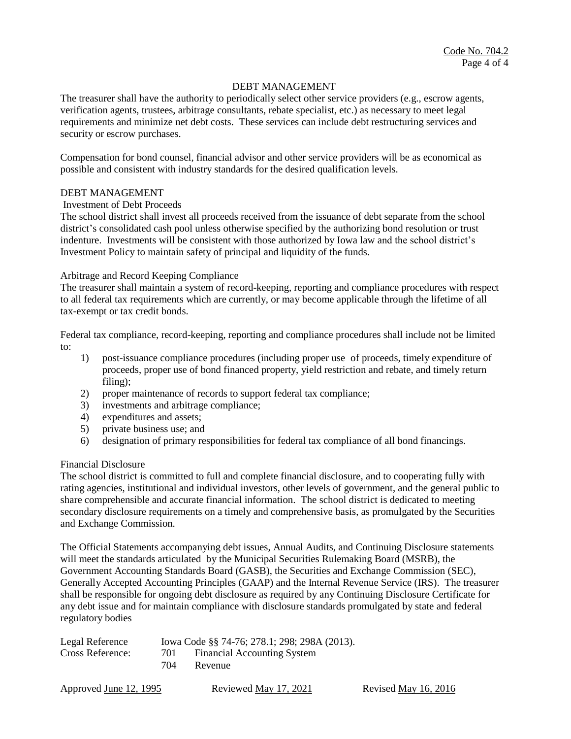## DEBT MANAGEMENT

The treasurer shall have the authority to periodically select other service providers (e.g., escrow agents, verification agents, trustees, arbitrage consultants, rebate specialist, etc.) as necessary to meet legal requirements and minimize net debt costs. These services can include debt restructuring services and security or escrow purchases.

Compensation for bond counsel, financial advisor and other service providers will be as economical as possible and consistent with industry standards for the desired qualification levels.

## DEBT MANAGEMENT

### Investment of Debt Proceeds

The school district shall invest all proceeds received from the issuance of debt separate from the school district's consolidated cash pool unless otherwise specified by the authorizing bond resolution or trust indenture. Investments will be consistent with those authorized by Iowa law and the school district's Investment Policy to maintain safety of principal and liquidity of the funds.

### Arbitrage and Record Keeping Compliance

The treasurer shall maintain a system of record-keeping, reporting and compliance procedures with respect to all federal tax requirements which are currently, or may become applicable through the lifetime of all tax-exempt or tax credit bonds.

Federal tax compliance, record-keeping, reporting and compliance procedures shall include not be limited to:

1) post-issuance compliance procedures (including proper use of proceeds, timely expenditure of proceeds, proper use of bond financed property, yield restriction and rebate, and timely return filing);
2) proper maintenance of records to support federal tax compliance;
3) investments and arbitrage compliance;
4) expenditures and assets;
5) private business use; and
6) designation of primary responsibilities for federal tax compliance of all bond financings.

### Financial Disclosure

The school district is committed to full and complete financial disclosure, and to cooperating fully with rating agencies, institutional and individual investors, other levels of government, and the general public to share comprehensible and accurate financial information. The school district is dedicated to meeting secondary disclosure requirements on a timely and comprehensive basis, as promulgated by the Securities and Exchange Commission.

The Official Statements accompanying debt issues, Annual Audits, and Continuing Disclosure statements will meet the standards articulated by the Municipal Securities Rulemaking Board (MSRB), the Government Accounting Standards Board (GASB), the Securities and Exchange Commission (SEC), Generally Accepted Accounting Principles (GAAP) and the Internal Revenue Service (IRS). The treasurer shall be responsible for ongoing debt disclosure as required by any Continuing Disclosure Certificate for any debt issue and for maintain compliance with disclosure standards promulgated by state and federal regulatory bodies

Legal Reference Iowa Code §§ 74-76; 278.1; 298; 298A (2013).

Cross Reference: 701 Financial Accounting System
704 Revenue

Approved June 12, 1995 Reviewed May 17, 2021 Revised May 16, 2016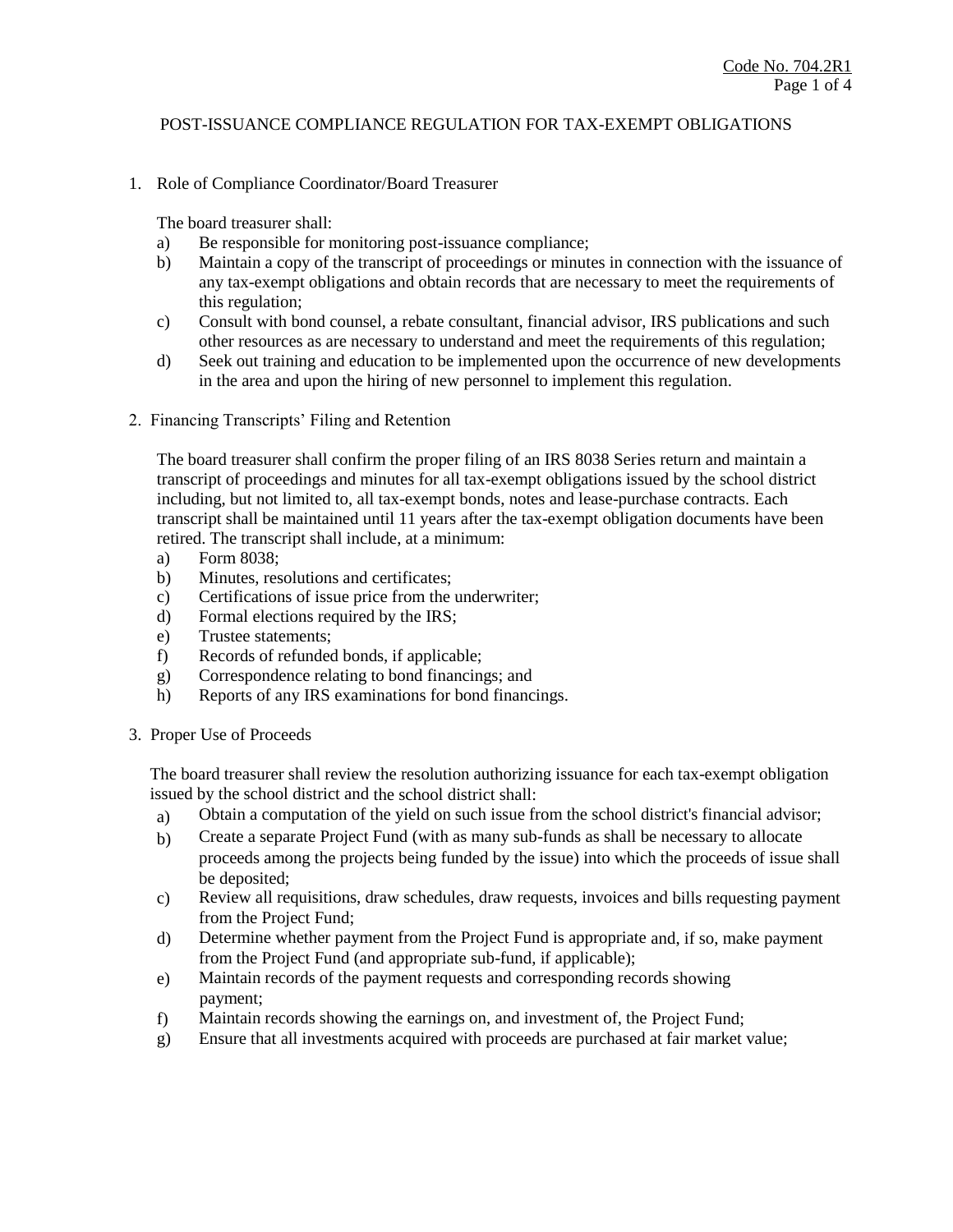# POST-ISSUANCE COMPLIANCE REGULATION FOR TAX-EXEMPT OBLIGATIONS

1. Role of Compliance Coordinator/Board Treasurer

   The board treasurer shall:

   a) Be responsible for monitoring post-issuance compliance;
   b) Maintain a copy of the transcript of proceedings or minutes in connection with the issuance of any tax-exempt obligations and obtain records that are necessary to meet the requirements of this regulation;
   c) Consult with bond counsel, a rebate consultant, financial advisor, IRS publications and such other resources as are necessary to understand and meet the requirements of this regulation;
   d) Seek out training and education to be implemented upon the occurrence of new developments in the area and upon the hiring of new personnel to implement this regulation.

2. Financing Transcripts' Filing and Retention

   The board treasurer shall confirm the proper filing of an IRS 8038 Series return and maintain a transcript of proceedings and minutes for all tax-exempt obligations issued by the school district including, but not limited to, all tax-exempt bonds, notes and lease-purchase contracts. Each transcript shall be maintained until 11 years after the tax-exempt obligation documents have been retired. The transcript shall include, at a minimum:

   a) Form 8038;
   b) Minutes, resolutions and certificates;
   c) Certifications of issue price from the underwriter;
   d) Formal elections required by the IRS;
   e) Trustee statements;
   f) Records of refunded bonds, if applicable;
   g) Correspondence relating to bond financings; and
   h) Reports of any IRS examinations for bond financings.

3. Proper Use of Proceeds

   The board treasurer shall review the resolution authorizing issuance for each tax-exempt obligation issued by the school district and the school district shall:

   a) Obtain a computation of the yield on such issue from the school district's financial advisor;
   b) Create a separate Project Fund (with as many sub-funds as shall be necessary to allocate proceeds among the projects being funded by the issue) into which the proceeds of issue shall be deposited;
   c) Review all requisitions, draw schedules, draw requests, invoices and bills requesting payment from the Project Fund;
   d) Determine whether payment from the Project Fund is appropriate and, if so, make payment from the Project Fund (and appropriate sub-fund, if applicable);
   e) Maintain records of the payment requests and corresponding records showing payment;
   f) Maintain records showing the earnings on, and investment of, the Project Fund;
   g) Ensure that all investments acquired with proceeds are purchased at fair market value;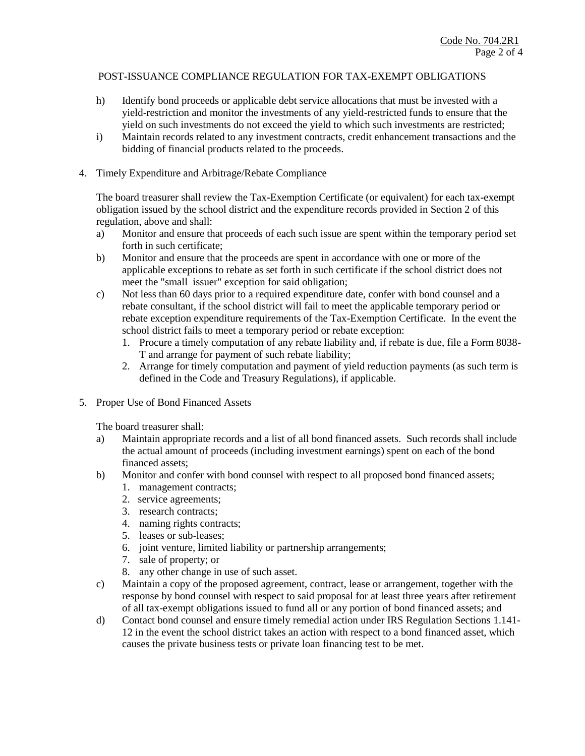POST-ISSUANCE COMPLIANCE REGULATION FOR TAX-EXEMPT OBLIGATIONS

h) Identify bond proceeds or applicable debt service allocations that must be invested with a yield-restriction and monitor the investments of any yield-restricted funds to ensure that the yield on such investments do not exceed the yield to which such investments are restricted;

i) Maintain records related to any investment contracts, credit enhancement transactions and the bidding of financial products related to the proceeds.

4. Timely Expenditure and Arbitrage/Rebate Compliance

The board treasurer shall review the Tax-Exemption Certificate (or equivalent) for each tax-exempt obligation issued by the school district and the expenditure records provided in Section 2 of this regulation, above and shall:

a) Monitor and ensure that proceeds of each such issue are spent within the temporary period set forth in such certificate;

b) Monitor and ensure that the proceeds are spent in accordance with one or more of the applicable exceptions to rebate as set forth in such certificate if the school district does not meet the "small issuer" exception for said obligation;

c) Not less than 60 days prior to a required expenditure date, confer with bond counsel and a rebate consultant, if the school district will fail to meet the applicable temporary period or rebate exception expenditure requirements of the Tax-Exemption Certificate. In the event the school district fails to meet a temporary period or rebate exception:
   1. Procure a timely computation of any rebate liability and, if rebate is due, file a Form 8038-T and arrange for payment of such rebate liability;
   2. Arrange for timely computation and payment of yield reduction payments (as such term is defined in the Code and Treasury Regulations), if applicable.

5. Proper Use of Bond Financed Assets

The board treasurer shall:

a) Maintain appropriate records and a list of all bond financed assets. Such records shall include the actual amount of proceeds (including investment earnings) spent on each of the bond financed assets;

b) Monitor and confer with bond counsel with respect to all proposed bond financed assets;
   1. management contracts;
   2. service agreements;
   3. research contracts;
   4. naming rights contracts;
   5. leases or sub-leases;
   6. joint venture, limited liability or partnership arrangements;
   7. sale of property; or
   8. any other change in use of such asset.

c) Maintain a copy of the proposed agreement, contract, lease or arrangement, together with the response by bond counsel with respect to said proposal for at least three years after retirement of all tax-exempt obligations issued to fund all or any portion of bond financed assets; and

d) Contact bond counsel and ensure timely remedial action under IRS Regulation Sections 1.141-12 in the event the school district takes an action with respect to a bond financed asset, which causes the private business tests or private loan financing test to be met.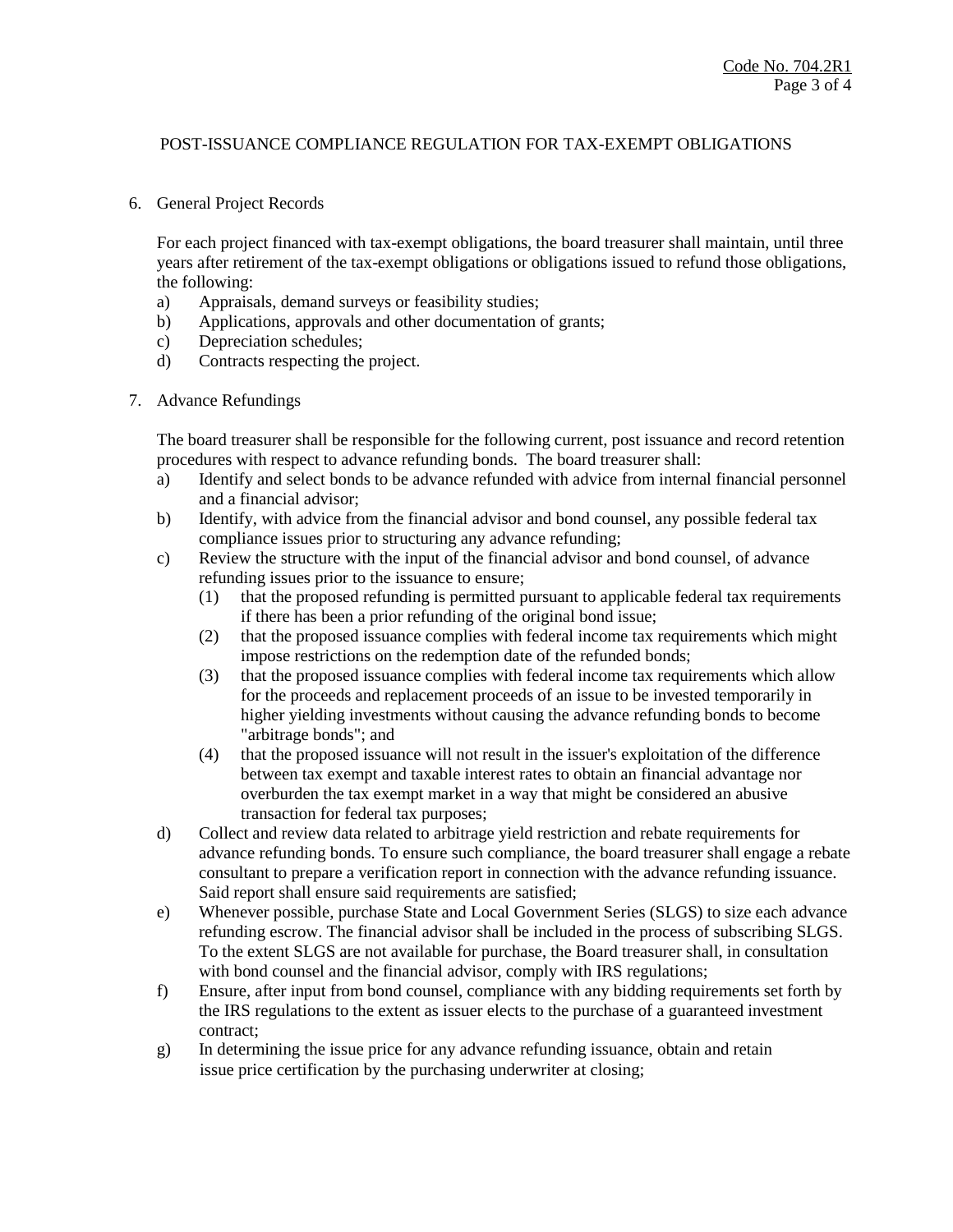POST-ISSUANCE COMPLIANCE REGULATION FOR TAX-EXEMPT OBLIGATIONS

6. General Project Records

   For each project financed with tax-exempt obligations, the board treasurer shall maintain, until three years after retirement of the tax-exempt obligations or obligations issued to refund those obligations, the following:

   a) Appraisals, demand surveys or feasibility studies;
   b) Applications, approvals and other documentation of grants;
   c) Depreciation schedules;
   d) Contracts respecting the project.

7. Advance Refundings

   The board treasurer shall be responsible for the following current, post issuance and record retention procedures with respect to advance refunding bonds. The board treasurer shall:

   a) Identify and select bonds to be advance refunded with advice from internal financial personnel and a financial advisor;
   b) Identify, with advice from the financial advisor and bond counsel, any possible federal tax compliance issues prior to structuring any advance refunding;
   c) Review the structure with the input of the financial advisor and bond counsel, of advance refunding issues prior to the issuance to ensure;
      (1) that the proposed refunding is permitted pursuant to applicable federal tax requirements if there has been a prior refunding of the original bond issue;
      (2) that the proposed issuance complies with federal income tax requirements which might impose restrictions on the redemption date of the refunded bonds;
      (3) that the proposed issuance complies with federal income tax requirements which allow for the proceeds and replacement proceeds of an issue to be invested temporarily in higher yielding investments without causing the advance refunding bonds to become "arbitrage bonds"; and
      (4) that the proposed issuance will not result in the issuer's exploitation of the difference between tax exempt and taxable interest rates to obtain an financial advantage nor overburden the tax exempt market in a way that might be considered an abusive transaction for federal tax purposes;
   d) Collect and review data related to arbitrage yield restriction and rebate requirements for advance refunding bonds. To ensure such compliance, the board treasurer shall engage a rebate consultant to prepare a verification report in connection with the advance refunding issuance. Said report shall ensure said requirements are satisfied;
   e) Whenever possible, purchase State and Local Government Series (SLGS) to size each advance refunding escrow. The financial advisor shall be included in the process of subscribing SLGS. To the extent SLGS are not available for purchase, the Board treasurer shall, in consultation with bond counsel and the financial advisor, comply with IRS regulations;
   f) Ensure, after input from bond counsel, compliance with any bidding requirements set forth by the IRS regulations to the extent as issuer elects to the purchase of a guaranteed investment contract;
   g) In determining the issue price for any advance refunding issuance, obtain and retain issue price certification by the purchasing underwriter at closing;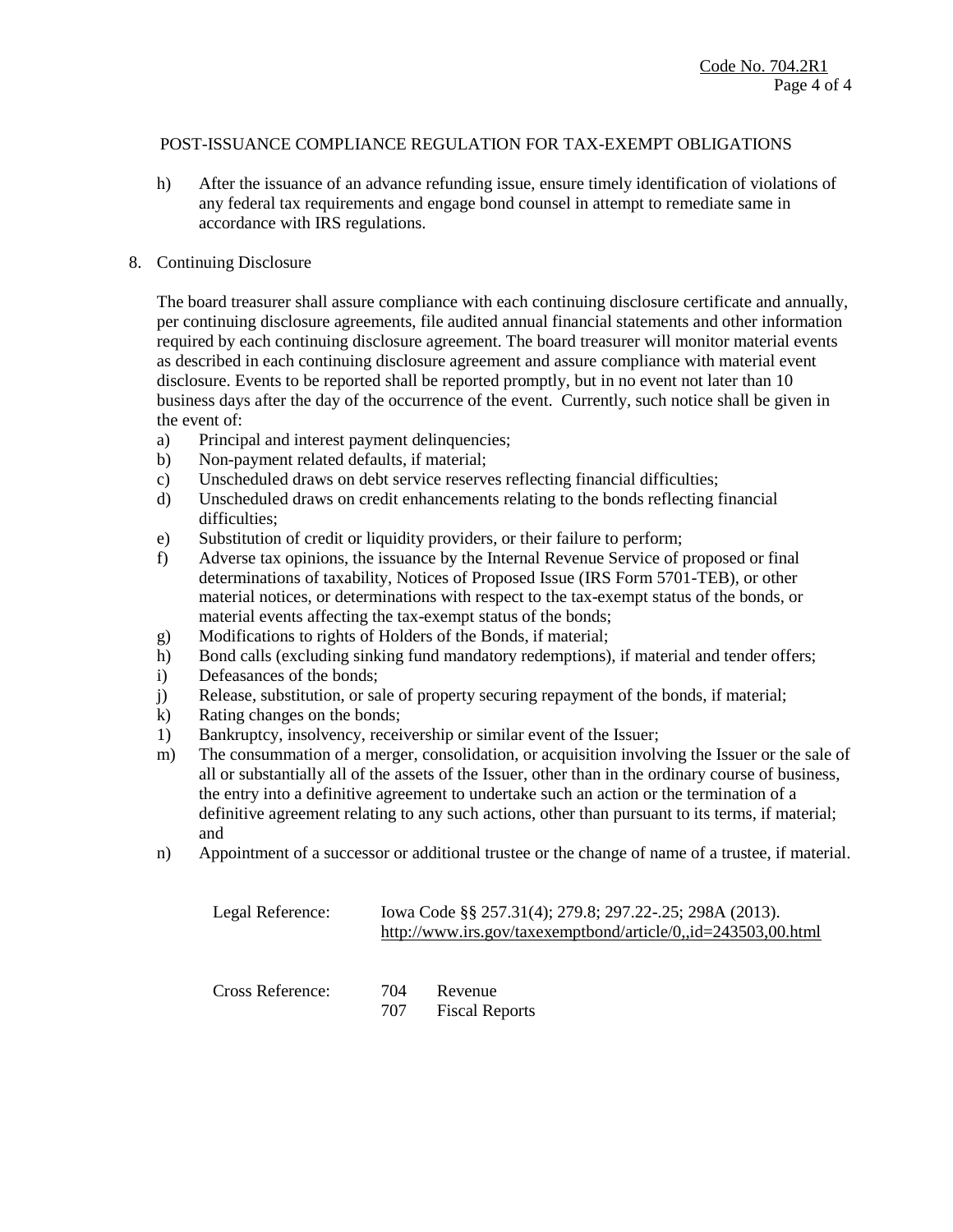POST-ISSUANCE COMPLIANCE REGULATION FOR TAX-EXEMPT OBLIGATIONS

h) After the issuance of an advance refunding issue, ensure timely identification of violations of any federal tax requirements and engage bond counsel in attempt to remediate same in accordance with IRS regulations.

8. Continuing Disclosure

   The board treasurer shall assure compliance with each continuing disclosure certificate and annually, per continuing disclosure agreements, file audited annual financial statements and other information required by each continuing disclosure agreement. The board treasurer will monitor material events as described in each continuing disclosure agreement and assure compliance with material event disclosure. Events to be reported shall be reported promptly, but in no event not later than 10 business days after the day of the occurrence of the event. Currently, such notice shall be given in the event of:

   a) Principal and interest payment delinquencies;
   b) Non-payment related defaults, if material;
   c) Unscheduled draws on debt service reserves reflecting financial difficulties;
   d) Unscheduled draws on credit enhancements relating to the bonds reflecting financial difficulties;
   e) Substitution of credit or liquidity providers, or their failure to perform;
   f) Adverse tax opinions, the issuance by the Internal Revenue Service of proposed or final determinations of taxability, Notices of Proposed Issue (IRS Form 5701-TEB), or other material notices, or determinations with respect to the tax-exempt status of the bonds, or material events affecting the tax-exempt status of the bonds;
   g) Modifications to rights of Holders of the Bonds, if material;
   h) Bond calls (excluding sinking fund mandatory redemptions), if material and tender offers;
   i) Defeasances of the bonds;
   j) Release, substitution, or sale of property securing repayment of the bonds, if material;
   k) Rating changes on the bonds;
   l) Bankruptcy, insolvency, receivership or similar event of the Issuer;
   m) The consummation of a merger, consolidation, or acquisition involving the Issuer or the sale of all or substantially all of the assets of the Issuer, other than in the ordinary course of business, the entry into a definitive agreement to undertake such an action or the termination of a definitive agreement relating to any such actions, other than pursuant to its terms, if material; and
   n) Appointment of a successor or additional trustee or the change of name of a trustee, if material.

Legal Reference: Iowa Code §§ 257.31(4); 279.8; 297.22-.25; 298A (2013).
http://www.irs.gov/taxexemptbond/article/0,,id=243503,00.html

Cross Reference:
704 Revenue
707 Fiscal Reports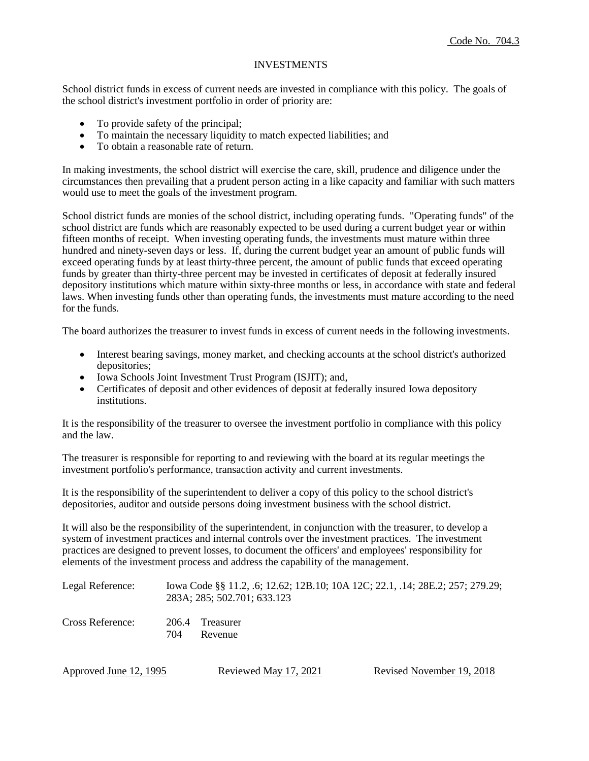Code No. 704.3

# INVESTMENTS

School district funds in excess of current needs are invested in compliance with this policy. The goals of the school district's investment portfolio in order of priority are:

- To provide safety of the principal;
- To maintain the necessary liquidity to match expected liabilities; and
- To obtain a reasonable rate of return.

In making investments, the school district will exercise the care, skill, prudence and diligence under the circumstances then prevailing that a prudent person acting in a like capacity and familiar with such matters would use to meet the goals of the investment program.

School district funds are monies of the school district, including operating funds. "Operating funds" of the school district are funds which are reasonably expected to be used during a current budget year or within fifteen months of receipt. When investing operating funds, the investments must mature within three hundred and ninety-seven days or less. If, during the current budget year an amount of public funds will exceed operating funds by at least thirty-three percent, the amount of public funds that exceed operating funds by greater than thirty-three percent may be invested in certificates of deposit at federally insured depository institutions which mature within sixty-three months or less, in accordance with state and federal laws. When investing funds other than operating funds, the investments must mature according to the need for the funds.

The board authorizes the treasurer to invest funds in excess of current needs in the following investments.

- Interest bearing savings, money market, and checking accounts at the school district's authorized depositories;
- Iowa Schools Joint Investment Trust Program (ISJIT); and,
- Certificates of deposit and other evidences of deposit at federally insured Iowa depository institutions.

It is the responsibility of the treasurer to oversee the investment portfolio in compliance with this policy and the law.

The treasurer is responsible for reporting to and reviewing with the board at its regular meetings the investment portfolio's performance, transaction activity and current investments.

It is the responsibility of the superintendent to deliver a copy of this policy to the school district's depositories, auditor and outside persons doing investment business with the school district.

It will also be the responsibility of the superintendent, in conjunction with the treasurer, to develop a system of investment practices and internal controls over the investment practices. The investment practices are designed to prevent losses, to document the officers' and employees' responsibility for elements of the investment process and address the capability of the management.

Legal Reference: Iowa Code §§ 11.2, .6; 12.62; 12B.10; 10A 12C; 22.1, .14; 28E.2; 257; 279.29; 283A; 285; 502.701; 633.123

Cross Reference: 206.4 Treasurer
704 Revenue

Approved June 12, 1995 Reviewed May 17, 2021 Revised November 19, 2018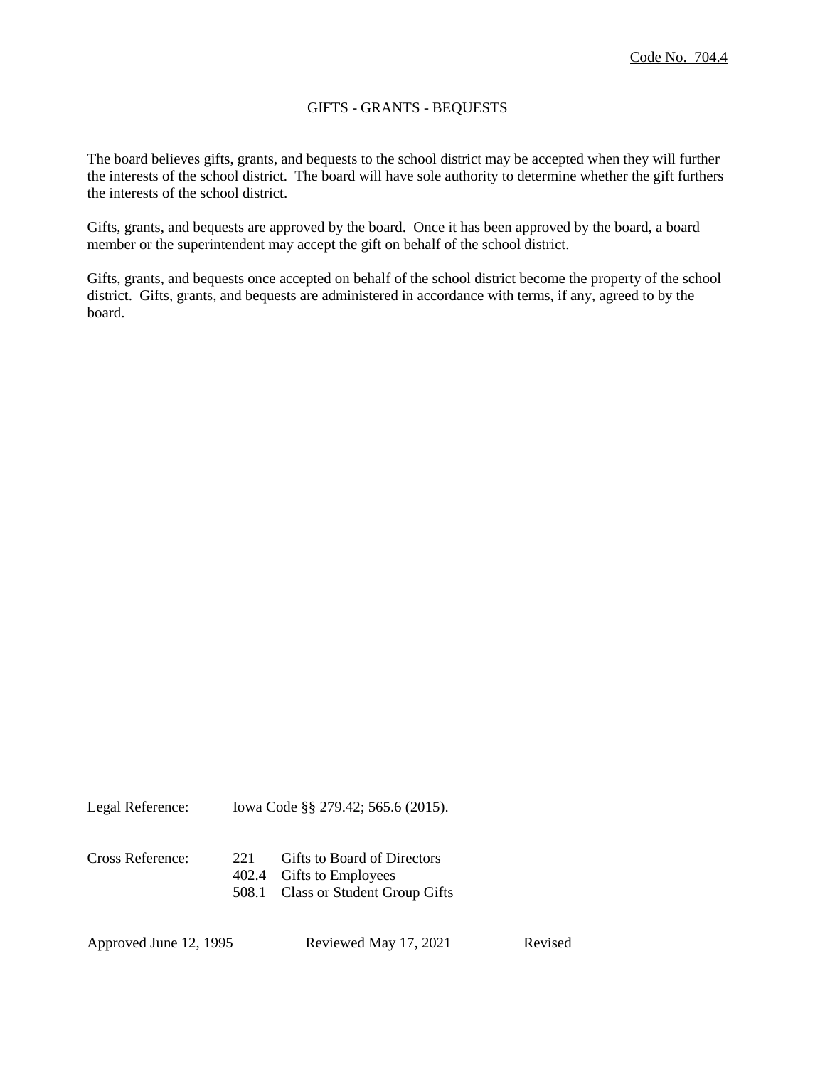Code No. 704.4

# GIFTS - GRANTS - BEQUESTS

The board believes gifts, grants, and bequests to the school district may be accepted when they will further the interests of the school district. The board will have sole authority to determine whether the gift furthers the interests of the school district.

Gifts, grants, and bequests are approved by the board. Once it has been approved by the board, a board member or the superintendent may accept the gift on behalf of the school district.

Gifts, grants, and bequests once accepted on behalf of the school district become the property of the school district. Gifts, grants, and bequests are administered in accordance with terms, if any, agreed to by the board.

Legal Reference: Iowa Code §§ 279.42; 565.6 (2015).

Cross Reference:
- 221 Gifts to Board of Directors
- 402.4 Gifts to Employees
- 508.1 Class or Student Group Gifts

Approved June 12, 1995 Reviewed May 17, 2021 Revised ________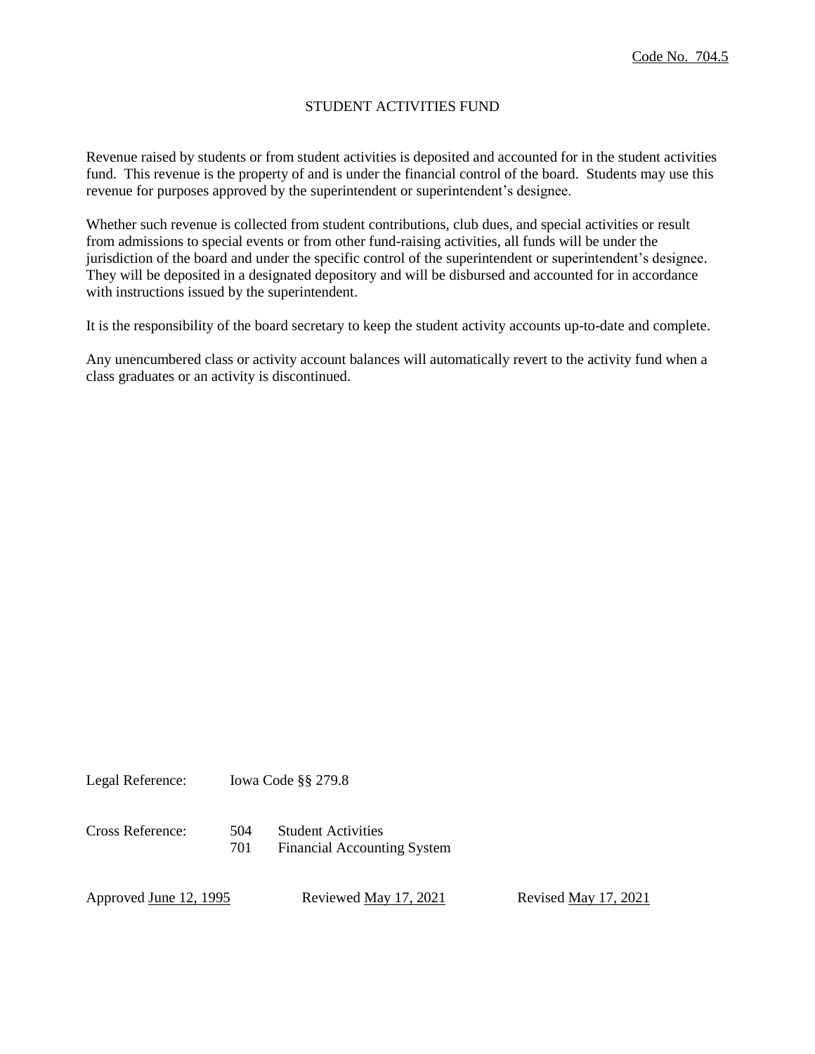Code No. 704.5

# STUDENT ACTIVITIES FUND

Revenue raised by students or from student activities is deposited and accounted for in the student activities fund. This revenue is the property of and is under the financial control of the board. Students may use this revenue for purposes approved by the superintendent or superintendent's designee.

Whether such revenue is collected from student contributions, club dues, and special activities or result from admissions to special events or from other fund-raising activities, all funds will be under the jurisdiction of the board and under the specific control of the superintendent or superintendent's designee. They will be deposited in a designated depository and will be disbursed and accounted for in accordance with instructions issued by the superintendent.

It is the responsibility of the board secretary to keep the student activity accounts up-to-date and complete.

Any unencumbered class or activity account balances will automatically revert to the activity fund when a class graduates or an activity is discontinued.

Legal Reference: Iowa Code §§ 279.8

Cross Reference:
504 Student Activities
701 Financial Accounting System

Approved June 12, 1995 Reviewed May 17, 2021 Revised May 17, 2021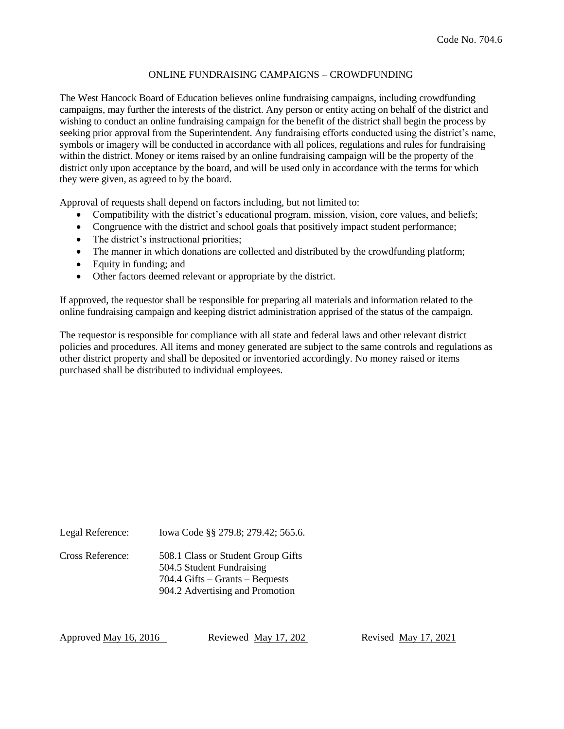Code No. 704.6

# ONLINE FUNDRAISING CAMPAIGNS – CROWDFUNDING

The West Hancock Board of Education believes online fundraising campaigns, including crowdfunding campaigns, may further the interests of the district. Any person or entity acting on behalf of the district and wishing to conduct an online fundraising campaign for the benefit of the district shall begin the process by seeking prior approval from the Superintendent. Any fundraising efforts conducted using the district's name, symbols or imagery will be conducted in accordance with all polices, regulations and rules for fundraising within the district. Money or items raised by an online fundraising campaign will be the property of the district only upon acceptance by the board, and will be used only in accordance with the terms for which they were given, as agreed to by the board.

Approval of requests shall depend on factors including, but not limited to:

- Compatibility with the district's educational program, mission, vision, core values, and beliefs;
- Congruence with the district and school goals that positively impact student performance;
- The district's instructional priorities;
- The manner in which donations are collected and distributed by the crowdfunding platform;
- Equity in funding; and
- Other factors deemed relevant or appropriate by the district.

If approved, the requestor shall be responsible for preparing all materials and information related to the online fundraising campaign and keeping district administration apprised of the status of the campaign.

The requestor is responsible for compliance with all state and federal laws and other relevant district policies and procedures. All items and money generated are subject to the same controls and regulations as other district property and shall be deposited or inventoried accordingly. No money raised or items purchased shall be distributed to individual employees.

Legal Reference: Iowa Code §§ 279.8; 279.42; 565.6.

Cross Reference:
508.1 Class or Student Group Gifts
504.5 Student Fundraising
704.4 Gifts – Grants – Bequests
904.2 Advertising and Promotion

Approved May 16, 2016 Reviewed May 17, 202 Revised May 17, 2021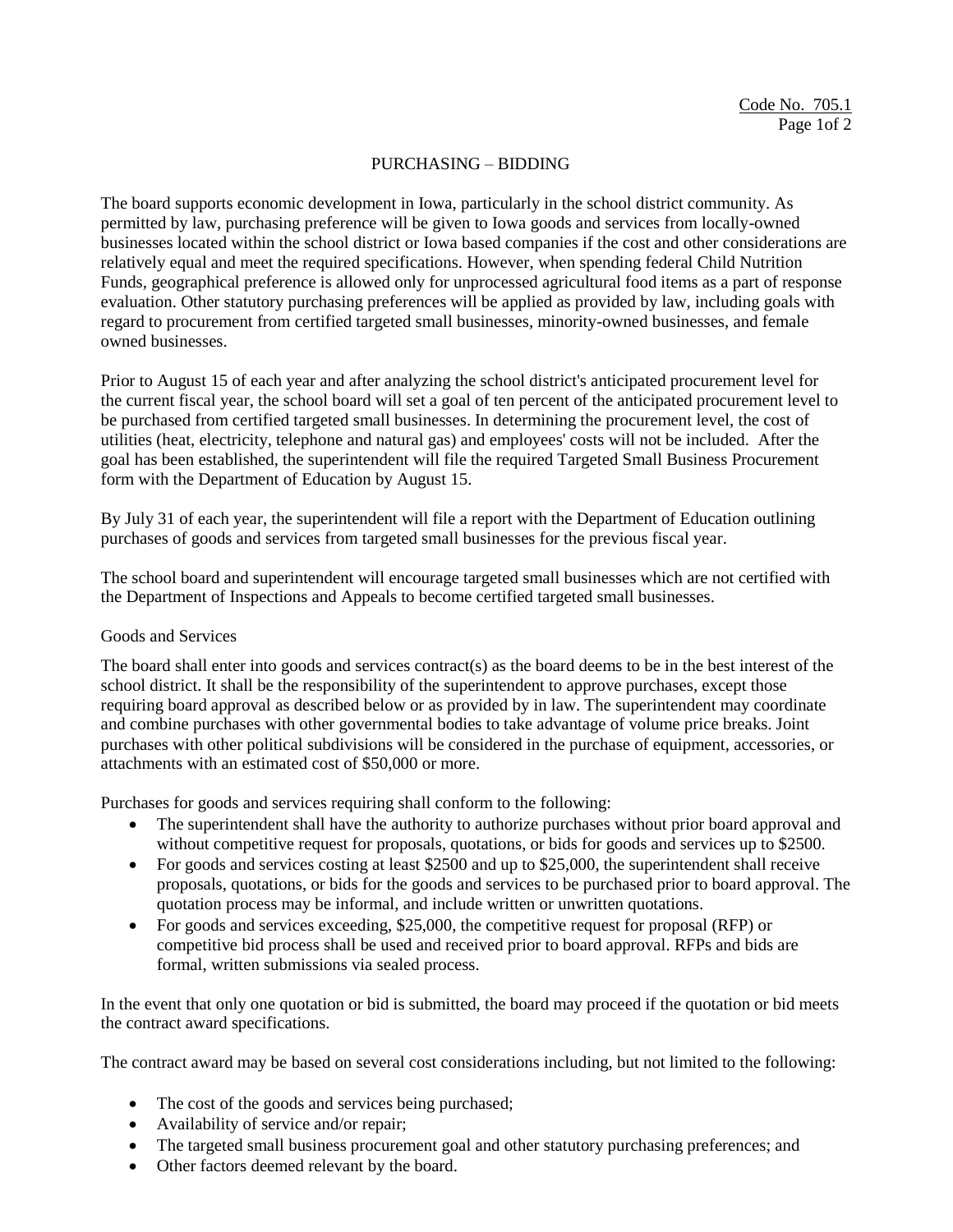Code No. 705.1

# PURCHASING – BIDDING

The board supports economic development in Iowa, particularly in the school district community. As permitted by law, purchasing preference will be given to Iowa goods and services from locally-owned businesses located within the school district or Iowa based companies if the cost and other considerations are relatively equal and meet the required specifications. However, when spending federal Child Nutrition Funds, geographical preference is allowed only for unprocessed agricultural food items as a part of response evaluation. Other statutory purchasing preferences will be applied as provided by law, including goals with regard to procurement from certified targeted small businesses, minority-owned businesses, and female owned businesses.

Prior to August 15 of each year and after analyzing the school district's anticipated procurement level for the current fiscal year, the school board will set a goal of ten percent of the anticipated procurement level to be purchased from certified targeted small businesses. In determining the procurement level, the cost of utilities (heat, electricity, telephone and natural gas) and employees' costs will not be included. After the goal has been established, the superintendent will file the required Targeted Small Business Procurement form with the Department of Education by August 15.

By July 31 of each year, the superintendent will file a report with the Department of Education outlining purchases of goods and services from targeted small businesses for the previous fiscal year.

The school board and superintendent will encourage targeted small businesses which are not certified with the Department of Inspections and Appeals to become certified targeted small businesses.

## Goods and Services

The board shall enter into goods and services contract(s) as the board deems to be in the best interest of the school district. It shall be the responsibility of the superintendent to approve purchases, except those requiring board approval as described below or as provided by in law. The superintendent may coordinate and combine purchases with other governmental bodies to take advantage of volume price breaks. Joint purchases with other political subdivisions will be considered in the purchase of equipment, accessories, or attachments with an estimated cost of $50,000 or more.

Purchases for goods and services requiring shall conform to the following:

- The superintendent shall have the authority to authorize purchases without prior board approval and without competitive request for proposals, quotations, or bids for goods and services up to $2500.
- For goods and services costing at least $2500 and up to $25,000, the superintendent shall receive proposals, quotations, or bids for the goods and services to be purchased prior to board approval. The quotation process may be informal, and include written or unwritten quotations.
- For goods and services exceeding, $25,000, the competitive request for proposal (RFP) or competitive bid process shall be used and received prior to board approval. RFPs and bids are formal, written submissions via sealed process.

In the event that only one quotation or bid is submitted, the board may proceed if the quotation or bid meets the contract award specifications.

The contract award may be based on several cost considerations including, but not limited to the following:

- The cost of the goods and services being purchased;
- Availability of service and/or repair;
- The targeted small business procurement goal and other statutory purchasing preferences; and
- Other factors deemed relevant by the board.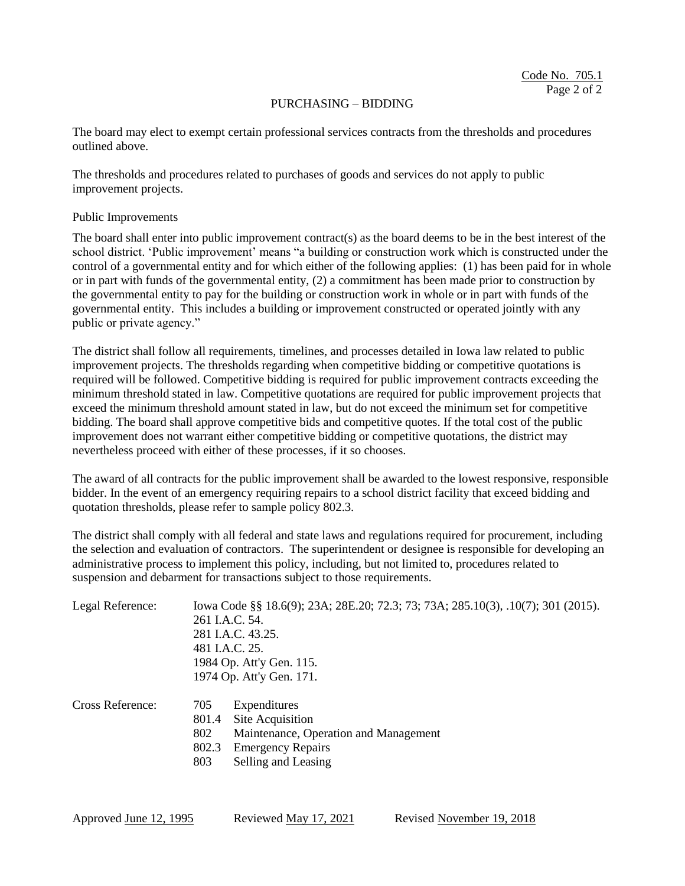Code No. 705.1

## PURCHASING – BIDDING

The board may elect to exempt certain professional services contracts from the thresholds and procedures outlined above.

The thresholds and procedures related to purchases of goods and services do not apply to public improvement projects.

### Public Improvements

The board shall enter into public improvement contract(s) as the board deems to be in the best interest of the school district. 'Public improvement' means "a building or construction work which is constructed under the control of a governmental entity and for which either of the following applies: (1) has been paid for in whole or in part with funds of the governmental entity, (2) a commitment has been made prior to construction by the governmental entity to pay for the building or construction work in whole or in part with funds of the governmental entity. This includes a building or improvement constructed or operated jointly with any public or private agency."

The district shall follow all requirements, timelines, and processes detailed in Iowa law related to public improvement projects. The thresholds regarding when competitive bidding or competitive quotations is required will be followed. Competitive bidding is required for public improvement contracts exceeding the minimum threshold stated in law. Competitive quotations are required for public improvement projects that exceed the minimum threshold amount stated in law, but do not exceed the minimum set for competitive bidding. The board shall approve competitive bids and competitive quotes. If the total cost of the public improvement does not warrant either competitive bidding or competitive quotations, the district may nevertheless proceed with either of these processes, if it so chooses.

The award of all contracts for the public improvement shall be awarded to the lowest responsive, responsible bidder. In the event of an emergency requiring repairs to a school district facility that exceed bidding and quotation thresholds, please refer to sample policy 802.3.

The district shall comply with all federal and state laws and regulations required for procurement, including the selection and evaluation of contractors. The superintendent or designee is responsible for developing an administrative process to implement this policy, including, but not limited to, procedures related to suspension and debarment for transactions subject to those requirements.

Legal Reference:
Iowa Code §§ 18.6(9); 23A; 28E.20; 72.3; 73; 73A; 285.10(3), .10(7); 301 (2015).
261 I.A.C. 54.
281 I.A.C. 43.25.
481 I.A.C. 25.
1984 Op. Att'y Gen. 115.
1974 Op. Att'y Gen. 171.

Cross Reference:
705 Expenditures
801.4 Site Acquisition
802 Maintenance, Operation and Management
802.3 Emergency Repairs
803 Selling and Leasing

Approved June 12, 1995 Reviewed May 17, 2021 Revised November 19, 2018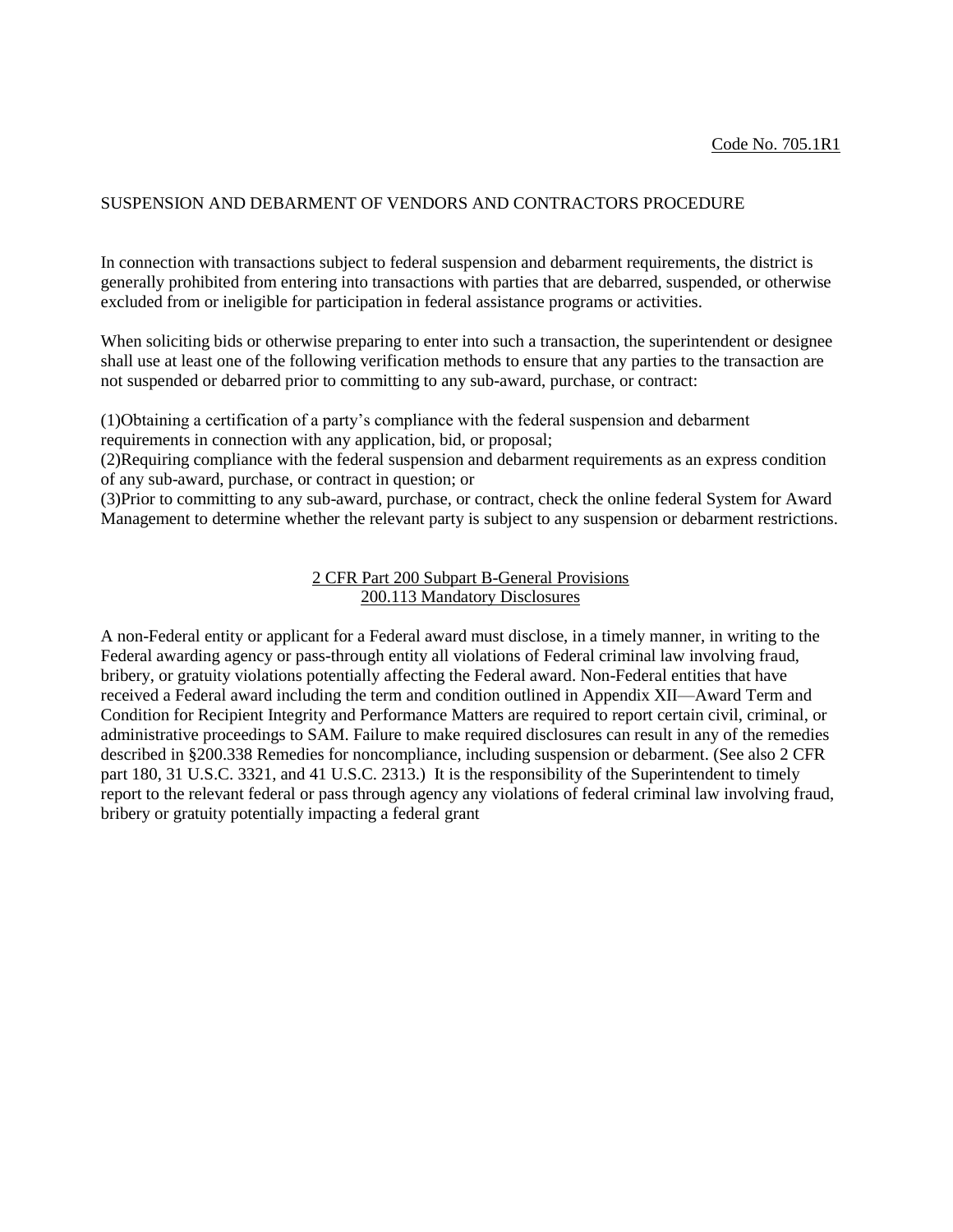Code No. 705.1R1

# SUSPENSION AND DEBARMENT OF VENDORS AND CONTRACTORS PROCEDURE

In connection with transactions subject to federal suspension and debarment requirements, the district is generally prohibited from entering into transactions with parties that are debarred, suspended, or otherwise excluded from or ineligible for participation in federal assistance programs or activities.

When soliciting bids or otherwise preparing to enter into such a transaction, the superintendent or designee shall use at least one of the following verification methods to ensure that any parties to the transaction are not suspended or debarred prior to committing to any sub-award, purchase, or contract:

(1)Obtaining a certification of a party's compliance with the federal suspension and debarment requirements in connection with any application, bid, or proposal;
(2)Requiring compliance with the federal suspension and debarment requirements as an express condition of any sub-award, purchase, or contract in question; or
(3)Prior to committing to any sub-award, purchase, or contract, check the online federal System for Award Management to determine whether the relevant party is subject to any suspension or debarment restrictions.

## 2 CFR Part 200 Subpart B-General Provisions
## 200.113 Mandatory Disclosures

A non-Federal entity or applicant for a Federal award must disclose, in a timely manner, in writing to the Federal awarding agency or pass-through entity all violations of Federal criminal law involving fraud, bribery, or gratuity violations potentially affecting the Federal award. Non-Federal entities that have received a Federal award including the term and condition outlined in Appendix XII—Award Term and Condition for Recipient Integrity and Performance Matters are required to report certain civil, criminal, or administrative proceedings to SAM. Failure to make required disclosures can result in any of the remedies described in §200.338 Remedies for noncompliance, including suspension or debarment. (See also 2 CFR part 180, 31 U.S.C. 3321, and 41 U.S.C. 2313.) It is the responsibility of the Superintendent to timely report to the relevant federal or pass through agency any violations of federal criminal law involving fraud, bribery or gratuity potentially impacting a federal grant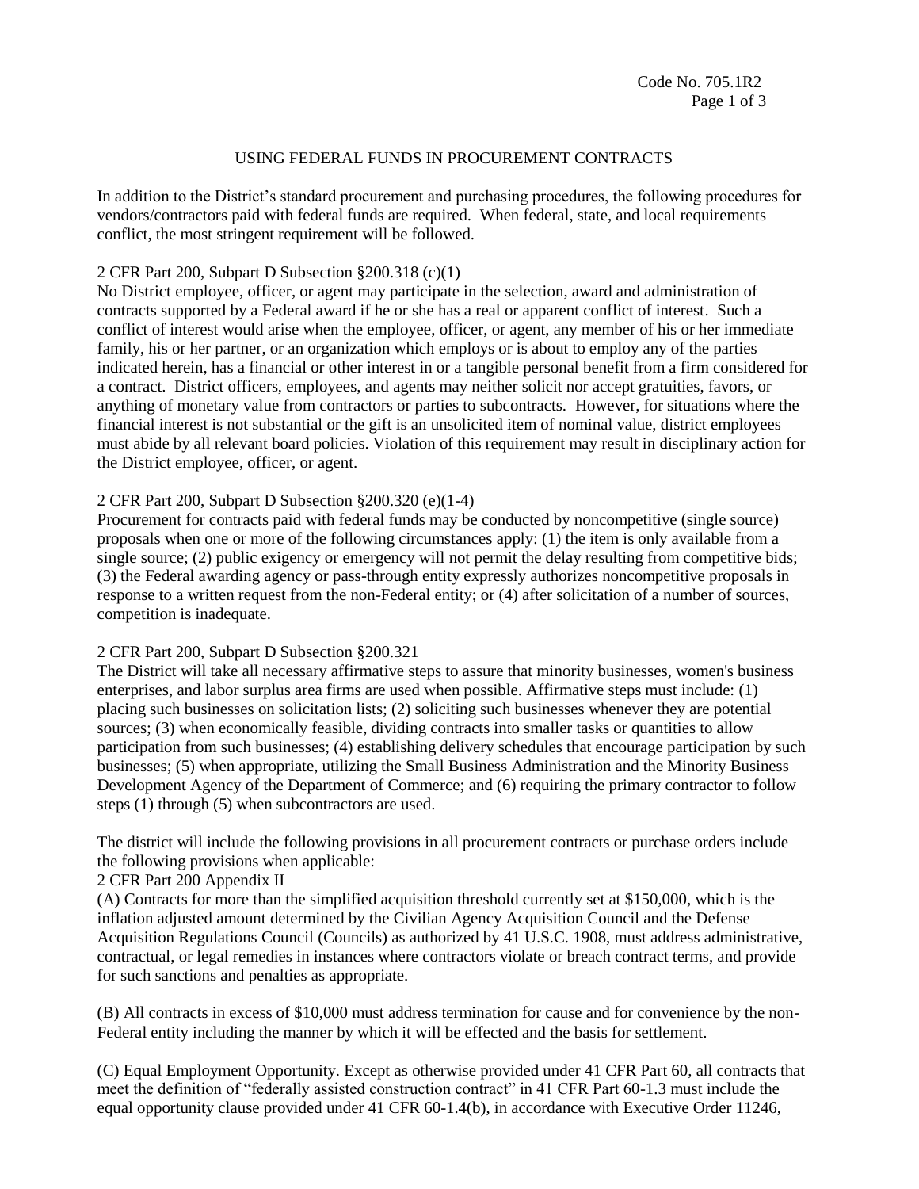Code No. 705.1R2

# USING FEDERAL FUNDS IN PROCUREMENT CONTRACTS

In addition to the District's standard procurement and purchasing procedures, the following procedures for vendors/contractors paid with federal funds are required. When federal, state, and local requirements conflict, the most stringent requirement will be followed.

2 CFR Part 200, Subpart D Subsection §200.318 (c)(1)
No District employee, officer, or agent may participate in the selection, award and administration of contracts supported by a Federal award if he or she has a real or apparent conflict of interest. Such a conflict of interest would arise when the employee, officer, or agent, any member of his or her immediate family, his or her partner, or an organization which employs or is about to employ any of the parties indicated herein, has a financial or other interest in or a tangible personal benefit from a firm considered for a contract. District officers, employees, and agents may neither solicit nor accept gratuities, favors, or anything of monetary value from contractors or parties to subcontracts. However, for situations where the financial interest is not substantial or the gift is an unsolicited item of nominal value, district employees must abide by all relevant board policies. Violation of this requirement may result in disciplinary action for the District employee, officer, or agent.

2 CFR Part 200, Subpart D Subsection §200.320 (e)(1-4)
Procurement for contracts paid with federal funds may be conducted by noncompetitive (single source) proposals when one or more of the following circumstances apply: (1) the item is only available from a single source; (2) public exigency or emergency will not permit the delay resulting from competitive bids; (3) the Federal awarding agency or pass-through entity expressly authorizes noncompetitive proposals in response to a written request from the non-Federal entity; or (4) after solicitation of a number of sources, competition is inadequate.

2 CFR Part 200, Subpart D Subsection §200.321
The District will take all necessary affirmative steps to assure that minority businesses, women's business enterprises, and labor surplus area firms are used when possible. Affirmative steps must include: (1) placing such businesses on solicitation lists; (2) soliciting such businesses whenever they are potential sources; (3) when economically feasible, dividing contracts into smaller tasks or quantities to allow participation from such businesses; (4) establishing delivery schedules that encourage participation by such businesses; (5) when appropriate, utilizing the Small Business Administration and the Minority Business Development Agency of the Department of Commerce; and (6) requiring the primary contractor to follow steps (1) through (5) when subcontractors are used.

The district will include the following provisions in all procurement contracts or purchase orders include the following provisions when applicable:
2 CFR Part 200 Appendix II
(A) Contracts for more than the simplified acquisition threshold currently set at $150,000, which is the inflation adjusted amount determined by the Civilian Agency Acquisition Council and the Defense Acquisition Regulations Council (Councils) as authorized by 41 U.S.C. 1908, must address administrative, contractual, or legal remedies in instances where contractors violate or breach contract terms, and provide for such sanctions and penalties as appropriate.

(B) All contracts in excess of $10,000 must address termination for cause and for convenience by the non-Federal entity including the manner by which it will be effected and the basis for settlement.

(C) Equal Employment Opportunity. Except as otherwise provided under 41 CFR Part 60, all contracts that meet the definition of "federally assisted construction contract" in 41 CFR Part 60-1.3 must include the equal opportunity clause provided under 41 CFR 60-1.4(b), in accordance with Executive Order 11246,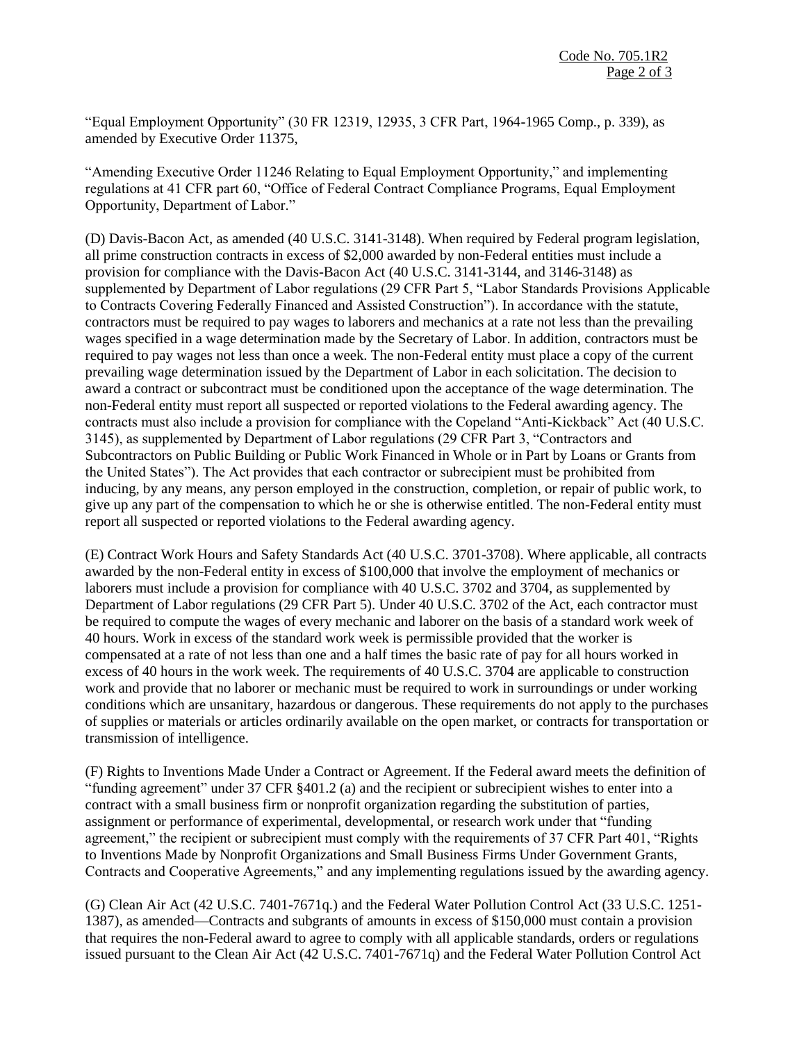"Equal Employment Opportunity" (30 FR 12319, 12935, 3 CFR Part, 1964-1965 Comp., p. 339), as amended by Executive Order 11375,

"Amending Executive Order 11246 Relating to Equal Employment Opportunity," and implementing regulations at 41 CFR part 60, "Office of Federal Contract Compliance Programs, Equal Employment Opportunity, Department of Labor."

(D) Davis-Bacon Act, as amended (40 U.S.C. 3141-3148). When required by Federal program legislation, all prime construction contracts in excess of $2,000 awarded by non-Federal entities must include a provision for compliance with the Davis-Bacon Act (40 U.S.C. 3141-3144, and 3146-3148) as supplemented by Department of Labor regulations (29 CFR Part 5, "Labor Standards Provisions Applicable to Contracts Covering Federally Financed and Assisted Construction"). In accordance with the statute, contractors must be required to pay wages to laborers and mechanics at a rate not less than the prevailing wages specified in a wage determination made by the Secretary of Labor. In addition, contractors must be required to pay wages not less than once a week. The non-Federal entity must place a copy of the current prevailing wage determination issued by the Department of Labor in each solicitation. The decision to award a contract or subcontract must be conditioned upon the acceptance of the wage determination. The non-Federal entity must report all suspected or reported violations to the Federal awarding agency. The contracts must also include a provision for compliance with the Copeland "Anti-Kickback" Act (40 U.S.C. 3145), as supplemented by Department of Labor regulations (29 CFR Part 3, "Contractors and Subcontractors on Public Building or Public Work Financed in Whole or in Part by Loans or Grants from the United States"). The Act provides that each contractor or subrecipient must be prohibited from inducing, by any means, any person employed in the construction, completion, or repair of public work, to give up any part of the compensation to which he or she is otherwise entitled. The non-Federal entity must report all suspected or reported violations to the Federal awarding agency.

(E) Contract Work Hours and Safety Standards Act (40 U.S.C. 3701-3708). Where applicable, all contracts awarded by the non-Federal entity in excess of $100,000 that involve the employment of mechanics or laborers must include a provision for compliance with 40 U.S.C. 3702 and 3704, as supplemented by Department of Labor regulations (29 CFR Part 5). Under 40 U.S.C. 3702 of the Act, each contractor must be required to compute the wages of every mechanic and laborer on the basis of a standard work week of 40 hours. Work in excess of the standard work week is permissible provided that the worker is compensated at a rate of not less than one and a half times the basic rate of pay for all hours worked in excess of 40 hours in the work week. The requirements of 40 U.S.C. 3704 are applicable to construction work and provide that no laborer or mechanic must be required to work in surroundings or under working conditions which are unsanitary, hazardous or dangerous. These requirements do not apply to the purchases of supplies or materials or articles ordinarily available on the open market, or contracts for transportation or transmission of intelligence.

(F) Rights to Inventions Made Under a Contract or Agreement. If the Federal award meets the definition of "funding agreement" under 37 CFR §401.2 (a) and the recipient or subrecipient wishes to enter into a contract with a small business firm or nonprofit organization regarding the substitution of parties, assignment or performance of experimental, developmental, or research work under that "funding agreement," the recipient or subrecipient must comply with the requirements of 37 CFR Part 401, "Rights to Inventions Made by Nonprofit Organizations and Small Business Firms Under Government Grants, Contracts and Cooperative Agreements," and any implementing regulations issued by the awarding agency.

(G) Clean Air Act (42 U.S.C. 7401-7671q.) and the Federal Water Pollution Control Act (33 U.S.C. 1251-1387), as amended—Contracts and subgrants of amounts in excess of $150,000 must contain a provision that requires the non-Federal award to agree to comply with all applicable standards, orders or regulations issued pursuant to the Clean Air Act (42 U.S.C. 7401-7671q) and the Federal Water Pollution Control Act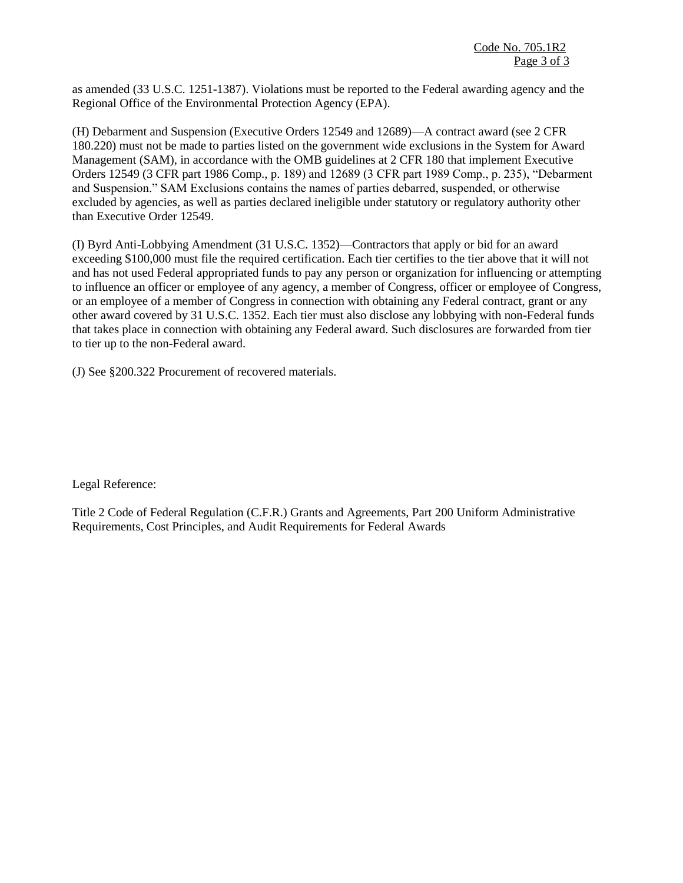as amended (33 U.S.C. 1251-1387). Violations must be reported to the Federal awarding agency and the Regional Office of the Environmental Protection Agency (EPA).

(H) Debarment and Suspension (Executive Orders 12549 and 12689)—A contract award (see 2 CFR 180.220) must not be made to parties listed on the government wide exclusions in the System for Award Management (SAM), in accordance with the OMB guidelines at 2 CFR 180 that implement Executive Orders 12549 (3 CFR part 1986 Comp., p. 189) and 12689 (3 CFR part 1989 Comp., p. 235), "Debarment and Suspension." SAM Exclusions contains the names of parties debarred, suspended, or otherwise excluded by agencies, as well as parties declared ineligible under statutory or regulatory authority other than Executive Order 12549.

(I) Byrd Anti-Lobbying Amendment (31 U.S.C. 1352)—Contractors that apply or bid for an award exceeding $100,000 must file the required certification. Each tier certifies to the tier above that it will not and has not used Federal appropriated funds to pay any person or organization for influencing or attempting to influence an officer or employee of any agency, a member of Congress, officer or employee of Congress, or an employee of a member of Congress in connection with obtaining any Federal contract, grant or any other award covered by 31 U.S.C. 1352. Each tier must also disclose any lobbying with non-Federal funds that takes place in connection with obtaining any Federal award. Such disclosures are forwarded from tier to tier up to the non-Federal award.

(J) See §200.322 Procurement of recovered materials.

Legal Reference:

Title 2 Code of Federal Regulation (C.F.R.) Grants and Agreements, Part 200 Uniform Administrative Requirements, Cost Principles, and Audit Requirements for Federal Awards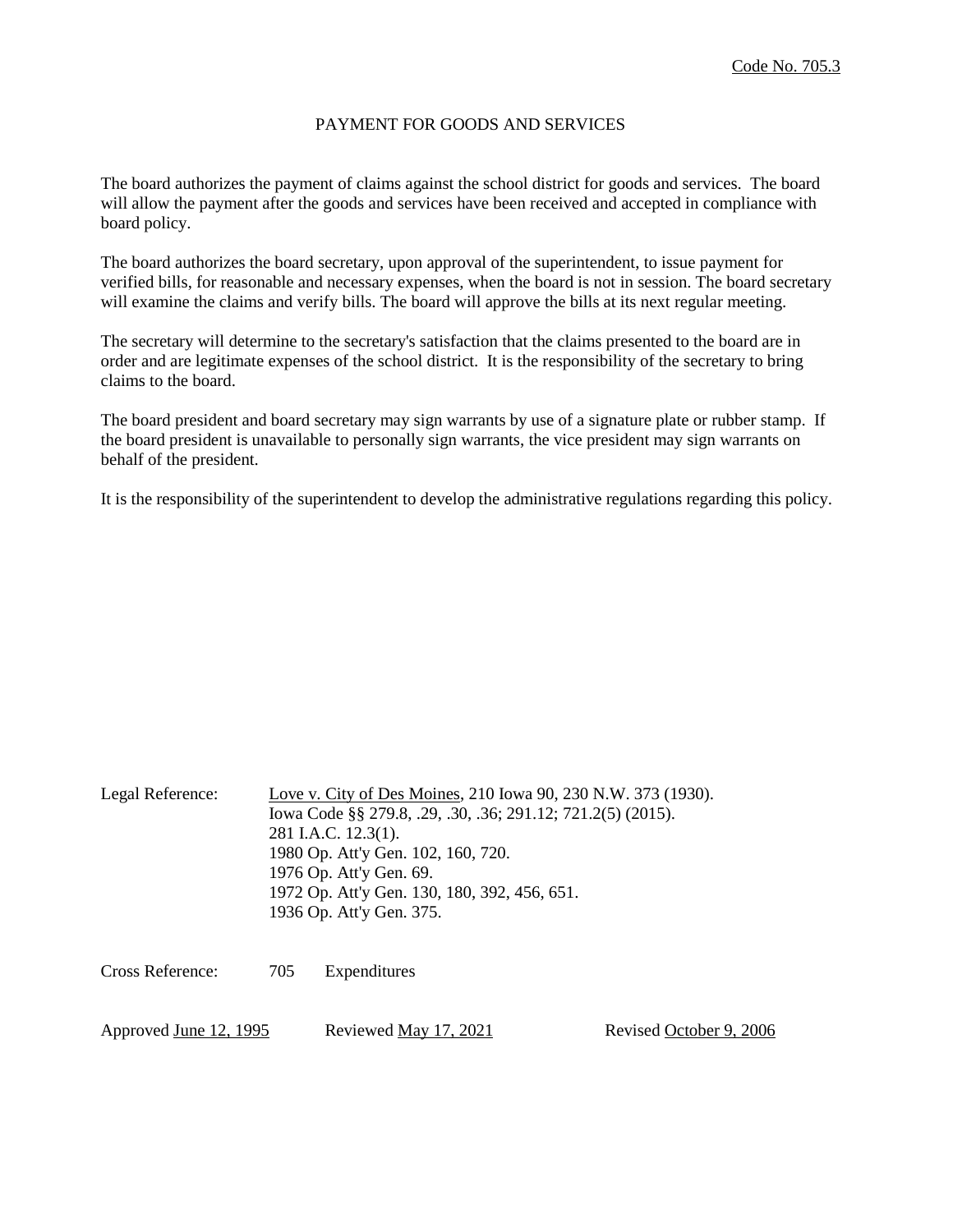Code No. 705.3

# PAYMENT FOR GOODS AND SERVICES

The board authorizes the payment of claims against the school district for goods and services. The board will allow the payment after the goods and services have been received and accepted in compliance with board policy.

The board authorizes the board secretary, upon approval of the superintendent, to issue payment for verified bills, for reasonable and necessary expenses, when the board is not in session. The board secretary will examine the claims and verify bills. The board will approve the bills at its next regular meeting.

The secretary will determine to the secretary's satisfaction that the claims presented to the board are in order and are legitimate expenses of the school district. It is the responsibility of the secretary to bring claims to the board.

The board president and board secretary may sign warrants by use of a signature plate or rubber stamp. If the board president is unavailable to personally sign warrants, the vice president may sign warrants on behalf of the president.

It is the responsibility of the superintendent to develop the administrative regulations regarding this policy.

Legal Reference: Love v. City of Des Moines, 210 Iowa 90, 230 N.W. 373 (1930).
Iowa Code §§ 279.8, .29, .30, .36; 291.12; 721.2(5) (2015).
281 I.A.C. 12.3(1).
1980 Op. Att'y Gen. 102, 160, 720.
1976 Op. Att'y Gen. 69.
1972 Op. Att'y Gen. 130, 180, 392, 456, 651.
1936 Op. Att'y Gen. 375.

Cross Reference: 705 Expenditures

Approved June 12, 1995 Reviewed May 17, 2021 Revised October 9, 2006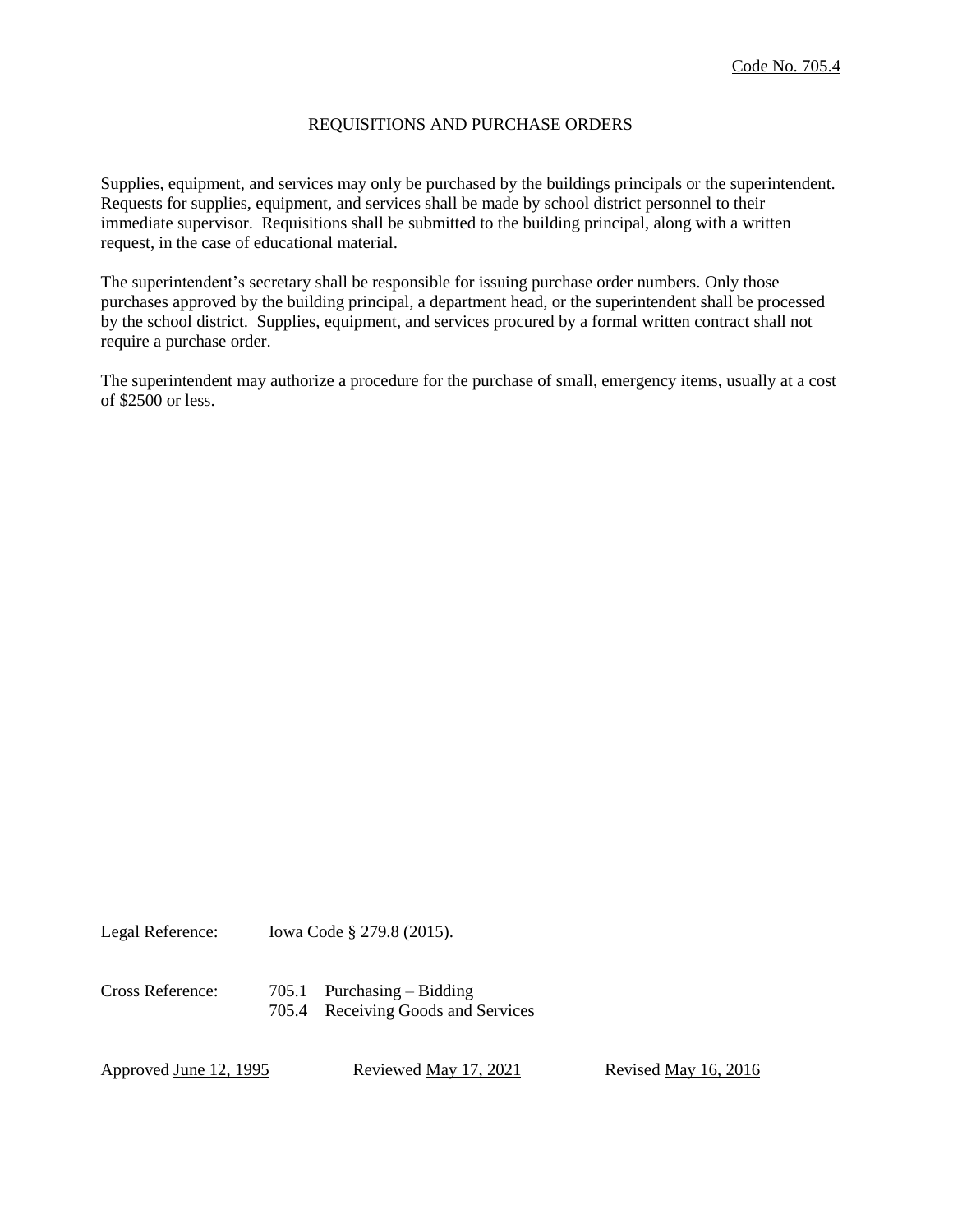Code No. 705.4

# REQUISITIONS AND PURCHASE ORDERS

Supplies, equipment, and services may only be purchased by the buildings principals or the superintendent. Requests for supplies, equipment, and services shall be made by school district personnel to their immediate supervisor. Requisitions shall be submitted to the building principal, along with a written request, in the case of educational material.

The superintendent's secretary shall be responsible for issuing purchase order numbers. Only those purchases approved by the building principal, a department head, or the superintendent shall be processed by the school district. Supplies, equipment, and services procured by a formal written contract shall not require a purchase order.

The superintendent may authorize a procedure for the purchase of small, emergency items, usually at a cost of $2500 or less.

Legal Reference: Iowa Code § 279.8 (2015).

Cross Reference: 705.1 Purchasing – Bidding
705.4 Receiving Goods and Services

Approved June 12, 1995 Reviewed May 17, 2021 Revised May 16, 2016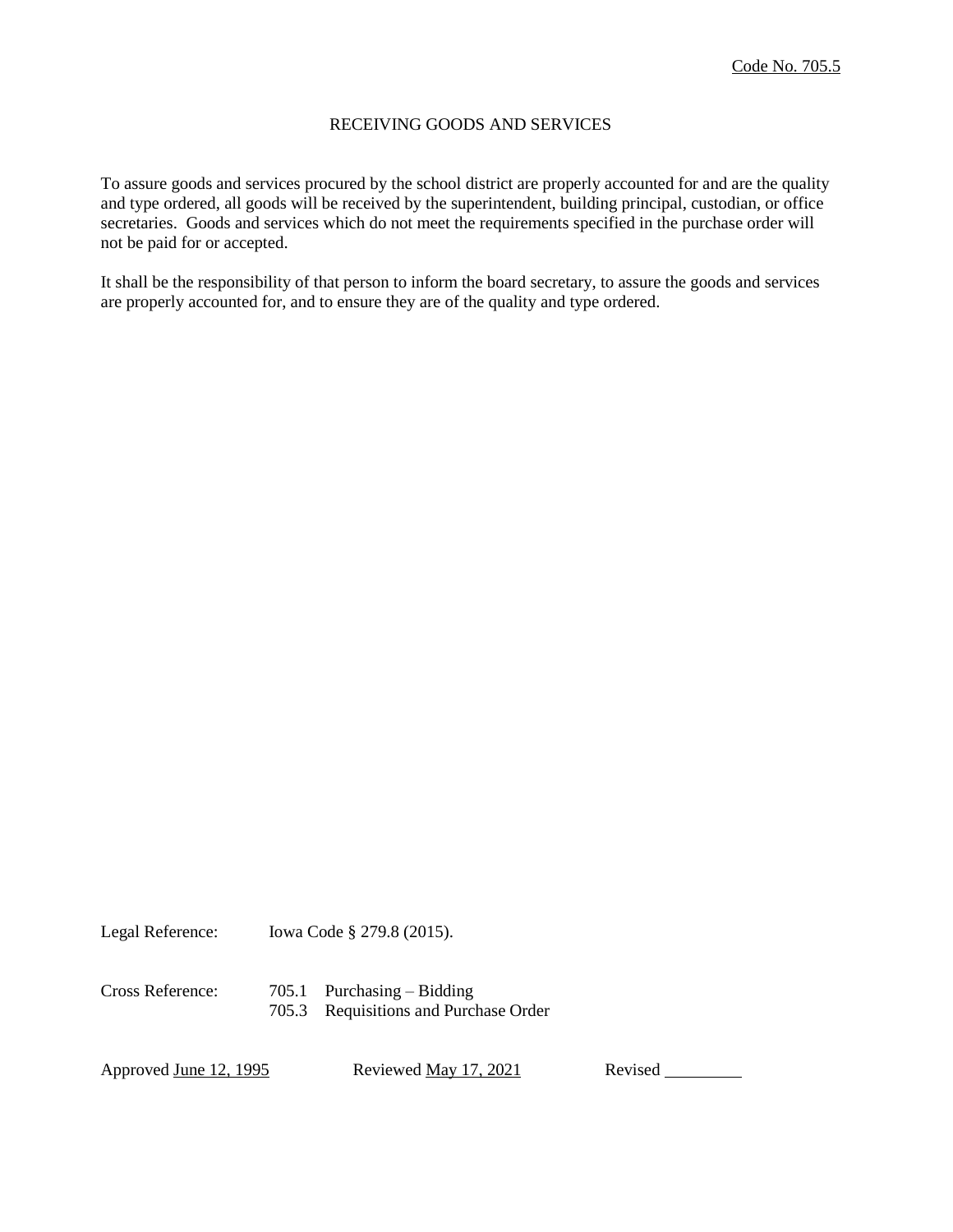Code No. 705.5

# RECEIVING GOODS AND SERVICES

To assure goods and services procured by the school district are properly accounted for and are the quality and type ordered, all goods will be received by the superintendent, building principal, custodian, or office secretaries. Goods and services which do not meet the requirements specified in the purchase order will not be paid for or accepted.

It shall be the responsibility of that person to inform the board secretary, to assure the goods and services are properly accounted for, and to ensure they are of the quality and type ordered.

Legal Reference: Iowa Code § 279.8 (2015).

Cross Reference: 705.1 Purchasing – Bidding
705.3 Requisitions and Purchase Order

Approved June 12, 1995 Reviewed May 17, 2021 Revised \_\_\_\_\_\_\_\_\_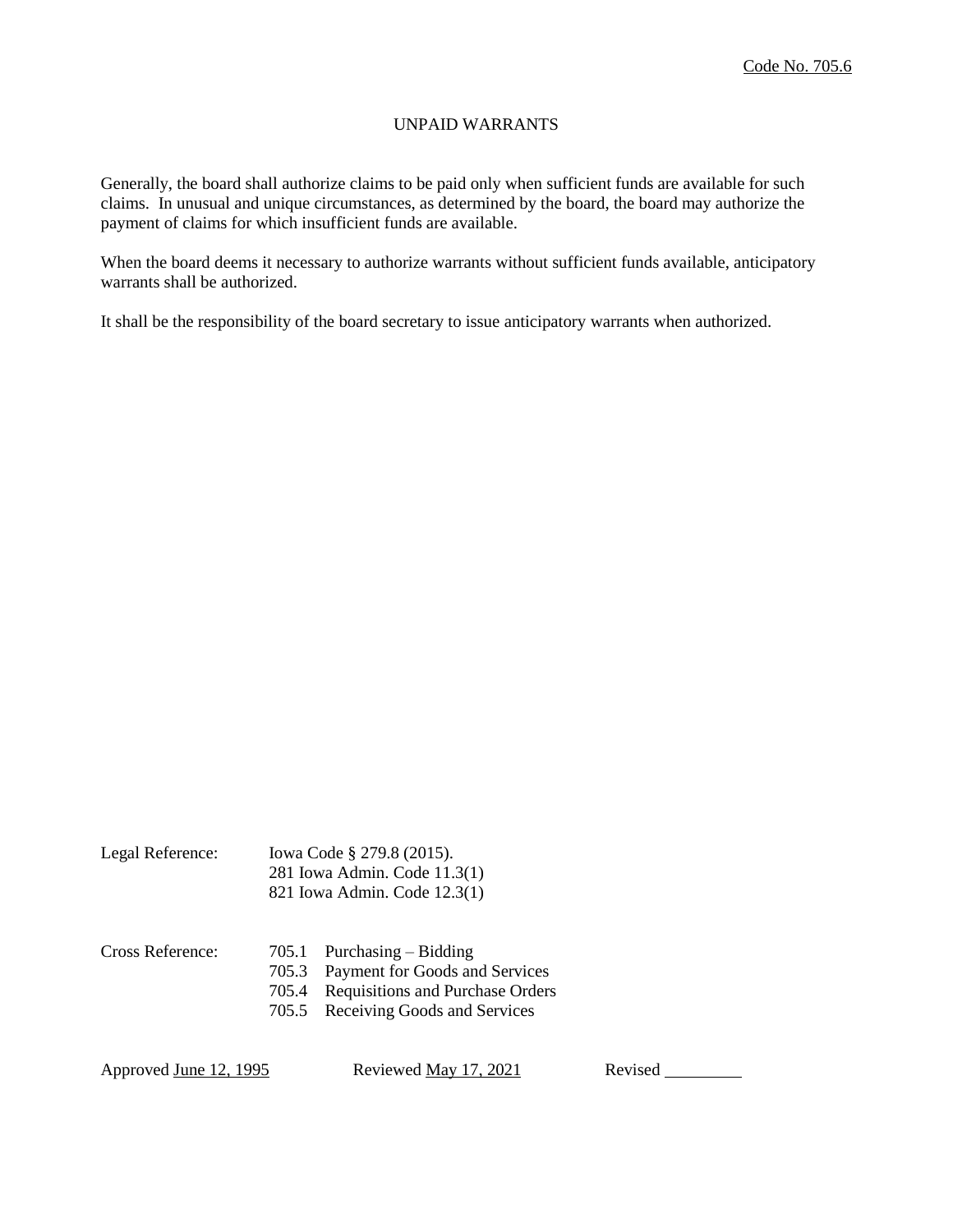Code No. 705.6

# UNPAID WARRANTS

Generally, the board shall authorize claims to be paid only when sufficient funds are available for such claims. In unusual and unique circumstances, as determined by the board, the board may authorize the payment of claims for which insufficient funds are available.

When the board deems it necessary to authorize warrants without sufficient funds available, anticipatory warrants shall be authorized.

It shall be the responsibility of the board secretary to issue anticipatory warrants when authorized.

Legal Reference: Iowa Code § 279.8 (2015).
281 Iowa Admin. Code 11.3(1)
821 Iowa Admin. Code 12.3(1)

Cross Reference:
705.1 Purchasing – Bidding
705.3 Payment for Goods and Services
705.4 Requisitions and Purchase Orders
705.5 Receiving Goods and Services

Approved June 12, 1995 Reviewed May 17, 2021 Revised \_\_\_\_\_\_\_\_\_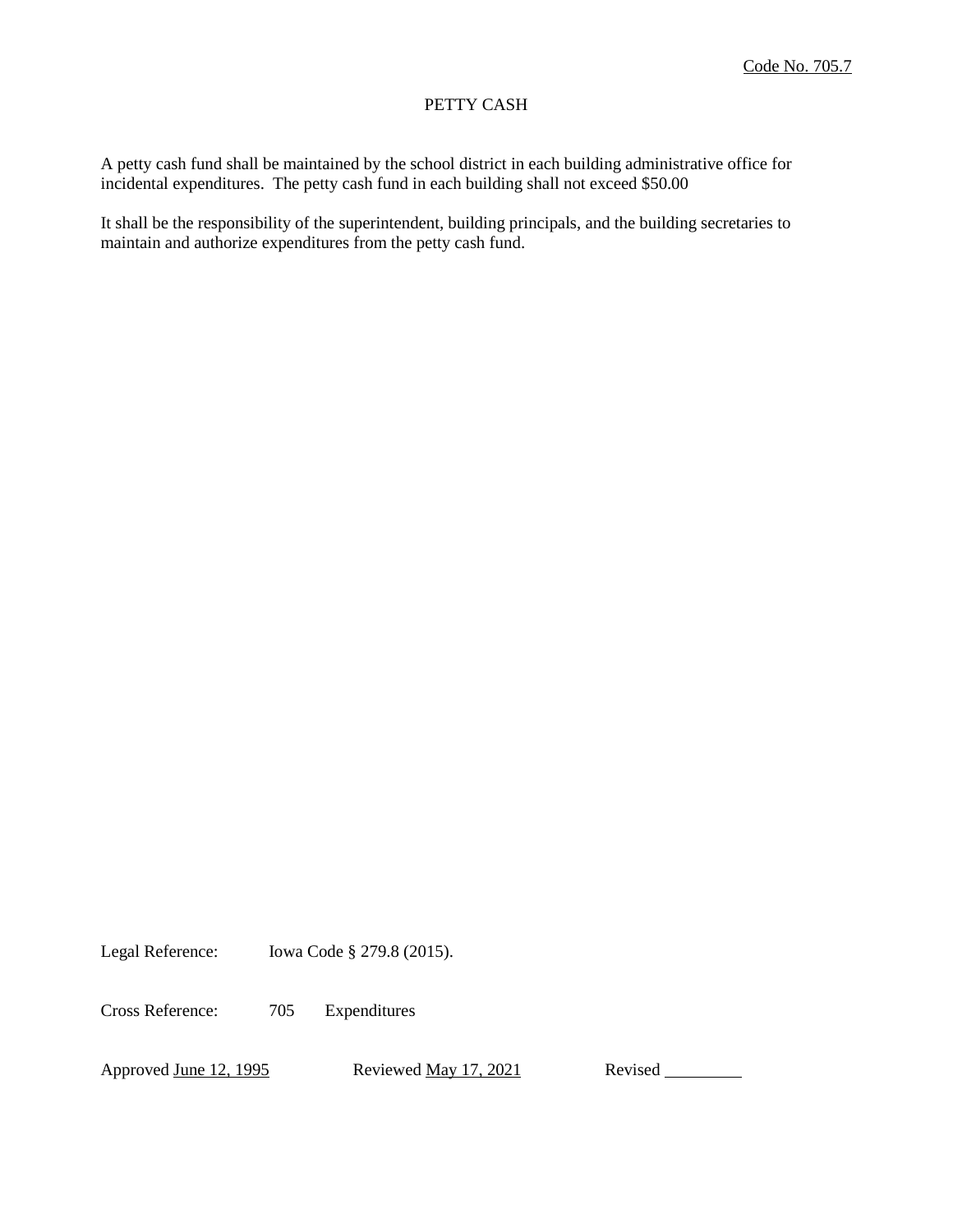Code No. 705.7

# PETTY CASH

A petty cash fund shall be maintained by the school district in each building administrative office for incidental expenditures. The petty cash fund in each building shall not exceed $50.00

It shall be the responsibility of the superintendent, building principals, and the building secretaries to maintain and authorize expenditures from the petty cash fund.

Legal Reference: Iowa Code § 279.8 (2015).

Cross Reference: 705 Expenditures

Approved June 12, 1995 Reviewed May 17, 2021 Revised ________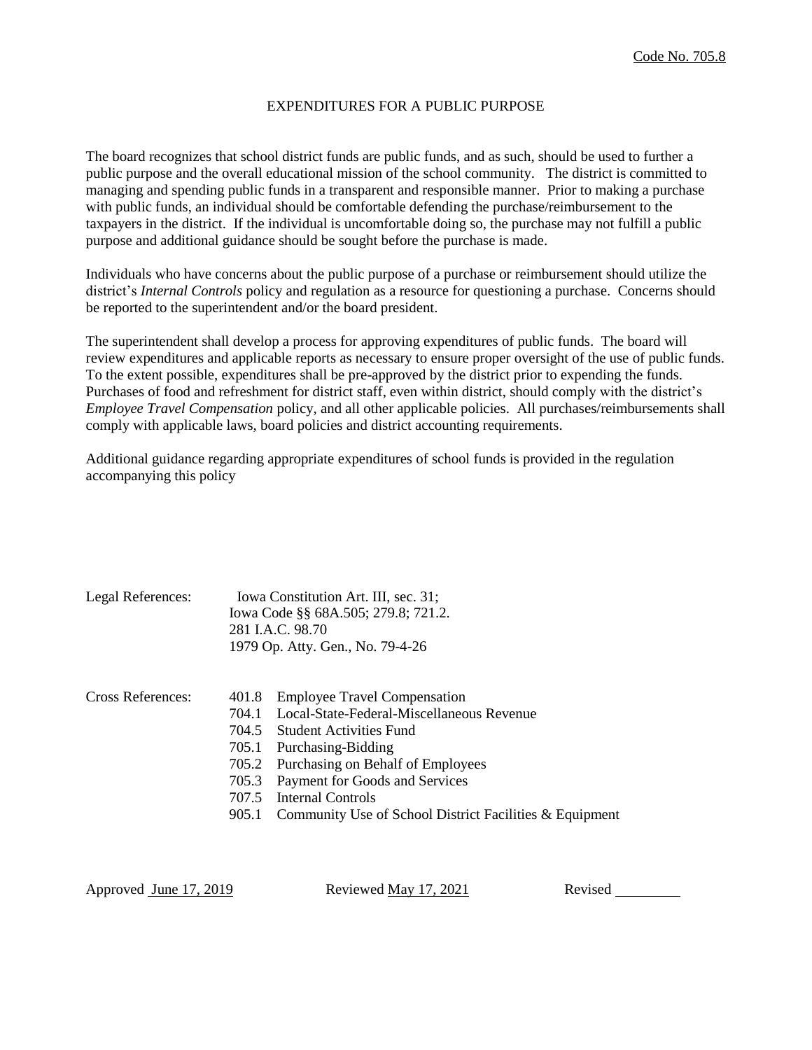Code No. 705.8

# EXPENDITURES FOR A PUBLIC PURPOSE

The board recognizes that school district funds are public funds, and as such, should be used to further a public purpose and the overall educational mission of the school community. The district is committed to managing and spending public funds in a transparent and responsible manner. Prior to making a purchase with public funds, an individual should be comfortable defending the purchase/reimbursement to the taxpayers in the district. If the individual is uncomfortable doing so, the purchase may not fulfill a public purpose and additional guidance should be sought before the purchase is made.

Individuals who have concerns about the public purpose of a purchase or reimbursement should utilize the district's *Internal Controls* policy and regulation as a resource for questioning a purchase. Concerns should be reported to the superintendent and/or the board president.

The superintendent shall develop a process for approving expenditures of public funds. The board will review expenditures and applicable reports as necessary to ensure proper oversight of the use of public funds. To the extent possible, expenditures shall be pre-approved by the district prior to expending the funds. Purchases of food and refreshment for district staff, even within district, should comply with the district's *Employee Travel Compensation* policy, and all other applicable policies. All purchases/reimbursements shall comply with applicable laws, board policies and district accounting requirements.

Additional guidance regarding appropriate expenditures of school funds is provided in the regulation accompanying this policy

Legal References:
- Iowa Constitution Art. III, sec. 31;
- Iowa Code §§ 68A.505; 279.8; 721.2.
- 281 I.A.C. 98.70
- 1979 Op. Atty. Gen., No. 79-4-26

Cross References:
- 401.8 Employee Travel Compensation
- 704.1 Local-State-Federal-Miscellaneous Revenue
- 704.5 Student Activities Fund
- 705.1 Purchasing-Bidding
- 705.2 Purchasing on Behalf of Employees
- 705.3 Payment for Goods and Services
- 707.5 Internal Controls
- 905.1 Community Use of School District Facilities & Equipment

Approved June 17, 2019 Reviewed May 17, 2021 Revised ________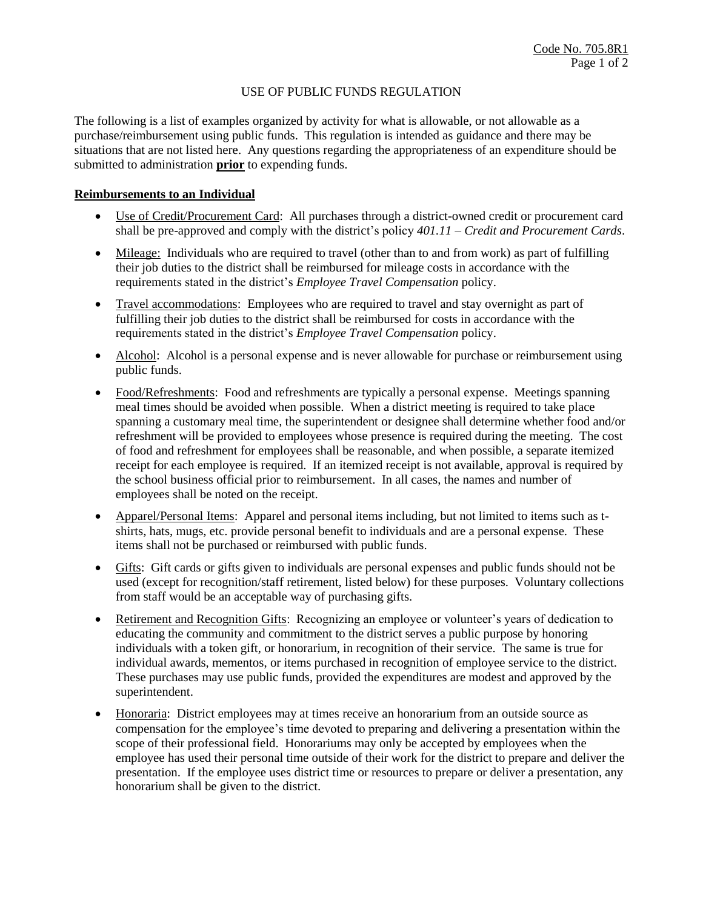Code No. 705.8R1

# USE OF PUBLIC FUNDS REGULATION

The following is a list of examples organized by activity for what is allowable, or not allowable as a purchase/reimbursement using public funds. This regulation is intended as guidance and there may be situations that are not listed here. Any questions regarding the appropriateness of an expenditure should be submitted to administration **prior** to expending funds.

## Reimbursements to an Individual

- Use of Credit/Procurement Card: All purchases through a district-owned credit or procurement card shall be pre-approved and comply with the district's policy *401.11 – Credit and Procurement Cards*.
- Mileage: Individuals who are required to travel (other than to and from work) as part of fulfilling their job duties to the district shall be reimbursed for mileage costs in accordance with the requirements stated in the district's *Employee Travel Compensation* policy.
- Travel accommodations: Employees who are required to travel and stay overnight as part of fulfilling their job duties to the district shall be reimbursed for costs in accordance with the requirements stated in the district's *Employee Travel Compensation* policy.
- Alcohol: Alcohol is a personal expense and is never allowable for purchase or reimbursement using public funds.
- Food/Refreshments: Food and refreshments are typically a personal expense. Meetings spanning meal times should be avoided when possible. When a district meeting is required to take place spanning a customary meal time, the superintendent or designee shall determine whether food and/or refreshment will be provided to employees whose presence is required during the meeting. The cost of food and refreshment for employees shall be reasonable, and when possible, a separate itemized receipt for each employee is required. If an itemized receipt is not available, approval is required by the school business official prior to reimbursement. In all cases, the names and number of employees shall be noted on the receipt.
- Apparel/Personal Items: Apparel and personal items including, but not limited to items such as t-shirts, hats, mugs, etc. provide personal benefit to individuals and are a personal expense. These items shall not be purchased or reimbursed with public funds.
- Gifts: Gift cards or gifts given to individuals are personal expenses and public funds should not be used (except for recognition/staff retirement, listed below) for these purposes. Voluntary collections from staff would be an acceptable way of purchasing gifts.
- Retirement and Recognition Gifts: Recognizing an employee or volunteer's years of dedication to educating the community and commitment to the district serves a public purpose by honoring individuals with a token gift, or honorarium, in recognition of their service. The same is true for individual awards, mementos, or items purchased in recognition of employee service to the district. These purchases may use public funds, provided the expenditures are modest and approved by the superintendent.
- Honoraria: District employees may at times receive an honorarium from an outside source as compensation for the employee's time devoted to preparing and delivering a presentation within the scope of their professional field. Honorariums may only be accepted by employees when the employee has used their personal time outside of their work for the district to prepare and deliver the presentation. If the employee uses district time or resources to prepare or deliver a presentation, any honorarium shall be given to the district.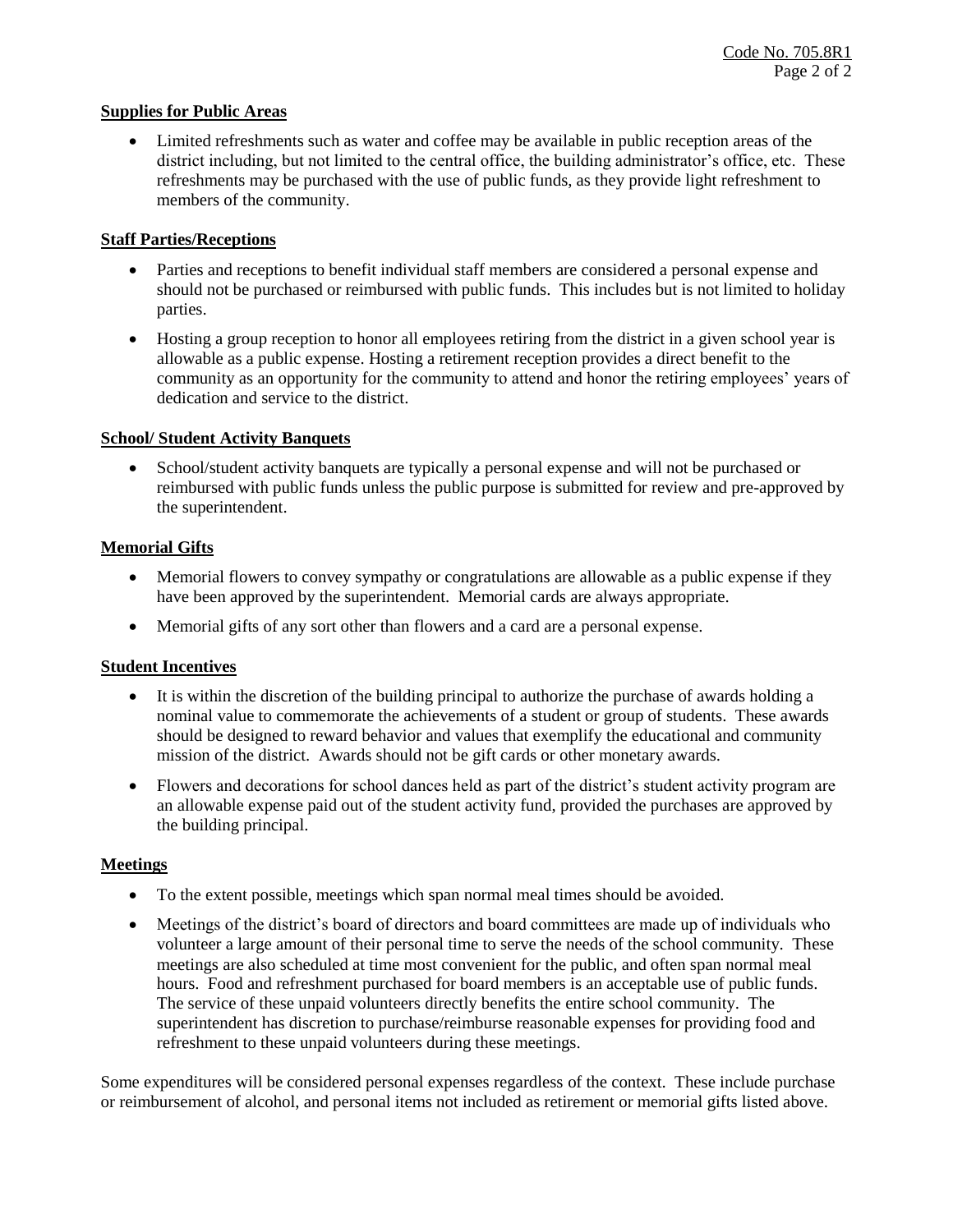**Supplies for Public Areas**

- Limited refreshments such as water and coffee may be available in public reception areas of the district including, but not limited to the central office, the building administrator's office, etc. These refreshments may be purchased with the use of public funds, as they provide light refreshment to members of the community.

**Staff Parties/Receptions**

- Parties and receptions to benefit individual staff members are considered a personal expense and should not be purchased or reimbursed with public funds. This includes but is not limited to holiday parties.
- Hosting a group reception to honor all employees retiring from the district in a given school year is allowable as a public expense. Hosting a retirement reception provides a direct benefit to the community as an opportunity for the community to attend and honor the retiring employees' years of dedication and service to the district.

**School/ Student Activity Banquets**

- School/student activity banquets are typically a personal expense and will not be purchased or reimbursed with public funds unless the public purpose is submitted for review and pre-approved by the superintendent.

**Memorial Gifts**

- Memorial flowers to convey sympathy or congratulations are allowable as a public expense if they have been approved by the superintendent. Memorial cards are always appropriate.
- Memorial gifts of any sort other than flowers and a card are a personal expense.

**Student Incentives**

- It is within the discretion of the building principal to authorize the purchase of awards holding a nominal value to commemorate the achievements of a student or group of students. These awards should be designed to reward behavior and values that exemplify the educational and community mission of the district. Awards should not be gift cards or other monetary awards.
- Flowers and decorations for school dances held as part of the district's student activity program are an allowable expense paid out of the student activity fund, provided the purchases are approved by the building principal.

**Meetings**

- To the extent possible, meetings which span normal meal times should be avoided.
- Meetings of the district's board of directors and board committees are made up of individuals who volunteer a large amount of their personal time to serve the needs of the school community. These meetings are also scheduled at time most convenient for the public, and often span normal meal hours. Food and refreshment purchased for board members is an acceptable use of public funds. The service of these unpaid volunteers directly benefits the entire school community. The superintendent has discretion to purchase/reimburse reasonable expenses for providing food and refreshment to these unpaid volunteers during these meetings.

Some expenditures will be considered personal expenses regardless of the context. These include purchase or reimbursement of alcohol, and personal items not included as retirement or memorial gifts listed above.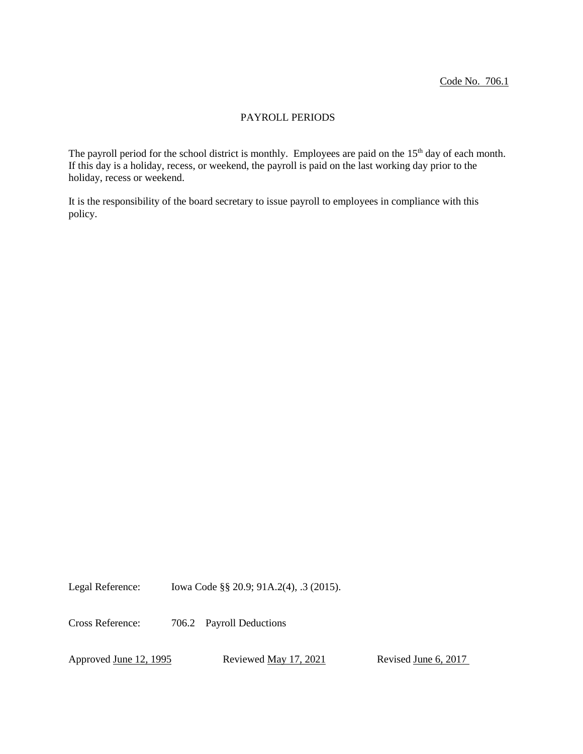Code No. 706.1

# PAYROLL PERIODS

The payroll period for the school district is monthly. Employees are paid on the 15th day of each month. If this day is a holiday, recess, or weekend, the payroll is paid on the last working day prior to the holiday, recess or weekend.

It is the responsibility of the board secretary to issue payroll to employees in compliance with this policy.

Legal Reference: Iowa Code §§ 20.9; 91A.2(4), .3 (2015).

Cross Reference: 706.2 Payroll Deductions

Approved June 12, 1995 Reviewed May 17, 2021 Revised June 6, 2017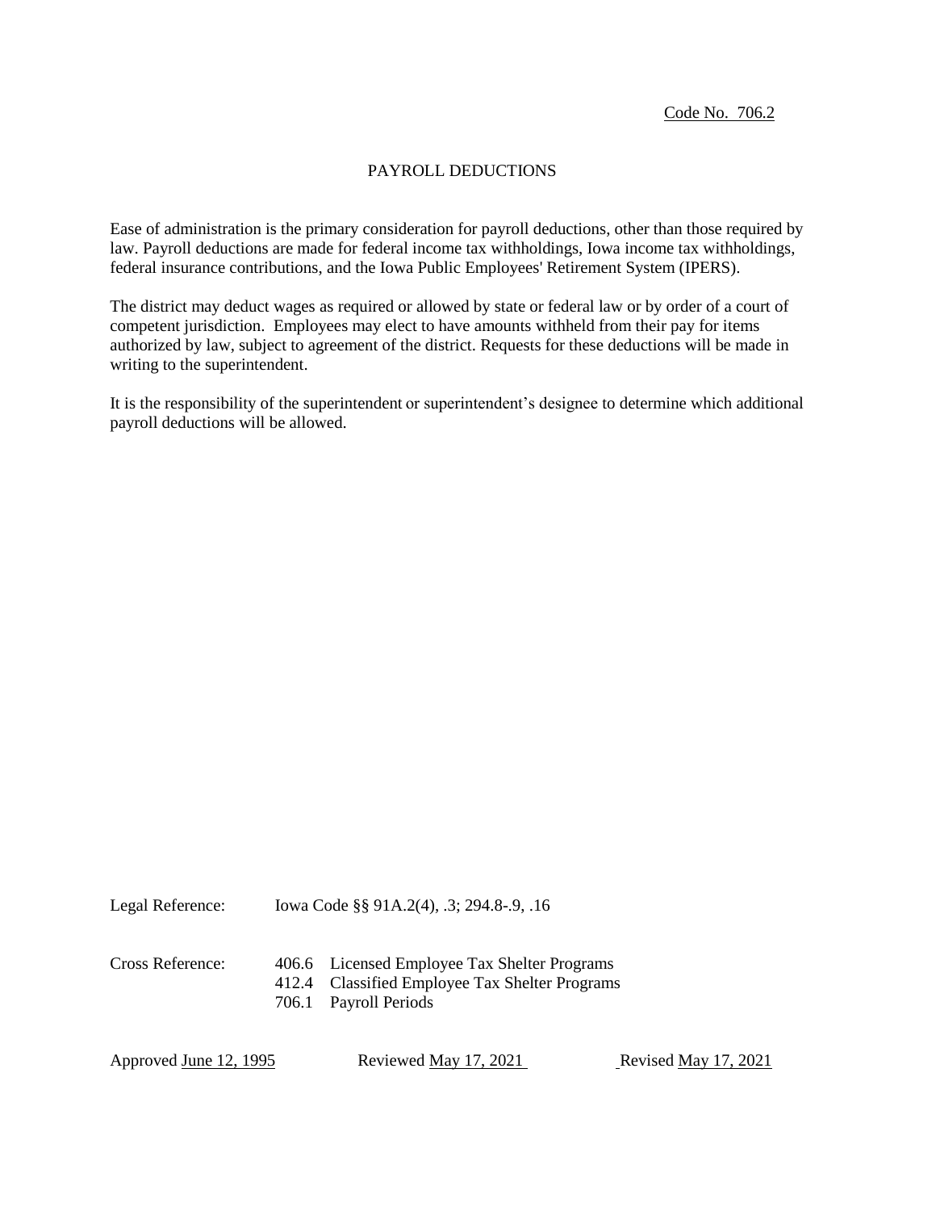Code No. 706.2

# PAYROLL DEDUCTIONS

Ease of administration is the primary consideration for payroll deductions, other than those required by law. Payroll deductions are made for federal income tax withholdings, Iowa income tax withholdings, federal insurance contributions, and the Iowa Public Employees' Retirement System (IPERS).

The district may deduct wages as required or allowed by state or federal law or by order of a court of competent jurisdiction. Employees may elect to have amounts withheld from their pay for items authorized by law, subject to agreement of the district. Requests for these deductions will be made in writing to the superintendent.

It is the responsibility of the superintendent or superintendent's designee to determine which additional payroll deductions will be allowed.

Legal Reference: Iowa Code §§ 91A.2(4), .3; 294.8-.9, .16

Cross Reference:
- 406.6 Licensed Employee Tax Shelter Programs
- 412.4 Classified Employee Tax Shelter Programs
- 706.1 Payroll Periods

Approved June 12, 1995 Reviewed May 17, 2021 Revised May 17, 2021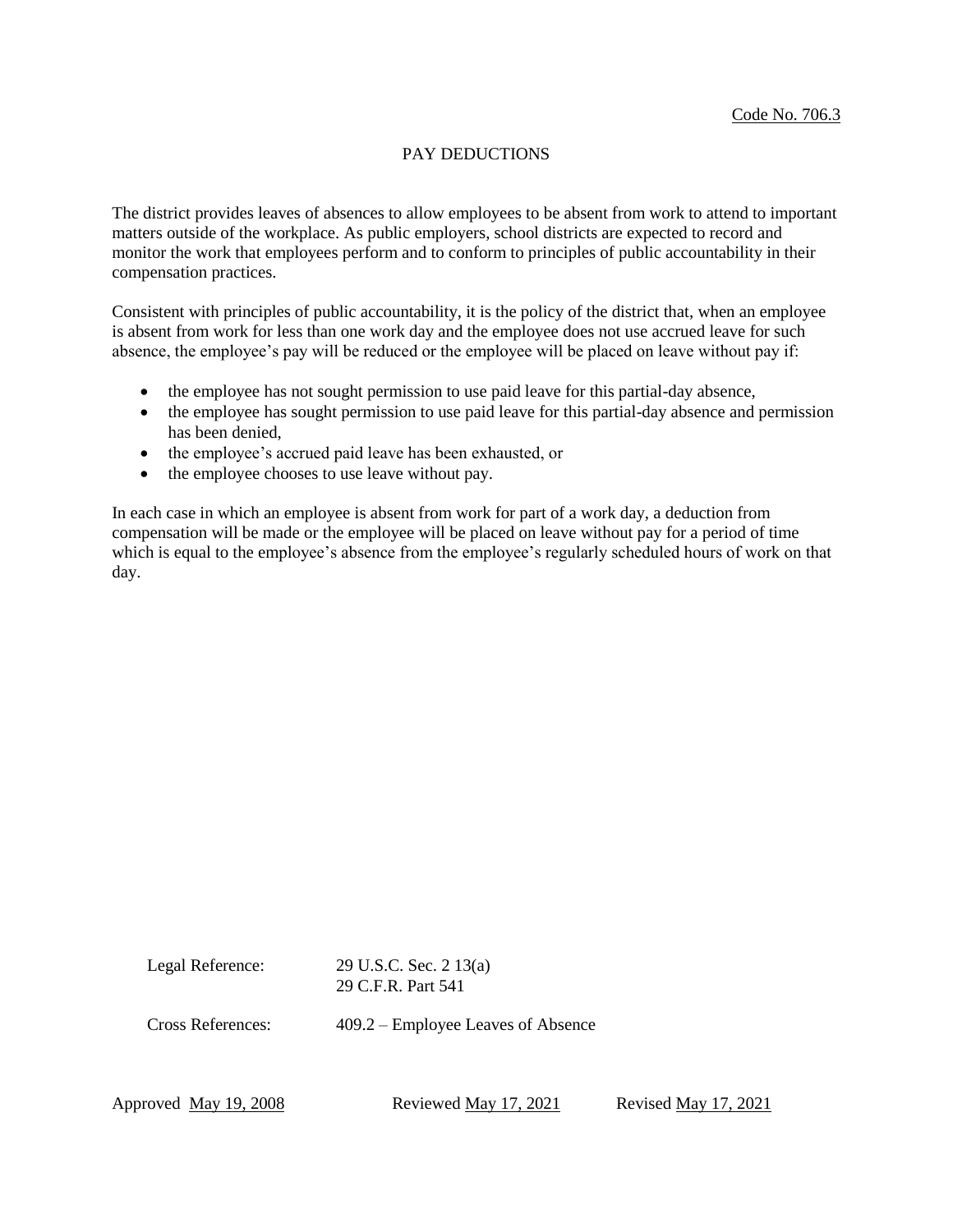Code No. 706.3

# PAY DEDUCTIONS

The district provides leaves of absences to allow employees to be absent from work to attend to important matters outside of the workplace. As public employers, school districts are expected to record and monitor the work that employees perform and to conform to principles of public accountability in their compensation practices.

Consistent with principles of public accountability, it is the policy of the district that, when an employee is absent from work for less than one work day and the employee does not use accrued leave for such absence, the employee's pay will be reduced or the employee will be placed on leave without pay if:

- the employee has not sought permission to use paid leave for this partial-day absence,
- the employee has sought permission to use paid leave for this partial-day absence and permission has been denied,
- the employee's accrued paid leave has been exhausted, or
- the employee chooses to use leave without pay.

In each case in which an employee is absent from work for part of a work day, a deduction from compensation will be made or the employee will be placed on leave without pay for a period of time which is equal to the employee's absence from the employee's regularly scheduled hours of work on that day.

Legal Reference: 29 U.S.C. Sec. 2 13(a)
29 C.F.R. Part 541

Cross References: 409.2 – Employee Leaves of Absence

Approved May 19, 2008 Reviewed May 17, 2021 Revised May 17, 2021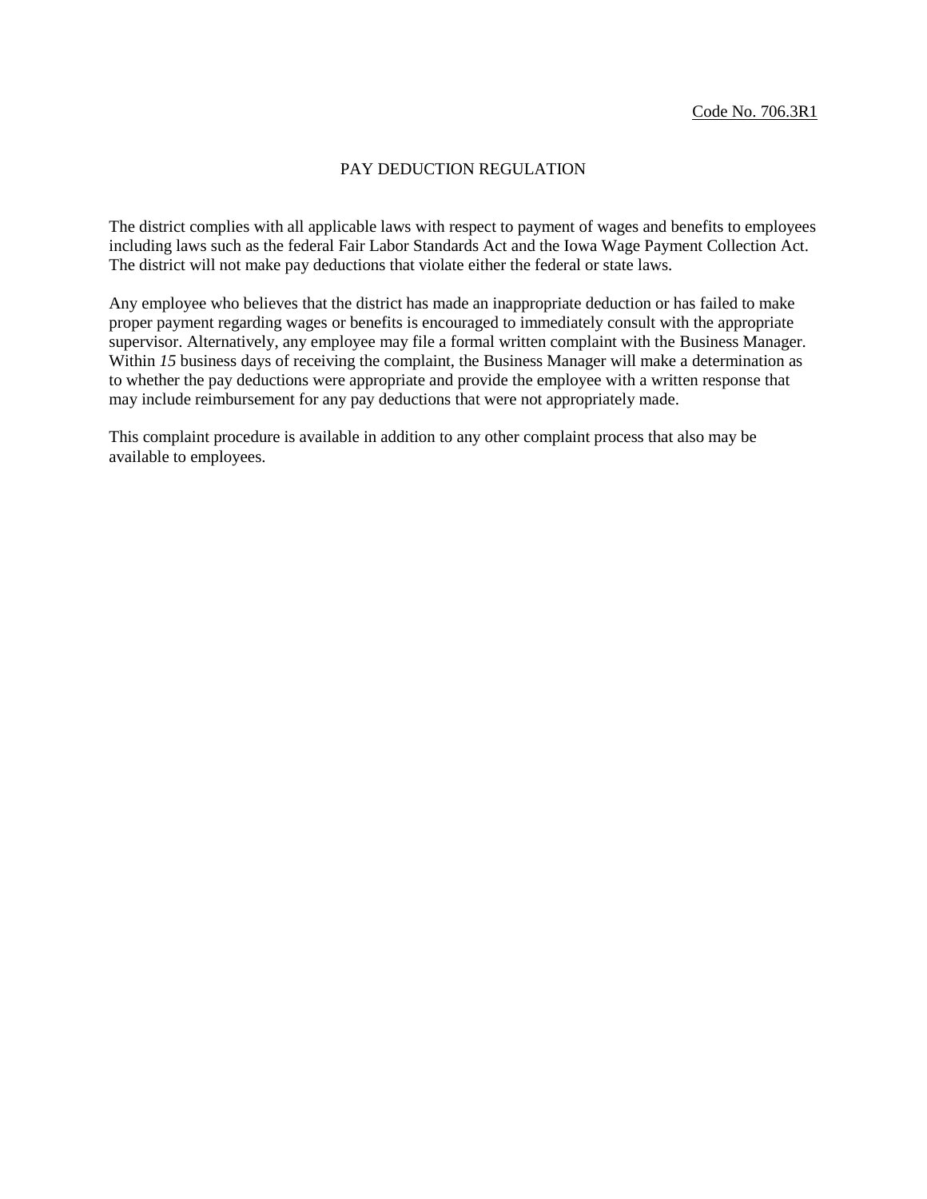Code No. 706.3R1

# PAY DEDUCTION REGULATION

The district complies with all applicable laws with respect to payment of wages and benefits to employees including laws such as the federal Fair Labor Standards Act and the Iowa Wage Payment Collection Act. The district will not make pay deductions that violate either the federal or state laws.

Any employee who believes that the district has made an inappropriate deduction or has failed to make proper payment regarding wages or benefits is encouraged to immediately consult with the appropriate supervisor. Alternatively, any employee may file a formal written complaint with the Business Manager. Within *15* business days of receiving the complaint, the Business Manager will make a determination as to whether the pay deductions were appropriate and provide the employee with a written response that may include reimbursement for any pay deductions that were not appropriately made.

This complaint procedure is available in addition to any other complaint process that also may be available to employees.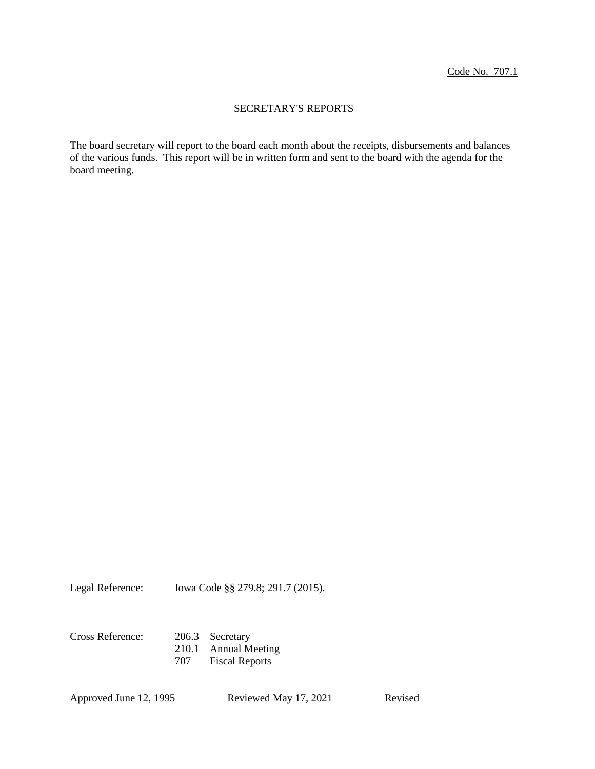Code No. 707.1

# SECRETARY'S REPORTS

The board secretary will report to the board each month about the receipts, disbursements and balances of the various funds. This report will be in written form and sent to the board with the agenda for the board meeting.

Legal Reference: Iowa Code §§ 279.8; 291.7 (2015).

Cross Reference:
206.3 Secretary
210.1 Annual Meeting
707 Fiscal Reports

Approved June 12, 1995 Reviewed May 17, 2021 Revised \_\_\_\_\_\_\_\_\_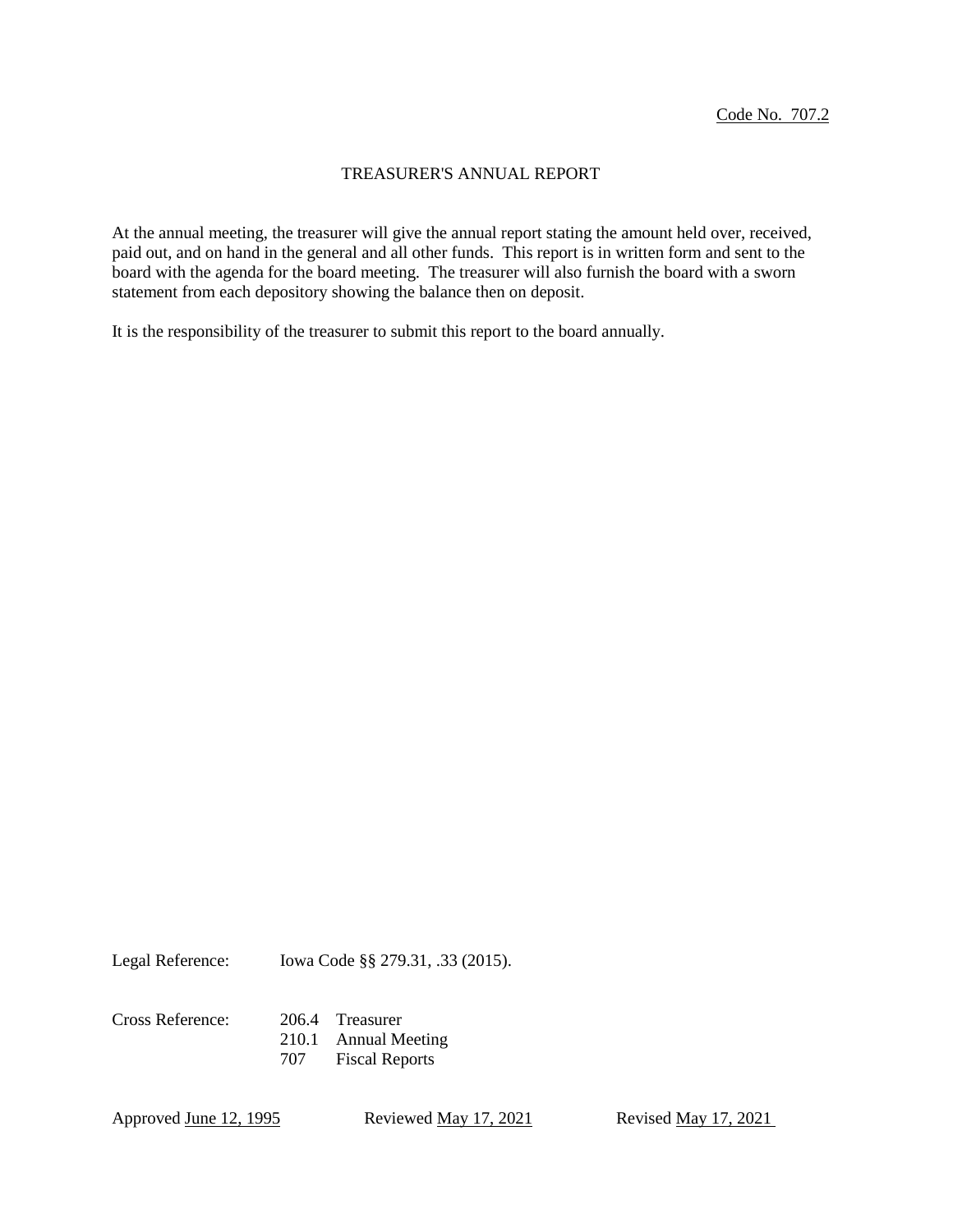Code No. 707.2

# TREASURER'S ANNUAL REPORT

At the annual meeting, the treasurer will give the annual report stating the amount held over, received, paid out, and on hand in the general and all other funds. This report is in written form and sent to the board with the agenda for the board meeting. The treasurer will also furnish the board with a sworn statement from each depository showing the balance then on deposit.

It is the responsibility of the treasurer to submit this report to the board annually.

Legal Reference: Iowa Code §§ 279.31, .33 (2015).

Cross Reference:
206.4 Treasurer
210.1 Annual Meeting
707 Fiscal Reports

Approved June 12, 1995 Reviewed May 17, 2021 Revised May 17, 2021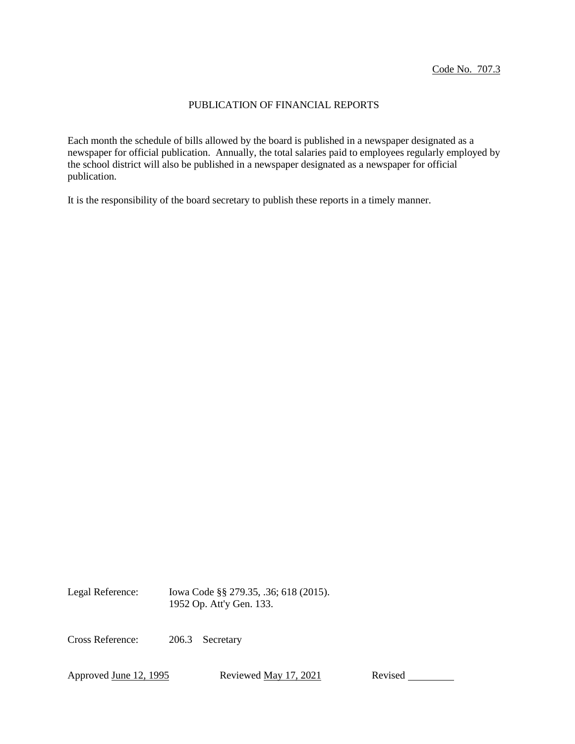Code No. 707.3

# PUBLICATION OF FINANCIAL REPORTS

Each month the schedule of bills allowed by the board is published in a newspaper designated as a newspaper for official publication. Annually, the total salaries paid to employees regularly employed by the school district will also be published in a newspaper designated as a newspaper for official publication.

It is the responsibility of the board secretary to publish these reports in a timely manner.

Legal Reference: Iowa Code §§ 279.35, .36; 618 (2015).
1952 Op. Att'y Gen. 133.

Cross Reference: 206.3 Secretary

Approved June 12, 1995 Reviewed May 17, 2021 Revised ________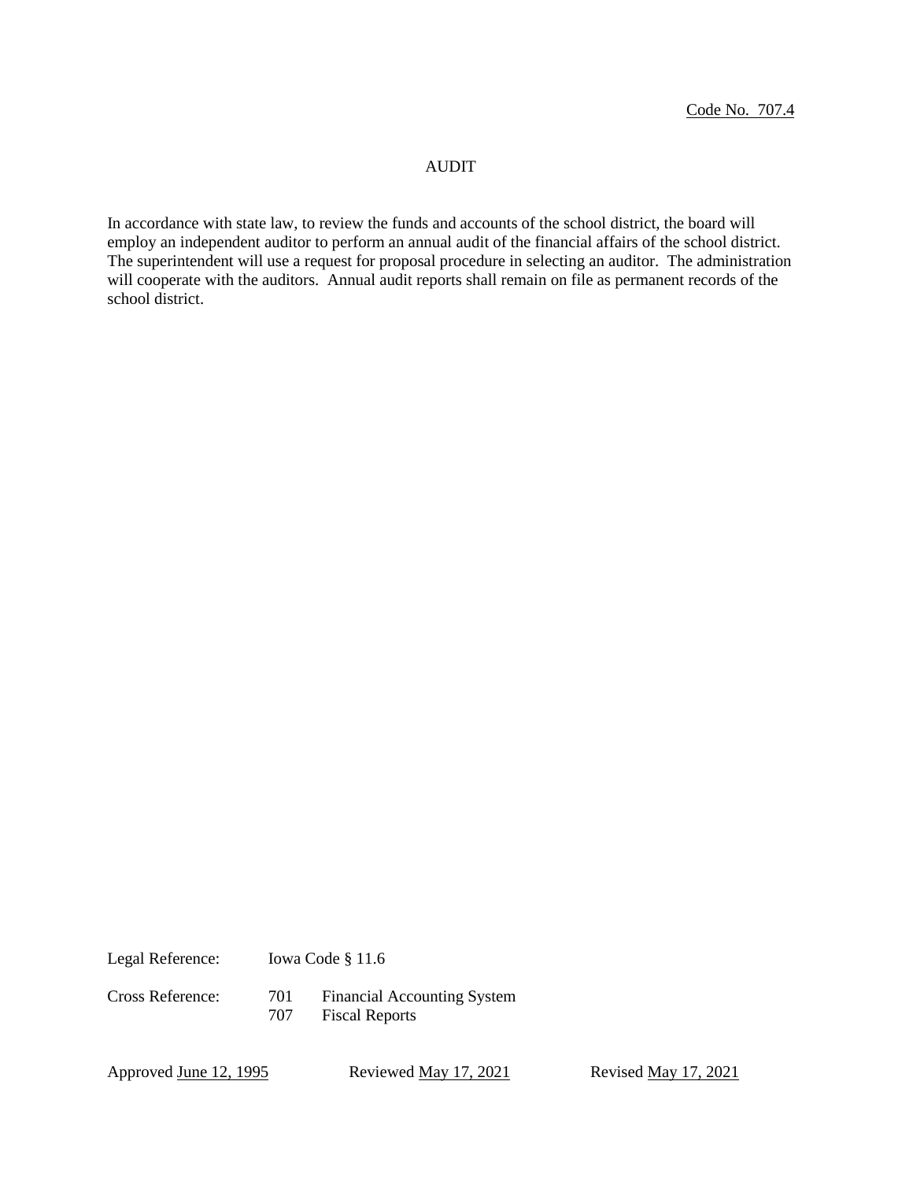Code No. 707.4

# AUDIT

In accordance with state law, to review the funds and accounts of the school district, the board will employ an independent auditor to perform an annual audit of the financial affairs of the school district. The superintendent will use a request for proposal procedure in selecting an auditor. The administration will cooperate with the auditors. Annual audit reports shall remain on file as permanent records of the school district.

Legal Reference: Iowa Code § 11.6

Cross Reference: 701 Financial Accounting System
707 Fiscal Reports

Approved June 12, 1995 Reviewed May 17, 2021 Revised May 17, 2021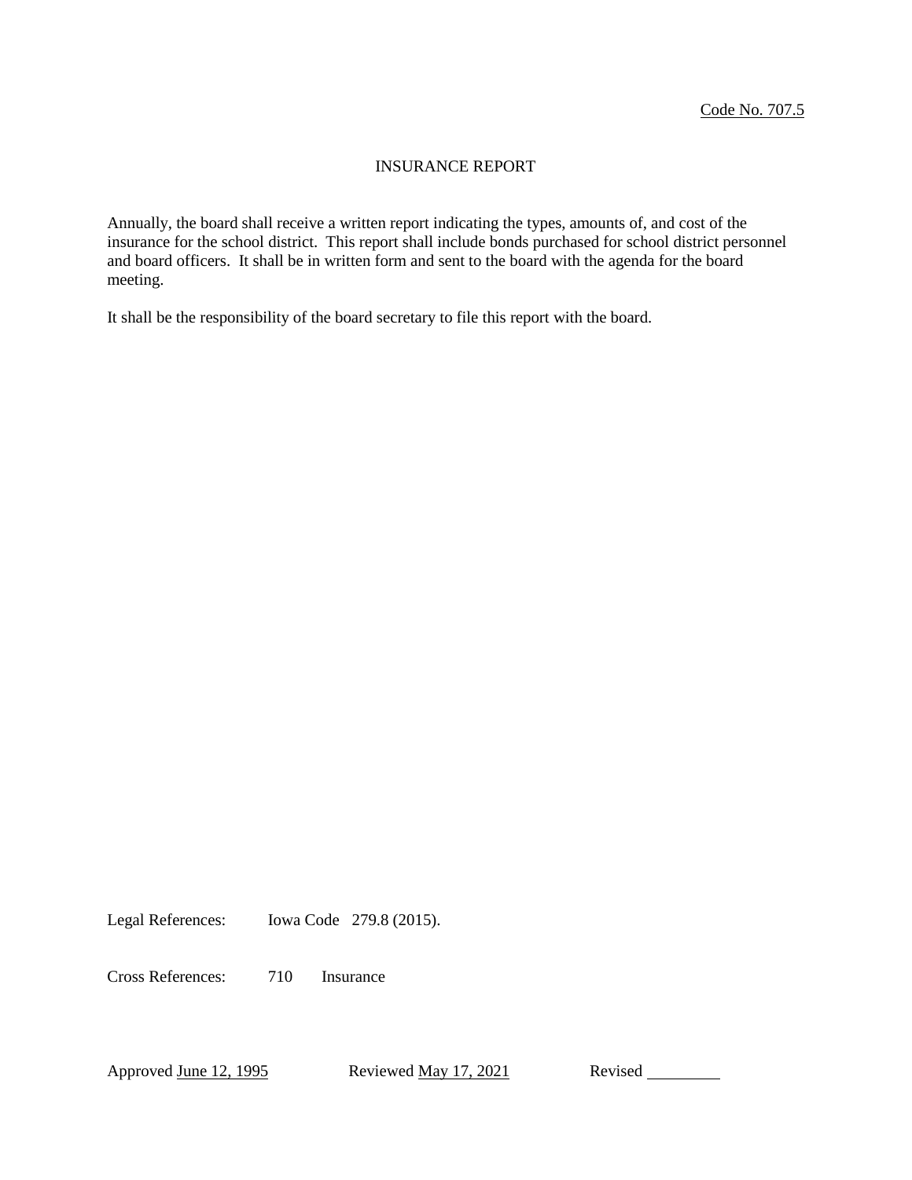Code No. 707.5

# INSURANCE REPORT

Annually, the board shall receive a written report indicating the types, amounts of, and cost of the insurance for the school district. This report shall include bonds purchased for school district personnel and board officers. It shall be in written form and sent to the board with the agenda for the board meeting.

It shall be the responsibility of the board secretary to file this report with the board.

Legal References: Iowa Code 279.8 (2015).

Cross References: 710 Insurance

Approved June 12, 1995 Reviewed May 17, 2021 Revised \_\_\_\_\_\_\_\_\_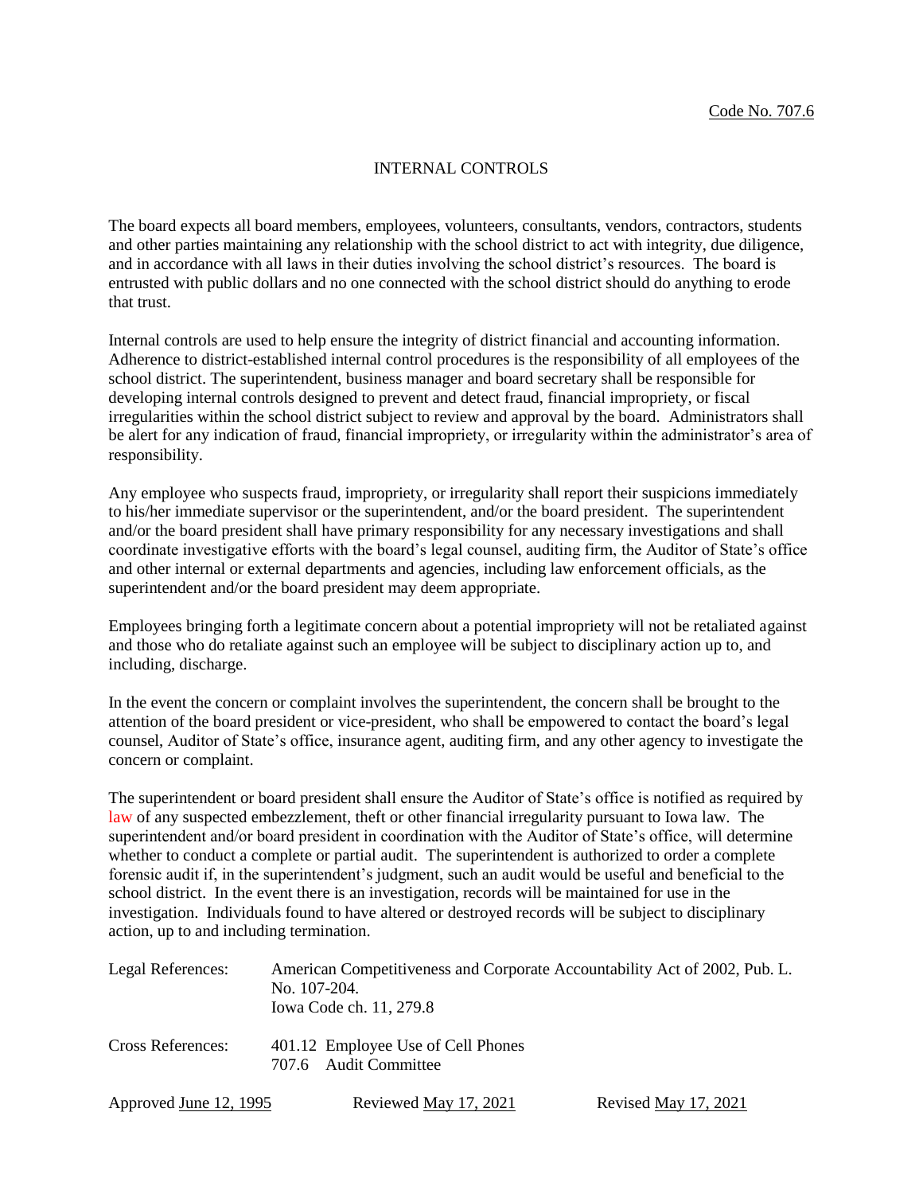Code No. 707.6

# INTERNAL CONTROLS

The board expects all board members, employees, volunteers, consultants, vendors, contractors, students and other parties maintaining any relationship with the school district to act with integrity, due diligence, and in accordance with all laws in their duties involving the school district's resources. The board is entrusted with public dollars and no one connected with the school district should do anything to erode that trust.

Internal controls are used to help ensure the integrity of district financial and accounting information. Adherence to district-established internal control procedures is the responsibility of all employees of the school district. The superintendent, business manager and board secretary shall be responsible for developing internal controls designed to prevent and detect fraud, financial impropriety, or fiscal irregularities within the school district subject to review and approval by the board. Administrators shall be alert for any indication of fraud, financial impropriety, or irregularity within the administrator's area of responsibility.

Any employee who suspects fraud, impropriety, or irregularity shall report their suspicions immediately to his/her immediate supervisor or the superintendent, and/or the board president. The superintendent and/or the board president shall have primary responsibility for any necessary investigations and shall coordinate investigative efforts with the board's legal counsel, auditing firm, the Auditor of State's office and other internal or external departments and agencies, including law enforcement officials, as the superintendent and/or the board president may deem appropriate.

Employees bringing forth a legitimate concern about a potential impropriety will not be retaliated against and those who do retaliate against such an employee will be subject to disciplinary action up to, and including, discharge.

In the event the concern or complaint involves the superintendent, the concern shall be brought to the attention of the board president or vice-president, who shall be empowered to contact the board's legal counsel, Auditor of State's office, insurance agent, auditing firm, and any other agency to investigate the concern or complaint.

The superintendent or board president shall ensure the Auditor of State's office is notified as required by law of any suspected embezzlement, theft or other financial irregularity pursuant to Iowa law. The superintendent and/or board president in coordination with the Auditor of State's office, will determine whether to conduct a complete or partial audit. The superintendent is authorized to order a complete forensic audit if, in the superintendent's judgment, such an audit would be useful and beneficial to the school district. In the event there is an investigation, records will be maintained for use in the investigation. Individuals found to have altered or destroyed records will be subject to disciplinary action, up to and including termination.

Legal References: American Competitiveness and Corporate Accountability Act of 2002, Pub. L. No. 107-204.
Iowa Code ch. 11, 279.8

Cross References: 401.12 Employee Use of Cell Phones
707.6 Audit Committee

Approved June 12, 1995 Reviewed May 17, 2021 Revised May 17, 2021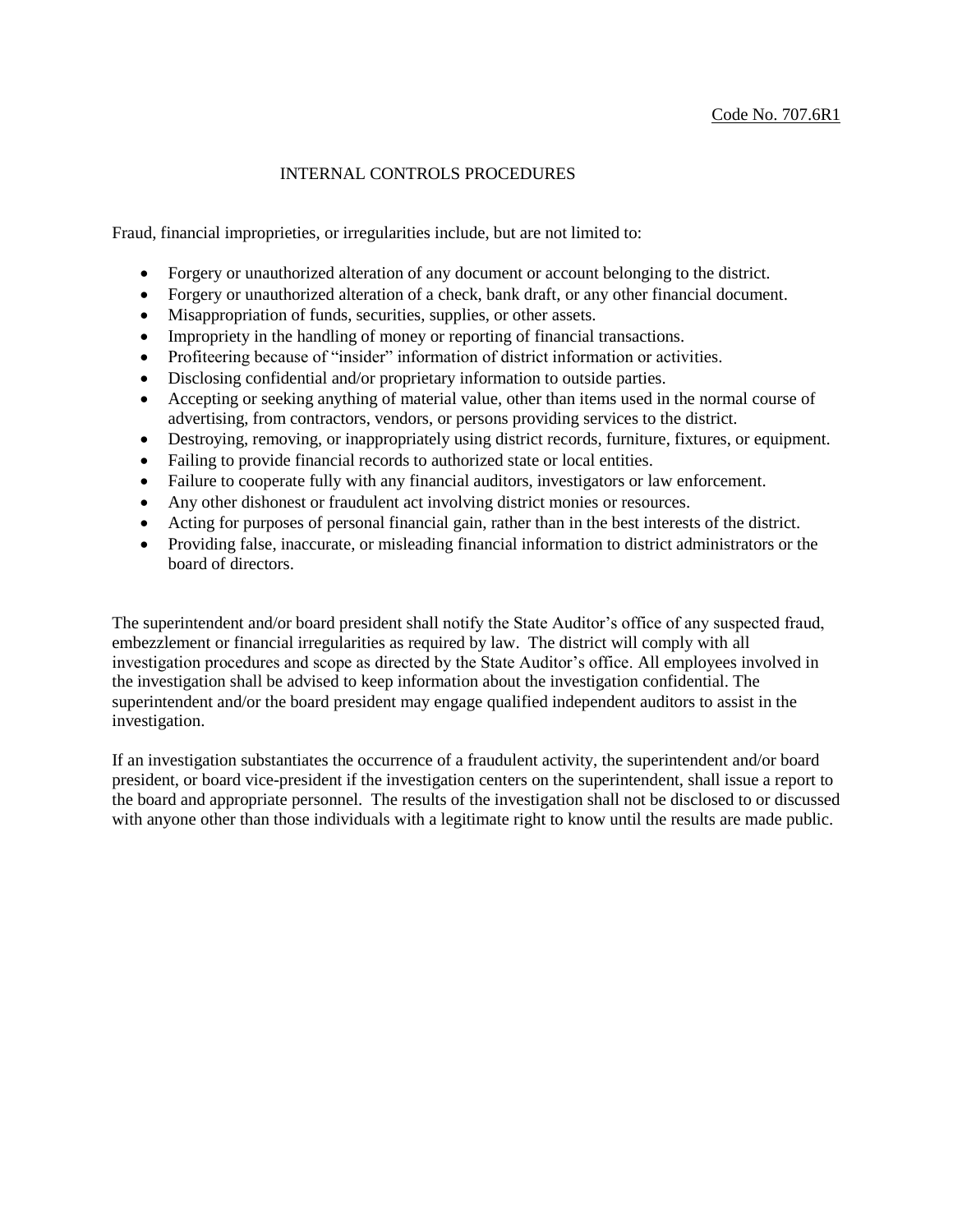Code No. 707.6R1

# INTERNAL CONTROLS PROCEDURES

Fraud, financial improprieties, or irregularities include, but are not limited to:

- Forgery or unauthorized alteration of any document or account belonging to the district.
- Forgery or unauthorized alteration of a check, bank draft, or any other financial document.
- Misappropriation of funds, securities, supplies, or other assets.
- Impropriety in the handling of money or reporting of financial transactions.
- Profiteering because of "insider" information of district information or activities.
- Disclosing confidential and/or proprietary information to outside parties.
- Accepting or seeking anything of material value, other than items used in the normal course of advertising, from contractors, vendors, or persons providing services to the district.
- Destroying, removing, or inappropriately using district records, furniture, fixtures, or equipment.
- Failing to provide financial records to authorized state or local entities.
- Failure to cooperate fully with any financial auditors, investigators or law enforcement.
- Any other dishonest or fraudulent act involving district monies or resources.
- Acting for purposes of personal financial gain, rather than in the best interests of the district.
- Providing false, inaccurate, or misleading financial information to district administrators or the board of directors.

The superintendent and/or board president shall notify the State Auditor's office of any suspected fraud, embezzlement or financial irregularities as required by law. The district will comply with all investigation procedures and scope as directed by the State Auditor's office. All employees involved in the investigation shall be advised to keep information about the investigation confidential. The superintendent and/or the board president may engage qualified independent auditors to assist in the investigation.

If an investigation substantiates the occurrence of a fraudulent activity, the superintendent and/or board president, or board vice-president if the investigation centers on the superintendent, shall issue a report to the board and appropriate personnel. The results of the investigation shall not be disclosed to or discussed with anyone other than those individuals with a legitimate right to know until the results are made public.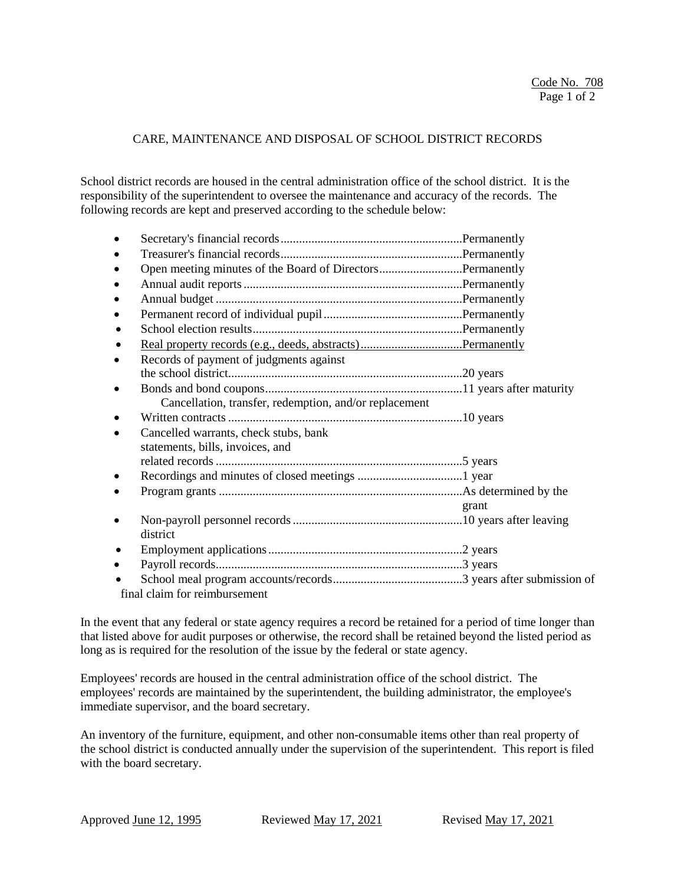Code No. 708

# CARE, MAINTENANCE AND DISPOSAL OF SCHOOL DISTRICT RECORDS

School district records are housed in the central administration office of the school district. It is the responsibility of the superintendent to oversee the maintenance and accuracy of the records. The following records are kept and preserved according to the schedule below:

- Secretary's financial records..........................................................Permanently
- Treasurer's financial records..........................................................Permanently
- Open meeting minutes of the Board of Directors..........................Permanently
- Annual audit reports......................................................................Permanently
- Annual budget ...............................................................................Permanently
- Permanent record of individual pupil............................................Permanently
- School election results...................................................................Permanently
- Real property records (e.g., deeds, abstracts)................................Permanently
- Records of payment of judgments against the school district...........................................................................20 years
- Bonds and bond coupons...............................................................11 years after maturity
  Cancellation, transfer, redemption, and/or replacement
- Written contracts ...........................................................................10 years
- Cancelled warrants, check stubs, bank statements, bills, invoices, and related records ...............................................................................5 years
- Recordings and minutes of closed meetings .................................1 year
- Program grants ..............................................................................As determined by the grant
- Non-payroll personnel records ......................................................10 years after leaving district
- Employment applications..............................................................2 years
- Payroll records...............................................................................3 years
- School meal program accounts/records.........................................3 years after submission of final claim for reimbursement

In the event that any federal or state agency requires a record be retained for a period of time longer than that listed above for audit purposes or otherwise, the record shall be retained beyond the listed period as long as is required for the resolution of the issue by the federal or state agency.

Employees' records are housed in the central administration office of the school district. The employees' records are maintained by the superintendent, the building administrator, the employee's immediate supervisor, and the board secretary.

An inventory of the furniture, equipment, and other non-consumable items other than real property of the school district is conducted annually under the supervision of the superintendent. This report is filed with the board secretary.

Approved June 12, 1995 Reviewed May 17, 2021 Revised May 17, 2021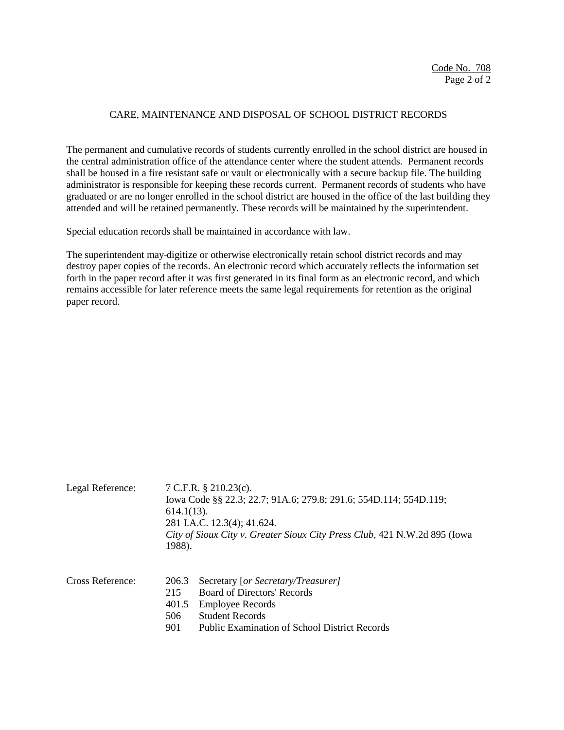Code No. 708

## CARE, MAINTENANCE AND DISPOSAL OF SCHOOL DISTRICT RECORDS

The permanent and cumulative records of students currently enrolled in the school district are housed in the central administration office of the attendance center where the student attends. Permanent records shall be housed in a fire resistant safe or vault or electronically with a secure backup file. The building administrator is responsible for keeping these records current. Permanent records of students who have graduated or are no longer enrolled in the school district are housed in the office of the last building they attended and will be retained permanently. These records will be maintained by the superintendent.

Special education records shall be maintained in accordance with law.

The superintendent may digitize or otherwise electronically retain school district records and may destroy paper copies of the records. An electronic record which accurately reflects the information set forth in the paper record after it was first generated in its final form as an electronic record, and which remains accessible for later reference meets the same legal requirements for retention as the original paper record.

Legal Reference: 7 C.F.R. § 210.23(c).
Iowa Code §§ 22.3; 22.7; 91A.6; 279.8; 291.6; 554D.114; 554D.119; 614.1(13).
281 I.A.C. 12.3(4); 41.624.
*City of Sioux City v. Greater Sioux City Press Club*, 421 N.W.2d 895 (Iowa 1988).

Cross Reference:
- 206.3 Secretary [*or Secretary/Treasurer]*
- 215 Board of Directors' Records
- 401.5 Employee Records
- 506 Student Records
- 901 Public Examination of School District Records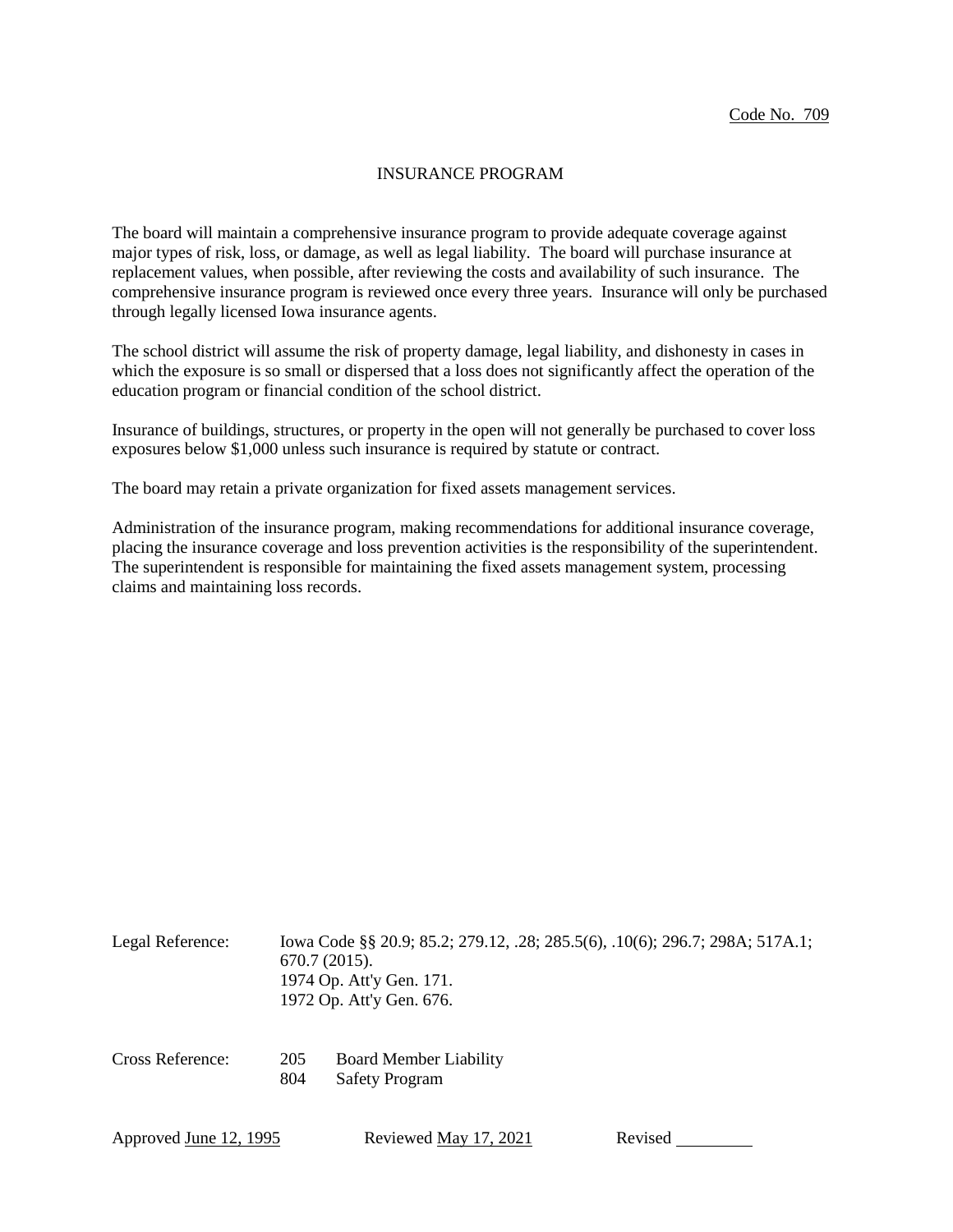Code No. 709

# INSURANCE PROGRAM

The board will maintain a comprehensive insurance program to provide adequate coverage against major types of risk, loss, or damage, as well as legal liability. The board will purchase insurance at replacement values, when possible, after reviewing the costs and availability of such insurance. The comprehensive insurance program is reviewed once every three years. Insurance will only be purchased through legally licensed Iowa insurance agents.

The school district will assume the risk of property damage, legal liability, and dishonesty in cases in which the exposure is so small or dispersed that a loss does not significantly affect the operation of the education program or financial condition of the school district.

Insurance of buildings, structures, or property in the open will not generally be purchased to cover loss exposures below $1,000 unless such insurance is required by statute or contract.

The board may retain a private organization for fixed assets management services.

Administration of the insurance program, making recommendations for additional insurance coverage, placing the insurance coverage and loss prevention activities is the responsibility of the superintendent. The superintendent is responsible for maintaining the fixed assets management system, processing claims and maintaining loss records.

Legal Reference: Iowa Code §§ 20.9; 85.2; 279.12, .28; 285.5(6), .10(6); 296.7; 298A; 517A.1; 670.7 (2015).
1974 Op. Att'y Gen. 171.
1972 Op. Att'y Gen. 676.

Cross Reference:
205 Board Member Liability
804 Safety Program

Approved June 12, 1995 Reviewed May 17, 2021 Revised \_\_\_\_\_\_\_\_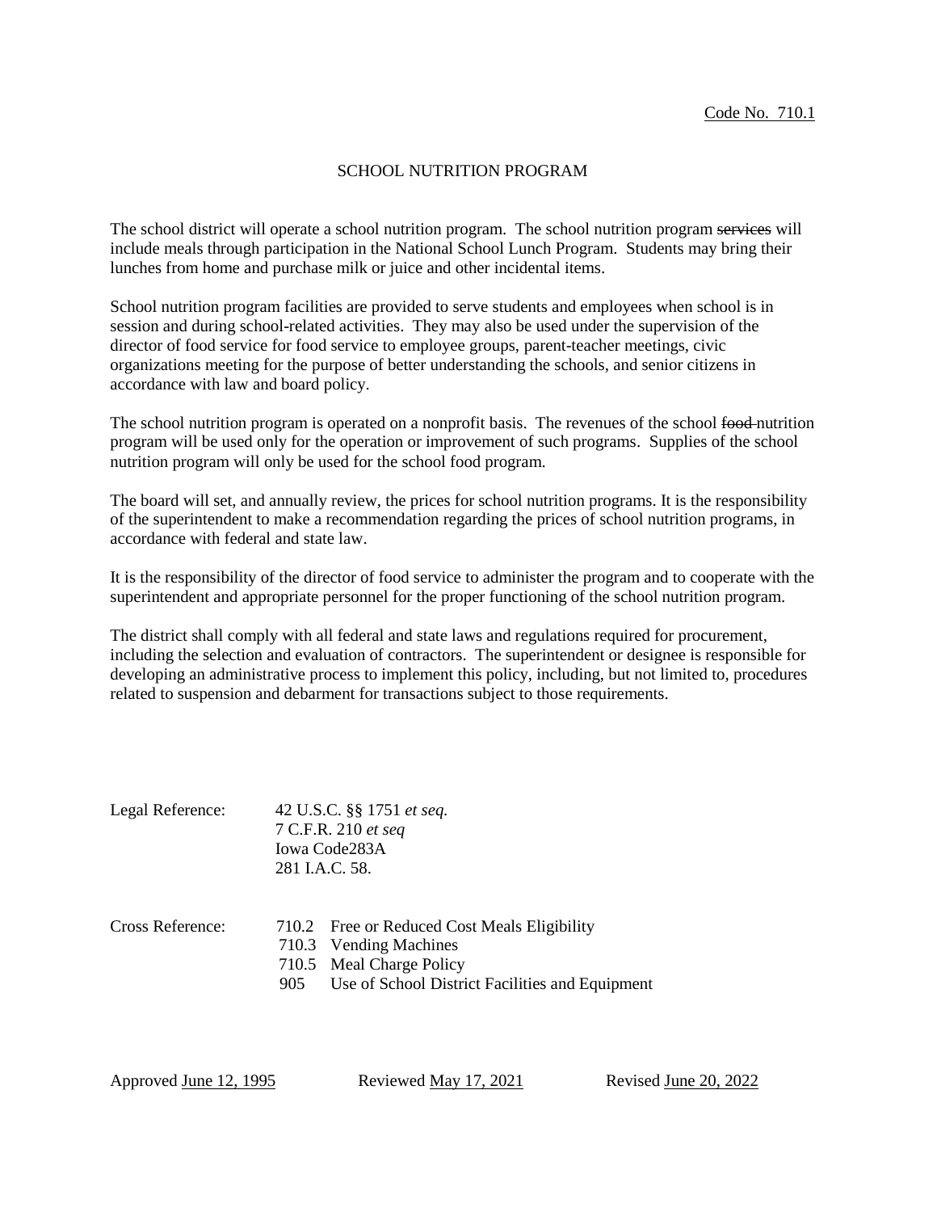Code No. 710.1

# SCHOOL NUTRITION PROGRAM

The school district will operate a school nutrition program. The school nutrition program ~~services~~ will include meals through participation in the National School Lunch Program. Students may bring their lunches from home and purchase milk or juice and other incidental items.

School nutrition program facilities are provided to serve students and employees when school is in session and during school-related activities. They may also be used under the supervision of the director of food service for food service to employee groups, parent-teacher meetings, civic organizations meeting for the purpose of better understanding the schools, and senior citizens in accordance with law and board policy.

The school nutrition program is operated on a nonprofit basis. The revenues of the school ~~food~~ nutrition program will be used only for the operation or improvement of such programs. Supplies of the school nutrition program will only be used for the school food program.

The board will set, and annually review, the prices for school nutrition programs. It is the responsibility of the superintendent to make a recommendation regarding the prices of school nutrition programs, in accordance with federal and state law.

It is the responsibility of the director of food service to administer the program and to cooperate with the superintendent and appropriate personnel for the proper functioning of the school nutrition program.

The district shall comply with all federal and state laws and regulations required for procurement, including the selection and evaluation of contractors. The superintendent or designee is responsible for developing an administrative process to implement this policy, including, but not limited to, procedures related to suspension and debarment for transactions subject to those requirements.

Legal Reference:
42 U.S.C. §§ 1751 *et seq.*
7 C.F.R. 210 *et seq*
Iowa Code283A
281 I.A.C. 58.

Cross Reference:
710.2 Free or Reduced Cost Meals Eligibility
710.3 Vending Machines
710.5 Meal Charge Policy
905 Use of School District Facilities and Equipment

Approved June 12, 1995    Reviewed May 17, 2021    Revised June 20, 2022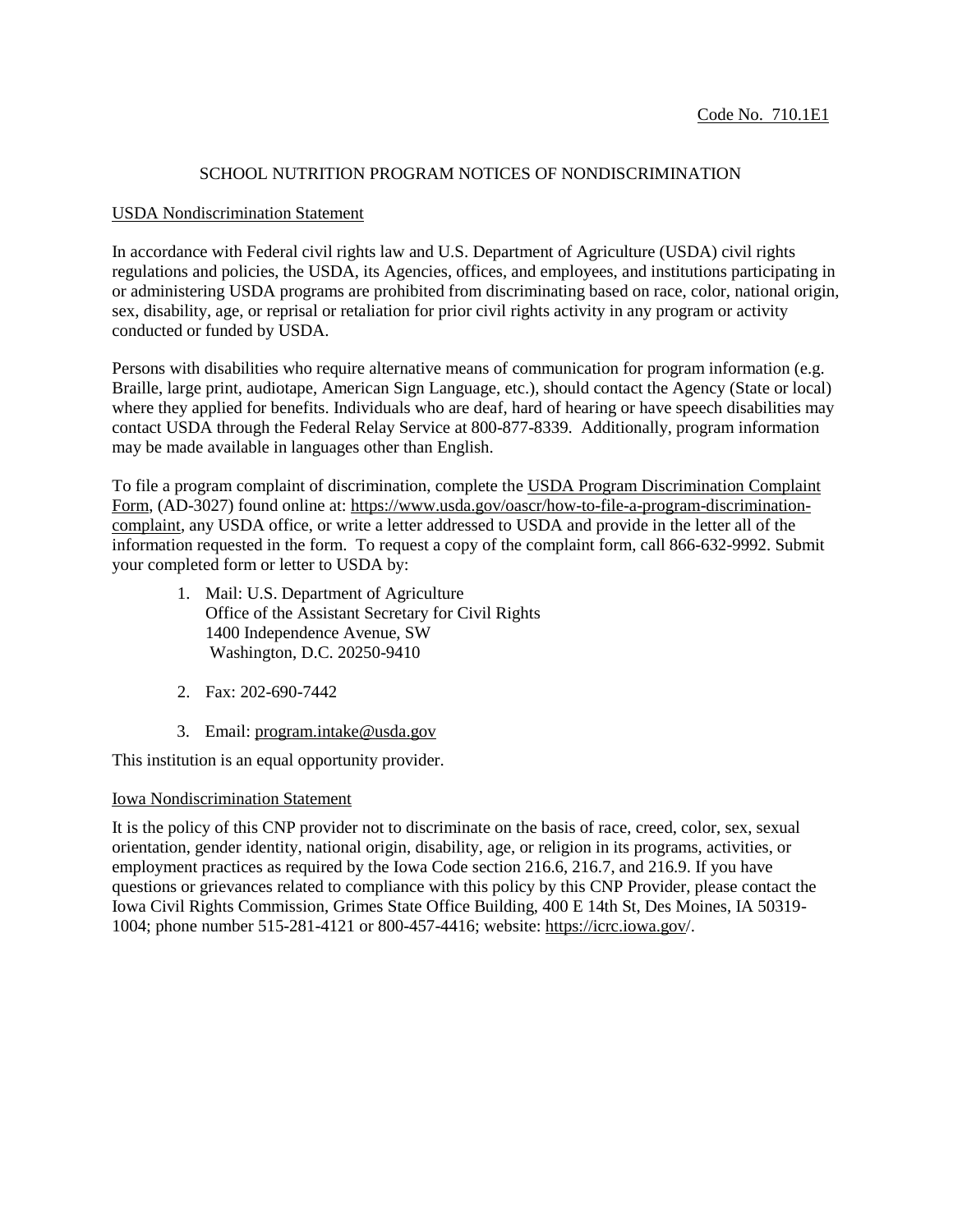Code No. 710.1E1

# SCHOOL NUTRITION PROGRAM NOTICES OF NONDISCRIMINATION

## USDA Nondiscrimination Statement

In accordance with Federal civil rights law and U.S. Department of Agriculture (USDA) civil rights regulations and policies, the USDA, its Agencies, offices, and employees, and institutions participating in or administering USDA programs are prohibited from discriminating based on race, color, national origin, sex, disability, age, or reprisal or retaliation for prior civil rights activity in any program or activity conducted or funded by USDA.

Persons with disabilities who require alternative means of communication for program information (e.g. Braille, large print, audiotape, American Sign Language, etc.), should contact the Agency (State or local) where they applied for benefits. Individuals who are deaf, hard of hearing or have speech disabilities may contact USDA through the Federal Relay Service at 800-877-8339. Additionally, program information may be made available in languages other than English.

To file a program complaint of discrimination, complete the USDA Program Discrimination Complaint Form, (AD-3027) found online at: https://www.usda.gov/oascr/how-to-file-a-program-discrimination-complaint, any USDA office, or write a letter addressed to USDA and provide in the letter all of the information requested in the form. To request a copy of the complaint form, call 866-632-9992. Submit your completed form or letter to USDA by:

1. Mail: U.S. Department of Agriculture
   Office of the Assistant Secretary for Civil Rights
   1400 Independence Avenue, SW
   Washington, D.C. 20250-9410

2. Fax: 202-690-7442

3. Email: program.intake@usda.gov

This institution is an equal opportunity provider.

## Iowa Nondiscrimination Statement

It is the policy of this CNP provider not to discriminate on the basis of race, creed, color, sex, sexual orientation, gender identity, national origin, disability, age, or religion in its programs, activities, or employment practices as required by the Iowa Code section 216.6, 216.7, and 216.9. If you have questions or grievances related to compliance with this policy by this CNP Provider, please contact the Iowa Civil Rights Commission, Grimes State Office Building, 400 E 14th St, Des Moines, IA 50319-1004; phone number 515-281-4121 or 800-457-4416; website: https://icrc.iowa.gov/.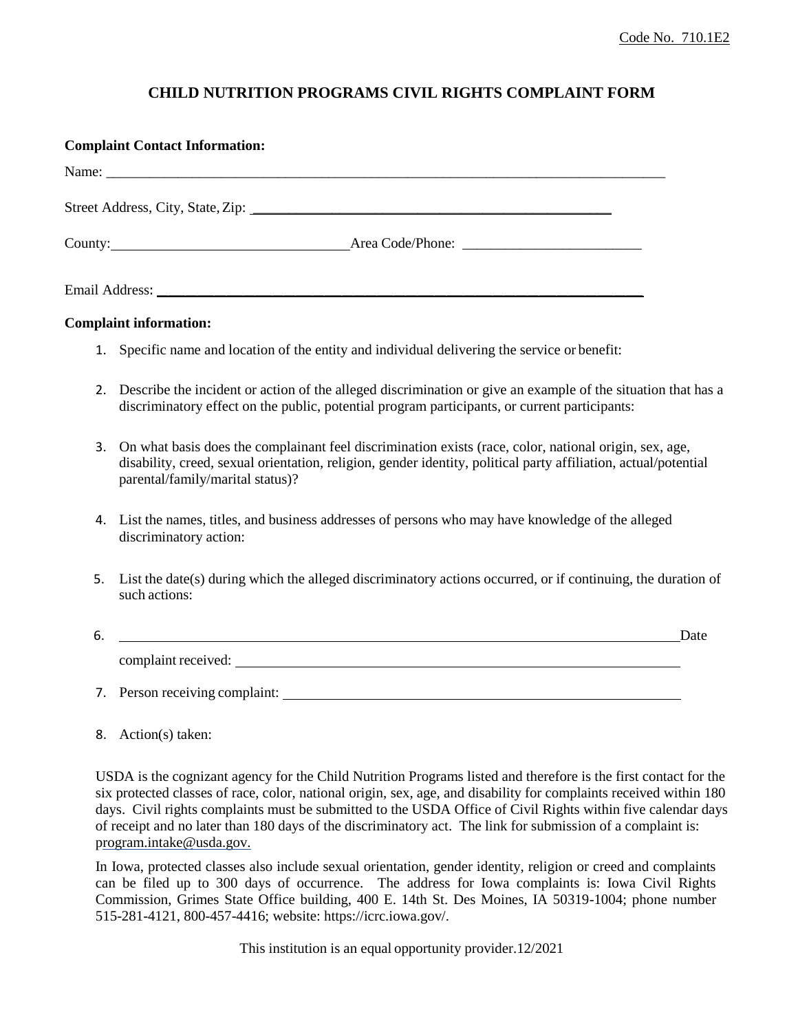Code No. 710.1E2

# CHILD NUTRITION PROGRAMS CIVIL RIGHTS COMPLAINT FORM

**Complaint Contact Information:**

Name: ____________________________________________________________________________

Street Address, City, State, Zip: ______________________________________________

County: ________________________________ Area Code/Phone: _________________________

Email Address: ____________________________________________________________________

**Complaint information:**

1. Specific name and location of the entity and individual delivering the service or benefit:

2. Describe the incident or action of the alleged discrimination or give an example of the situation that has a discriminatory effect on the public, potential program participants, or current participants:

3. On what basis does the complainant feel discrimination exists (race, color, national origin, sex, age, disability, creed, sexual orientation, religion, gender identity, political party affiliation, actual/potential parental/family/marital status)?

4. List the names, titles, and business addresses of persons who may have knowledge of the alleged discriminatory action:

5. List the date(s) during which the alleged discriminatory actions occurred, or if continuing, the duration of such actions:

6. ____________________________________________________________________________ Date complaint received: ______________________________________________________________

7. Person receiving complaint: _______________________________________________________

8. Action(s) taken:

USDA is the cognizant agency for the Child Nutrition Programs listed and therefore is the first contact for the six protected classes of race, color, national origin, sex, age, and disability for complaints received within 180 days. Civil rights complaints must be submitted to the USDA Office of Civil Rights within five calendar days of receipt and no later than 180 days of the discriminatory act. The link for submission of a complaint is: program.intake@usda.gov.

In Iowa, protected classes also include sexual orientation, gender identity, religion or creed and complaints can be filed up to 300 days of occurrence. The address for Iowa complaints is: Iowa Civil Rights Commission, Grimes State Office building, 400 E. 14th St. Des Moines, IA 50319-1004; phone number 515-281-4121, 800-457-4416; website: https://icrc.iowa.gov/.

This institution is an equal opportunity provider.12/2021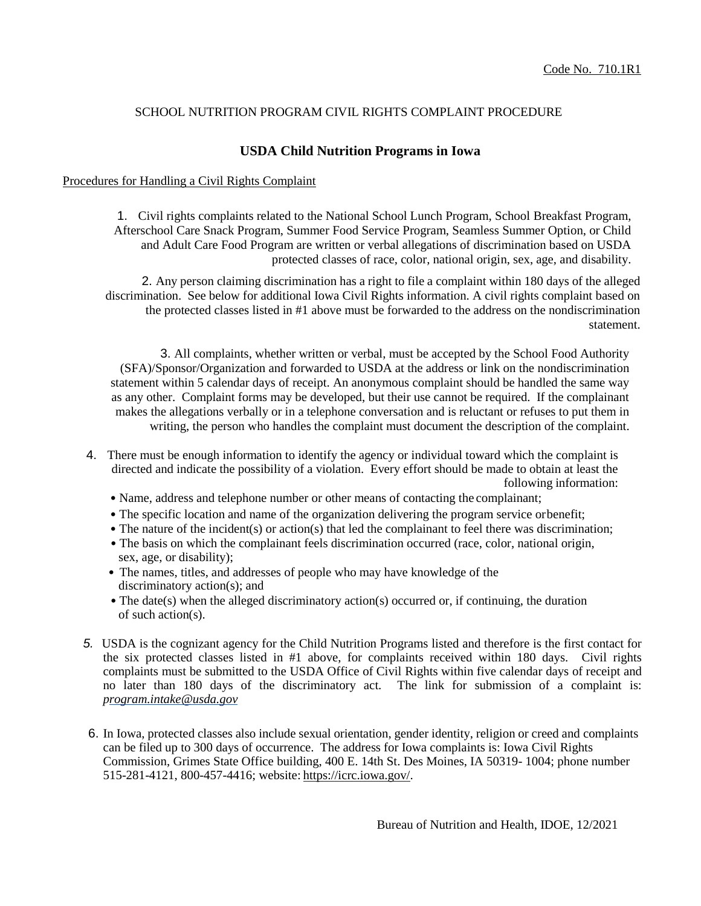Code No. 710.1R1

SCHOOL NUTRITION PROGRAM CIVIL RIGHTS COMPLAINT PROCEDURE

## USDA Child Nutrition Programs in Iowa

Procedures for Handling a Civil Rights Complaint

1. Civil rights complaints related to the National School Lunch Program, School Breakfast Program, Afterschool Care Snack Program, Summer Food Service Program, Seamless Summer Option, or Child and Adult Care Food Program are written or verbal allegations of discrimination based on USDA protected classes of race, color, national origin, sex, age, and disability.

2. Any person claiming discrimination has a right to file a complaint within 180 days of the alleged discrimination. See below for additional Iowa Civil Rights information. A civil rights complaint based on the protected classes listed in #1 above must be forwarded to the address on the nondiscrimination statement.

3. All complaints, whether written or verbal, must be accepted by the School Food Authority (SFA)/Sponsor/Organization and forwarded to USDA at the address or link on the nondiscrimination statement within 5 calendar days of receipt. An anonymous complaint should be handled the same way as any other. Complaint forms may be developed, but their use cannot be required. If the complainant makes the allegations verbally or in a telephone conversation and is reluctant or refuses to put them in writing, the person who handles the complaint must document the description of the complaint.

4. There must be enough information to identify the agency or individual toward which the complaint is directed and indicate the possibility of a violation. Every effort should be made to obtain at least the following information:
   - Name, address and telephone number or other means of contacting the complainant;
   - The specific location and name of the organization delivering the program service or benefit;
   - The nature of the incident(s) or action(s) that led the complainant to feel there was discrimination;
   - The basis on which the complainant feels discrimination occurred (race, color, national origin, sex, age, or disability);
   - The names, titles, and addresses of people who may have knowledge of the discriminatory action(s); and
   - The date(s) when the alleged discriminatory action(s) occurred or, if continuing, the duration of such action(s).

5. USDA is the cognizant agency for the Child Nutrition Programs listed and therefore is the first contact for the six protected classes listed in #1 above, for complaints received within 180 days. Civil rights complaints must be submitted to the USDA Office of Civil Rights within five calendar days of receipt and no later than 180 days of the discriminatory act. The link for submission of a complaint is: *program.intake@usda.gov*

6. In Iowa, protected classes also include sexual orientation, gender identity, religion or creed and complaints can be filed up to 300 days of occurrence. The address for Iowa complaints is: Iowa Civil Rights Commission, Grimes State Office building, 400 E. 14th St. Des Moines, IA 50319- 1004; phone number 515-281-4121, 800-457-4416; website: https://icrc.iowa.gov/.

Bureau of Nutrition and Health, IDOE, 12/2021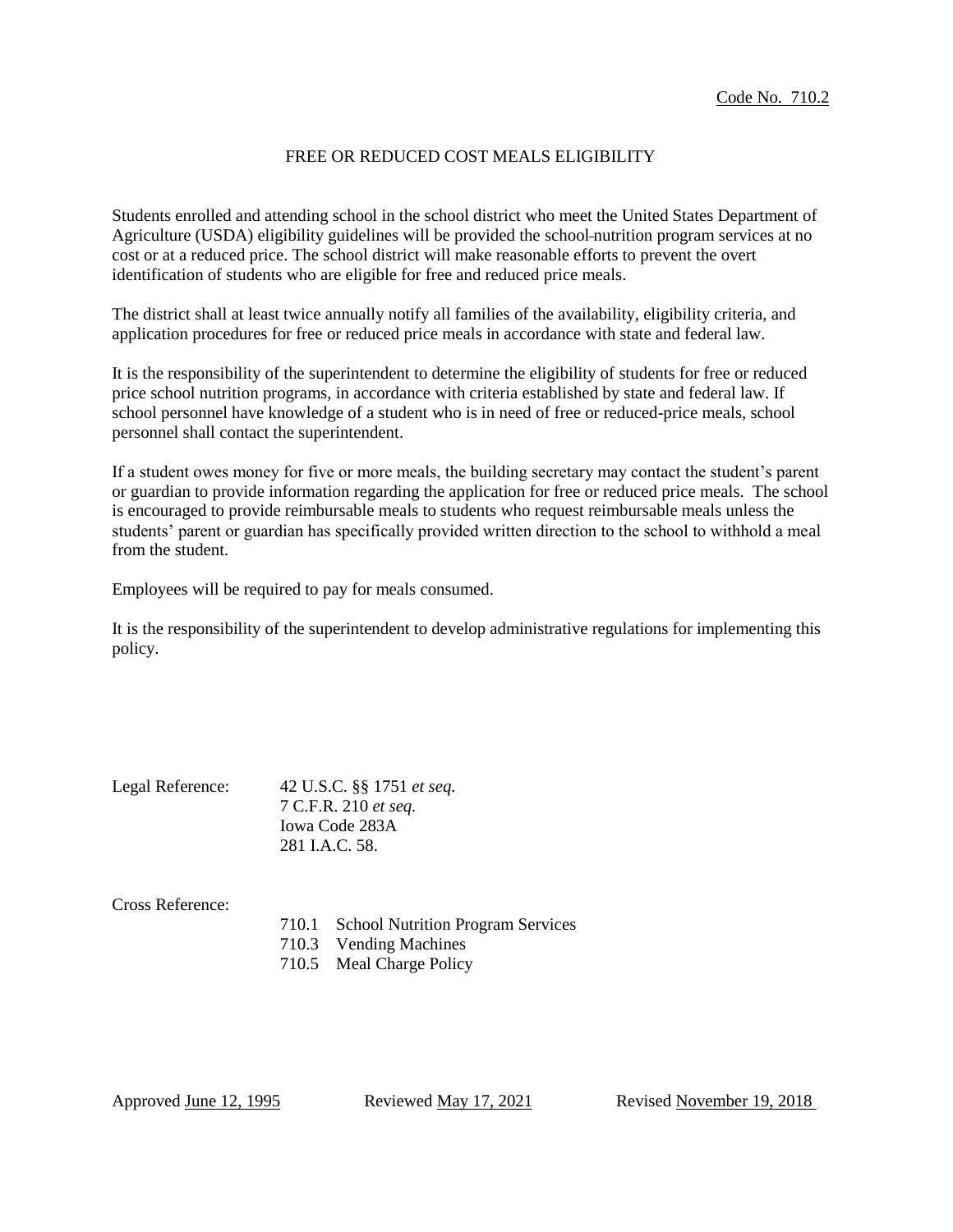Code No. 710.2

# FREE OR REDUCED COST MEALS ELIGIBILITY

Students enrolled and attending school in the school district who meet the United States Department of Agriculture (USDA) eligibility guidelines will be provided the school nutrition program services at no cost or at a reduced price. The school district will make reasonable efforts to prevent the overt identification of students who are eligible for free and reduced price meals.

The district shall at least twice annually notify all families of the availability, eligibility criteria, and application procedures for free or reduced price meals in accordance with state and federal law.

It is the responsibility of the superintendent to determine the eligibility of students for free or reduced price school nutrition programs, in accordance with criteria established by state and federal law. If school personnel have knowledge of a student who is in need of free or reduced-price meals, school personnel shall contact the superintendent.

If a student owes money for five or more meals, the building secretary may contact the student's parent or guardian to provide information regarding the application for free or reduced price meals. The school is encouraged to provide reimbursable meals to students who request reimbursable meals unless the students' parent or guardian has specifically provided written direction to the school to withhold a meal from the student.

Employees will be required to pay for meals consumed.

It is the responsibility of the superintendent to develop administrative regulations for implementing this policy.

Legal Reference: 42 U.S.C. §§ 1751 *et seq.*
7 C.F.R. 210 *et seq.*
Iowa Code 283A
281 I.A.C. 58.

Cross Reference:
710.1 School Nutrition Program Services
710.3 Vending Machines
710.5 Meal Charge Policy

Approved June 12, 1995 Reviewed May 17, 2021 Revised November 19, 2018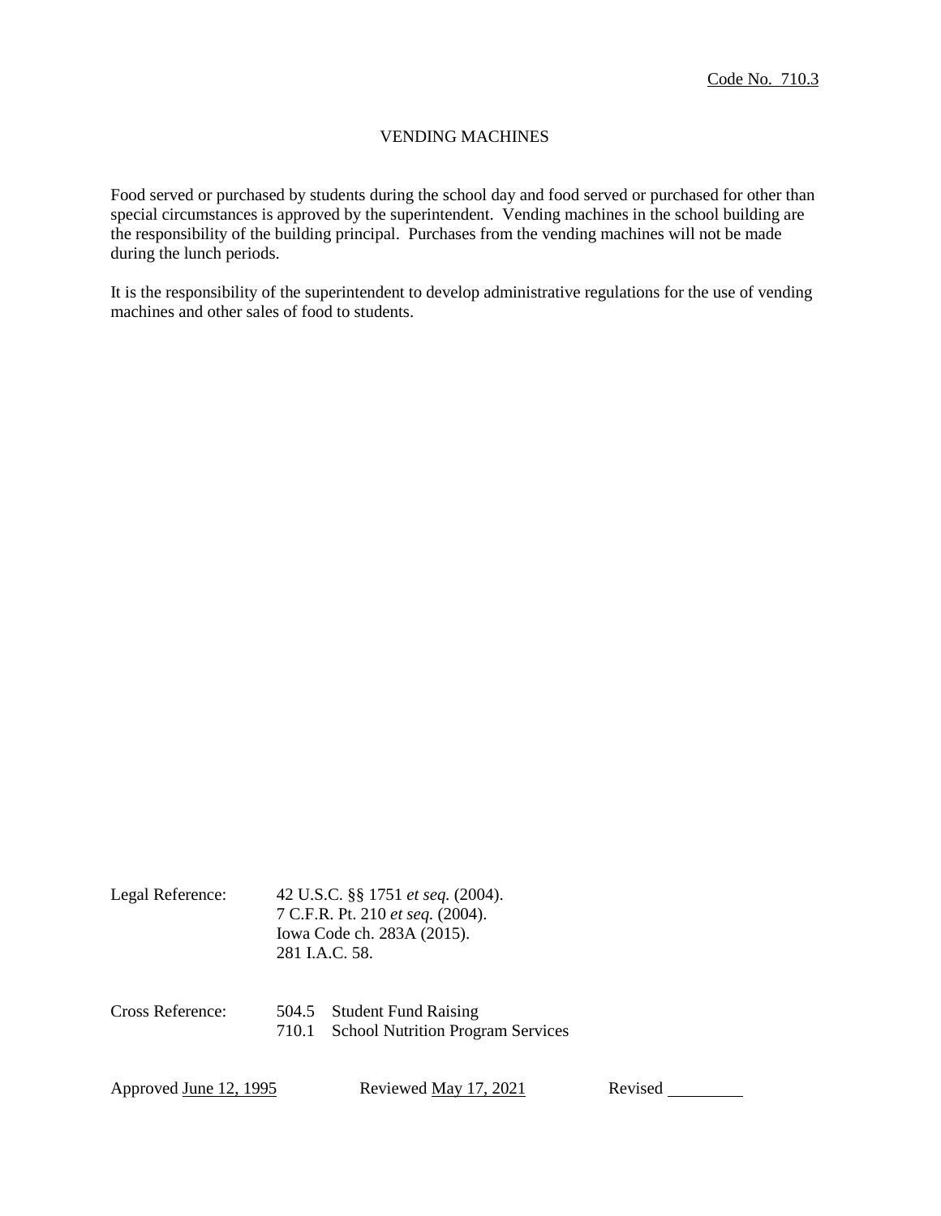Code No. 710.3

# VENDING MACHINES

Food served or purchased by students during the school day and food served or purchased for other than special circumstances is approved by the superintendent. Vending machines in the school building are the responsibility of the building principal. Purchases from the vending machines will not be made during the lunch periods.

It is the responsibility of the superintendent to develop administrative regulations for the use of vending machines and other sales of food to students.

Legal Reference: 42 U.S.C. §§ 1751 *et seq.* (2004).
7 C.F.R. Pt. 210 *et seq.* (2004).
Iowa Code ch. 283A (2015).
281 I.A.C. 58.

Cross Reference: 504.5 Student Fund Raising
710.1 School Nutrition Program Services

Approved June 12, 1995 Reviewed May 17, 2021 Revised ________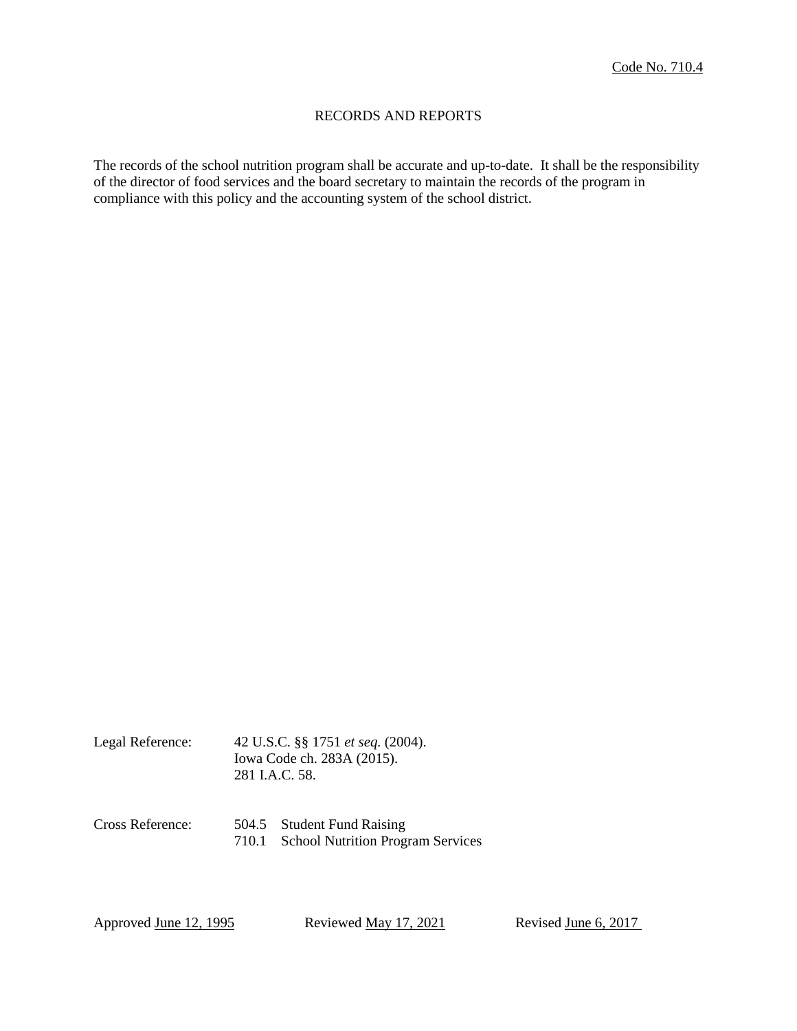Code No. 710.4

# RECORDS AND REPORTS

The records of the school nutrition program shall be accurate and up-to-date. It shall be the responsibility of the director of food services and the board secretary to maintain the records of the program in compliance with this policy and the accounting system of the school district.

Legal Reference: 42 U.S.C. §§ 1751 *et seq.* (2004).
Iowa Code ch. 283A (2015).
281 I.A.C. 58.

Cross Reference: 504.5 Student Fund Raising
710.1 School Nutrition Program Services

Approved June 12, 1995 Reviewed May 17, 2021 Revised June 6, 2017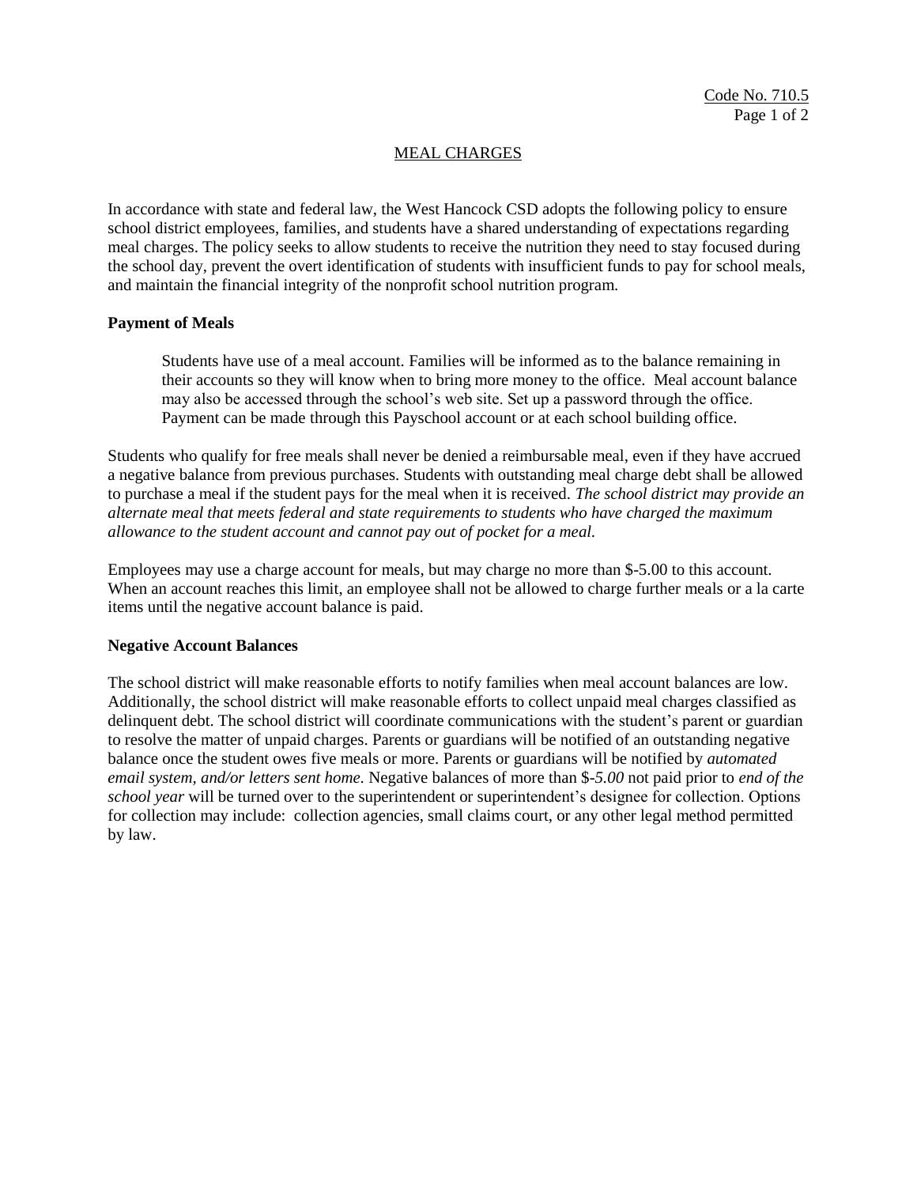Code No. 710.5

## MEAL CHARGES

In accordance with state and federal law, the West Hancock CSD adopts the following policy to ensure school district employees, families, and students have a shared understanding of expectations regarding meal charges. The policy seeks to allow students to receive the nutrition they need to stay focused during the school day, prevent the overt identification of students with insufficient funds to pay for school meals, and maintain the financial integrity of the nonprofit school nutrition program.

### Payment of Meals

Students have use of a meal account. Families will be informed as to the balance remaining in their accounts so they will know when to bring more money to the office. Meal account balance may also be accessed through the school's web site. Set up a password through the office. Payment can be made through this Payschool account or at each school building office.

Students who qualify for free meals shall never be denied a reimbursable meal, even if they have accrued a negative balance from previous purchases. Students with outstanding meal charge debt shall be allowed to purchase a meal if the student pays for the meal when it is received. *The school district may provide an alternate meal that meets federal and state requirements to students who have charged the maximum allowance to the student account and cannot pay out of pocket for a meal.*

Employees may use a charge account for meals, but may charge no more than $-5.00 to this account. When an account reaches this limit, an employee shall not be allowed to charge further meals or a la carte items until the negative account balance is paid.

### Negative Account Balances

The school district will make reasonable efforts to notify families when meal account balances are low. Additionally, the school district will make reasonable efforts to collect unpaid meal charges classified as delinquent debt. The school district will coordinate communications with the student's parent or guardian to resolve the matter of unpaid charges. Parents or guardians will be notified of an outstanding negative balance once the student owes five meals or more. Parents or guardians will be notified by *automated email system, and/or letters sent home.* Negative balances of more than $-*5.00* not paid prior to *end of the school year* will be turned over to the superintendent or superintendent's designee for collection. Options for collection may include: collection agencies, small claims court, or any other legal method permitted by law.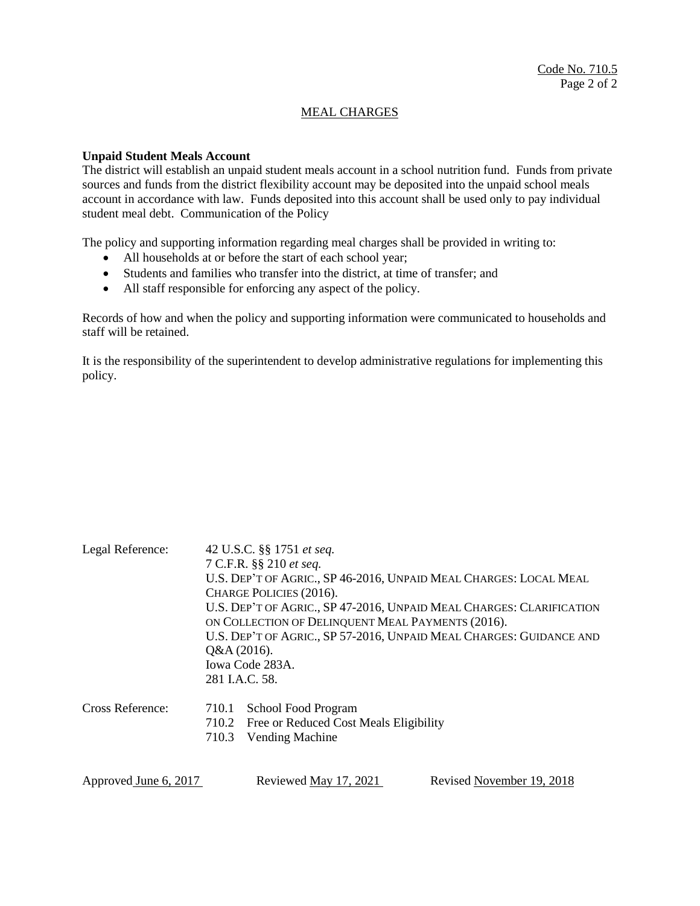## MEAL CHARGES

**Unpaid Student Meals Account**
The district will establish an unpaid student meals account in a school nutrition fund. Funds from private sources and funds from the district flexibility account may be deposited into the unpaid school meals account in accordance with law. Funds deposited into this account shall be used only to pay individual student meal debt. Communication of the Policy

The policy and supporting information regarding meal charges shall be provided in writing to:

- All households at or before the start of each school year;
- Students and families who transfer into the district, at time of transfer; and
- All staff responsible for enforcing any aspect of the policy.

Records of how and when the policy and supporting information were communicated to households and staff will be retained.

It is the responsibility of the superintendent to develop administrative regulations for implementing this policy.

Legal Reference:
42 U.S.C. §§ 1751 *et seq.*
7 C.F.R. §§ 210 *et seq.*
U.S. DEP'T OF AGRIC., SP 46-2016, UNPAID MEAL CHARGES: LOCAL MEAL CHARGE POLICIES (2016).
U.S. DEP'T OF AGRIC., SP 47-2016, UNPAID MEAL CHARGES: CLARIFICATION ON COLLECTION OF DELINQUENT MEAL PAYMENTS (2016).
U.S. DEP'T OF AGRIC., SP 57-2016, UNPAID MEAL CHARGES: GUIDANCE AND Q&A (2016).
Iowa Code 283A.
281 I.A.C. 58.

Cross Reference:
710.1 School Food Program
710.2 Free or Reduced Cost Meals Eligibility
710.3 Vending Machine

Approved June 6, 2017 &nbsp;&nbsp;&nbsp; Reviewed May 17, 2021 &nbsp;&nbsp;&nbsp; Revised November 19, 2018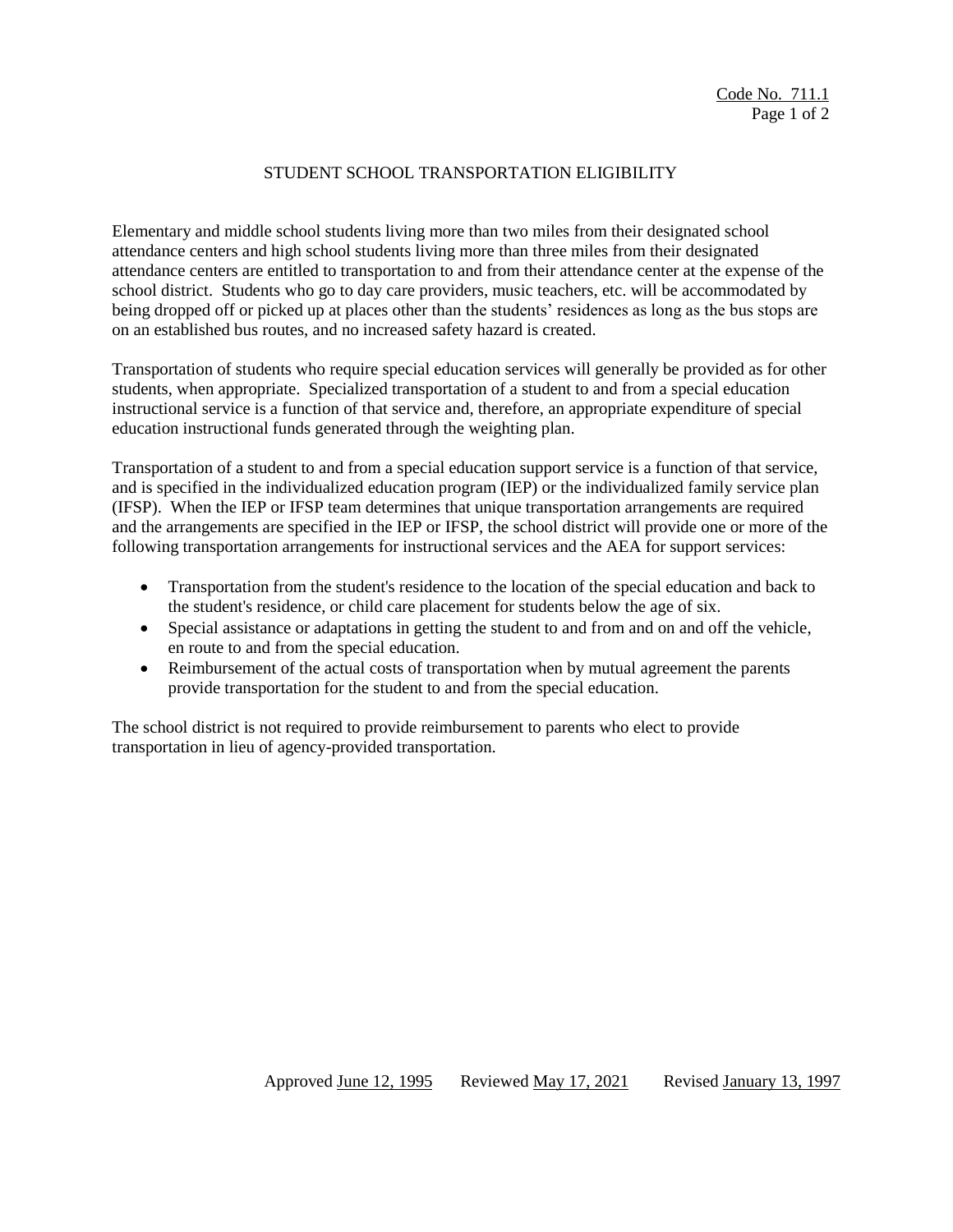Code No. 711.1

# STUDENT SCHOOL TRANSPORTATION ELIGIBILITY

Elementary and middle school students living more than two miles from their designated school attendance centers and high school students living more than three miles from their designated attendance centers are entitled to transportation to and from their attendance center at the expense of the school district. Students who go to day care providers, music teachers, etc. will be accommodated by being dropped off or picked up at places other than the students' residences as long as the bus stops are on an established bus routes, and no increased safety hazard is created.

Transportation of students who require special education services will generally be provided as for other students, when appropriate. Specialized transportation of a student to and from a special education instructional service is a function of that service and, therefore, an appropriate expenditure of special education instructional funds generated through the weighting plan.

Transportation of a student to and from a special education support service is a function of that service, and is specified in the individualized education program (IEP) or the individualized family service plan (IFSP). When the IEP or IFSP team determines that unique transportation arrangements are required and the arrangements are specified in the IEP or IFSP, the school district will provide one or more of the following transportation arrangements for instructional services and the AEA for support services:

- Transportation from the student's residence to the location of the special education and back to the student's residence, or child care placement for students below the age of six.
- Special assistance or adaptations in getting the student to and from and on and off the vehicle, en route to and from the special education.
- Reimbursement of the actual costs of transportation when by mutual agreement the parents provide transportation for the student to and from the special education.

The school district is not required to provide reimbursement to parents who elect to provide transportation in lieu of agency-provided transportation.

Approved June 12, 1995 Reviewed May 17, 2021 Revised January 13, 1997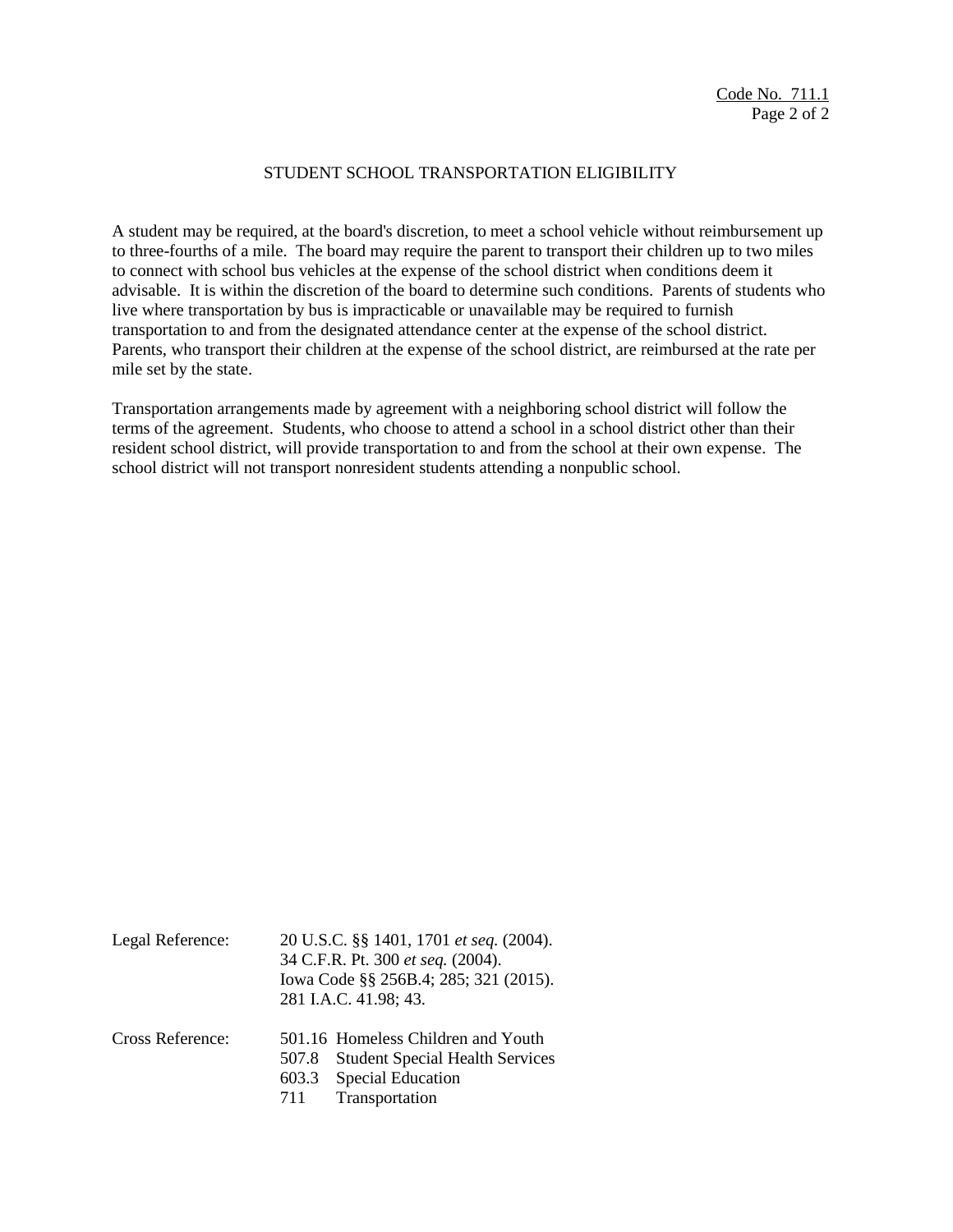## STUDENT SCHOOL TRANSPORTATION ELIGIBILITY

A student may be required, at the board's discretion, to meet a school vehicle without reimbursement up to three-fourths of a mile. The board may require the parent to transport their children up to two miles to connect with school bus vehicles at the expense of the school district when conditions deem it advisable. It is within the discretion of the board to determine such conditions. Parents of students who live where transportation by bus is impracticable or unavailable may be required to furnish transportation to and from the designated attendance center at the expense of the school district. Parents, who transport their children at the expense of the school district, are reimbursed at the rate per mile set by the state.

Transportation arrangements made by agreement with a neighboring school district will follow the terms of the agreement. Students, who choose to attend a school in a school district other than their resident school district, will provide transportation to and from the school at their own expense. The school district will not transport nonresident students attending a nonpublic school.

Legal Reference: 20 U.S.C. §§ 1401, 1701 *et seq.* (2004).
34 C.F.R. Pt. 300 *et seq.* (2004).
Iowa Code §§ 256B.4; 285; 321 (2015).
281 I.A.C. 41.98; 43.

Cross Reference: 501.16 Homeless Children and Youth
507.8 Student Special Health Services
603.3 Special Education
711 Transportation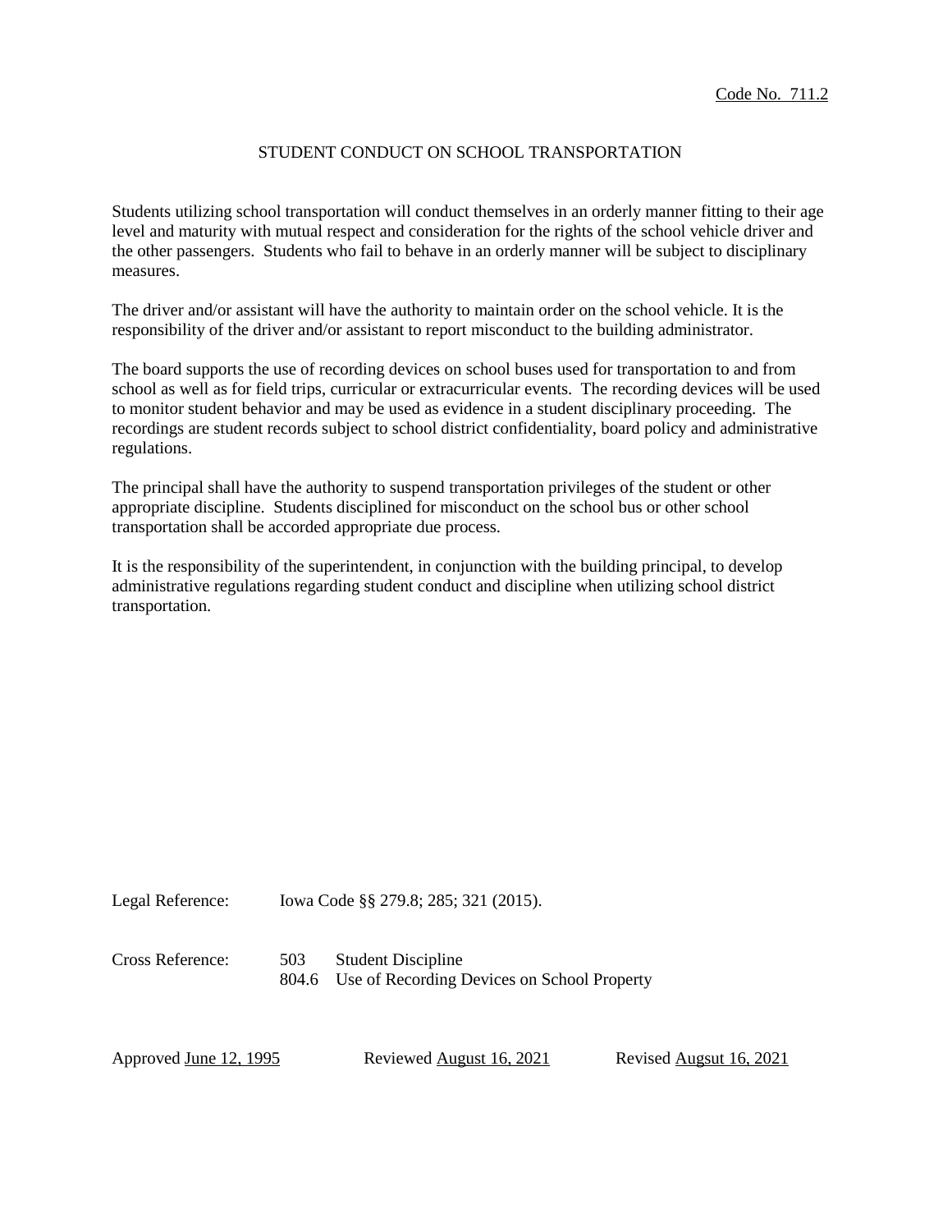Code No. 711.2

# STUDENT CONDUCT ON SCHOOL TRANSPORTATION

Students utilizing school transportation will conduct themselves in an orderly manner fitting to their age level and maturity with mutual respect and consideration for the rights of the school vehicle driver and the other passengers. Students who fail to behave in an orderly manner will be subject to disciplinary measures.

The driver and/or assistant will have the authority to maintain order on the school vehicle. It is the responsibility of the driver and/or assistant to report misconduct to the building administrator.

The board supports the use of recording devices on school buses used for transportation to and from school as well as for field trips, curricular or extracurricular events. The recording devices will be used to monitor student behavior and may be used as evidence in a student disciplinary proceeding. The recordings are student records subject to school district confidentiality, board policy and administrative regulations.

The principal shall have the authority to suspend transportation privileges of the student or other appropriate discipline. Students disciplined for misconduct on the school bus or other school transportation shall be accorded appropriate due process.

It is the responsibility of the superintendent, in conjunction with the building principal, to develop administrative regulations regarding student conduct and discipline when utilizing school district transportation.

Legal Reference: Iowa Code §§ 279.8; 285; 321 (2015).

Cross Reference:
- 503 Student Discipline
- 804.6 Use of Recording Devices on School Property

Approved June 12, 1995 &nbsp;&nbsp;&nbsp; Reviewed August 16, 2021 &nbsp;&nbsp;&nbsp; Revised Augsut 16, 2021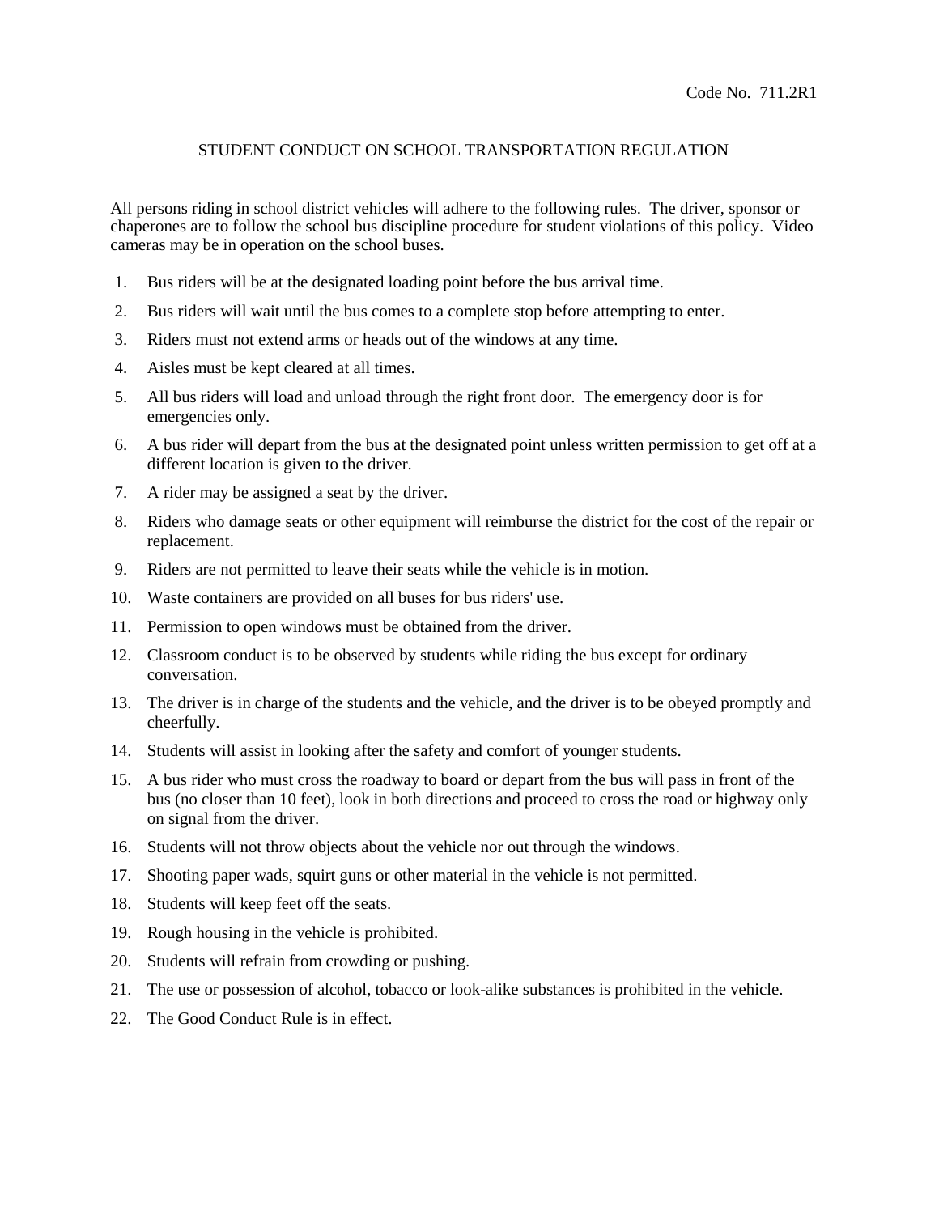Code No. 711.2R1

## STUDENT CONDUCT ON SCHOOL TRANSPORTATION REGULATION

All persons riding in school district vehicles will adhere to the following rules. The driver, sponsor or chaperones are to follow the school bus discipline procedure for student violations of this policy. Video cameras may be in operation on the school buses.

1. Bus riders will be at the designated loading point before the bus arrival time.
2. Bus riders will wait until the bus comes to a complete stop before attempting to enter.
3. Riders must not extend arms or heads out of the windows at any time.
4. Aisles must be kept cleared at all times.
5. All bus riders will load and unload through the right front door. The emergency door is for emergencies only.
6. A bus rider will depart from the bus at the designated point unless written permission to get off at a different location is given to the driver.
7. A rider may be assigned a seat by the driver.
8. Riders who damage seats or other equipment will reimburse the district for the cost of the repair or replacement.
9. Riders are not permitted to leave their seats while the vehicle is in motion.
10. Waste containers are provided on all buses for bus riders' use.
11. Permission to open windows must be obtained from the driver.
12. Classroom conduct is to be observed by students while riding the bus except for ordinary conversation.
13. The driver is in charge of the students and the vehicle, and the driver is to be obeyed promptly and cheerfully.
14. Students will assist in looking after the safety and comfort of younger students.
15. A bus rider who must cross the roadway to board or depart from the bus will pass in front of the bus (no closer than 10 feet), look in both directions and proceed to cross the road or highway only on signal from the driver.
16. Students will not throw objects about the vehicle nor out through the windows.
17. Shooting paper wads, squirt guns or other material in the vehicle is not permitted.
18. Students will keep feet off the seats.
19. Rough housing in the vehicle is prohibited.
20. Students will refrain from crowding or pushing.
21. The use or possession of alcohol, tobacco or look-alike substances is prohibited in the vehicle.
22. The Good Conduct Rule is in effect.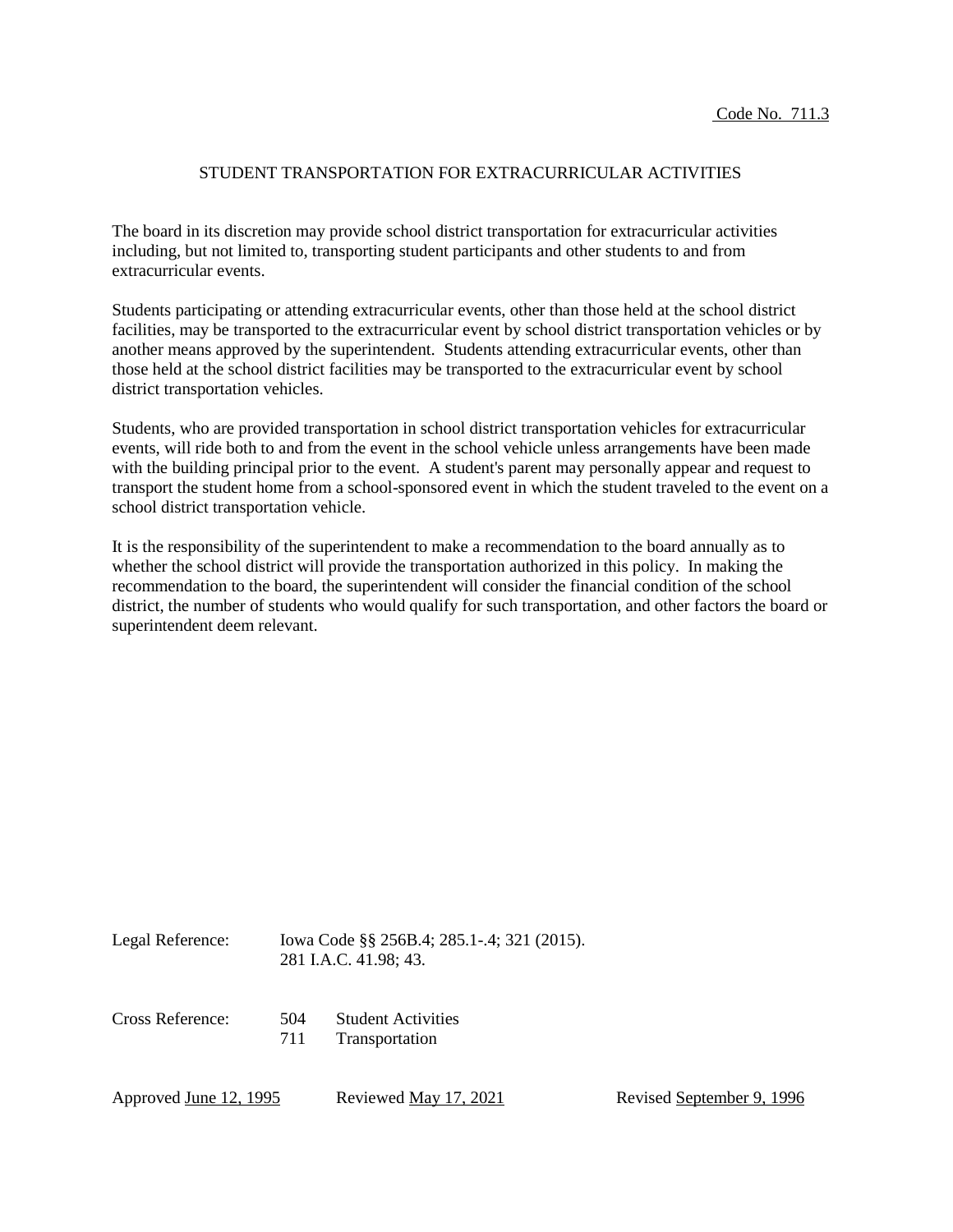Code No. 711.3

# STUDENT TRANSPORTATION FOR EXTRACURRICULAR ACTIVITIES

The board in its discretion may provide school district transportation for extracurricular activities including, but not limited to, transporting student participants and other students to and from extracurricular events.

Students participating or attending extracurricular events, other than those held at the school district facilities, may be transported to the extracurricular event by school district transportation vehicles or by another means approved by the superintendent. Students attending extracurricular events, other than those held at the school district facilities may be transported to the extracurricular event by school district transportation vehicles.

Students, who are provided transportation in school district transportation vehicles for extracurricular events, will ride both to and from the event in the school vehicle unless arrangements have been made with the building principal prior to the event. A student's parent may personally appear and request to transport the student home from a school-sponsored event in which the student traveled to the event on a school district transportation vehicle.

It is the responsibility of the superintendent to make a recommendation to the board annually as to whether the school district will provide the transportation authorized in this policy. In making the recommendation to the board, the superintendent will consider the financial condition of the school district, the number of students who would qualify for such transportation, and other factors the board or superintendent deem relevant.

Legal Reference: Iowa Code §§ 256B.4; 285.1-.4; 321 (2015).
281 I.A.C. 41.98; 43.

Cross Reference: 504 Student Activities
711 Transportation

Approved June 12, 1995 Reviewed May 17, 2021 Revised September 9, 1996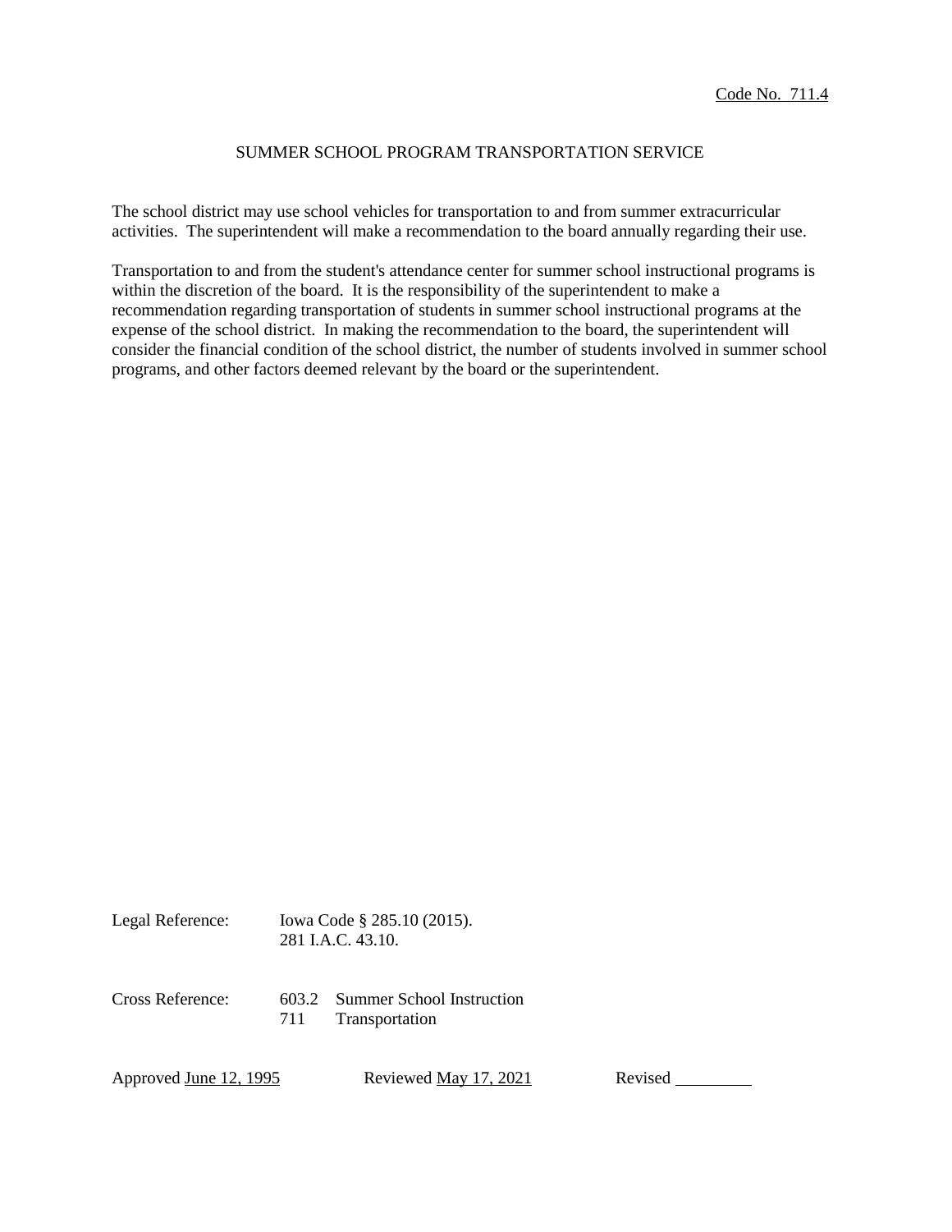Code No. 711.4

# SUMMER SCHOOL PROGRAM TRANSPORTATION SERVICE

The school district may use school vehicles for transportation to and from summer extracurricular activities. The superintendent will make a recommendation to the board annually regarding their use.

Transportation to and from the student's attendance center for summer school instructional programs is within the discretion of the board. It is the responsibility of the superintendent to make a recommendation regarding transportation of students in summer school instructional programs at the expense of the school district. In making the recommendation to the board, the superintendent will consider the financial condition of the school district, the number of students involved in summer school programs, and other factors deemed relevant by the board or the superintendent.

Legal Reference: Iowa Code § 285.10 (2015).
281 I.A.C. 43.10.

Cross Reference: 603.2 Summer School Instruction
711 Transportation

Approved June 12, 1995 Reviewed May 17, 2021 Revised _________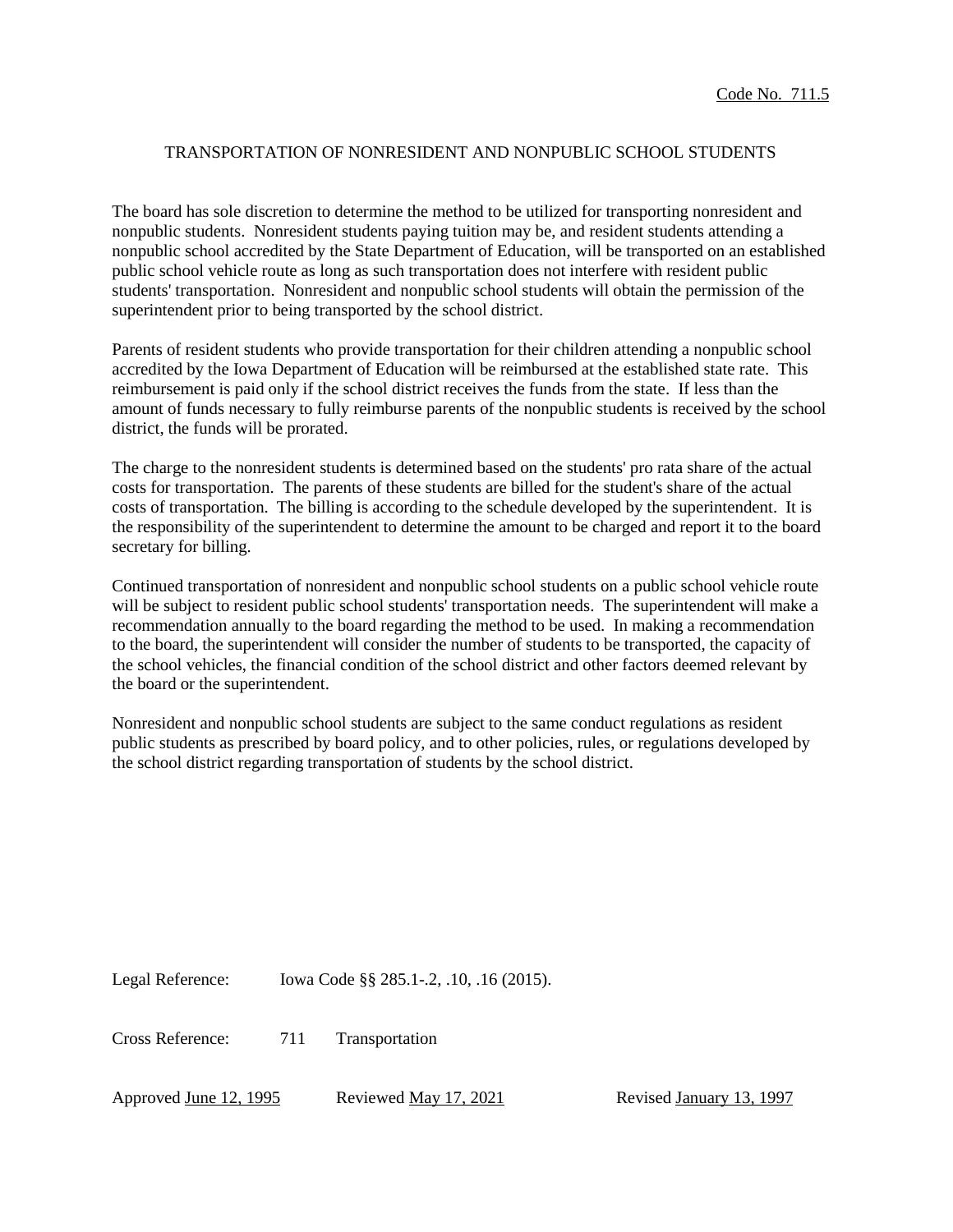Code No. 711.5

# TRANSPORTATION OF NONRESIDENT AND NONPUBLIC SCHOOL STUDENTS

The board has sole discretion to determine the method to be utilized for transporting nonresident and nonpublic students. Nonresident students paying tuition may be, and resident students attending a nonpublic school accredited by the State Department of Education, will be transported on an established public school vehicle route as long as such transportation does not interfere with resident public students' transportation. Nonresident and nonpublic school students will obtain the permission of the superintendent prior to being transported by the school district.

Parents of resident students who provide transportation for their children attending a nonpublic school accredited by the Iowa Department of Education will be reimbursed at the established state rate. This reimbursement is paid only if the school district receives the funds from the state. If less than the amount of funds necessary to fully reimburse parents of the nonpublic students is received by the school district, the funds will be prorated.

The charge to the nonresident students is determined based on the students' pro rata share of the actual costs for transportation. The parents of these students are billed for the student's share of the actual costs of transportation. The billing is according to the schedule developed by the superintendent. It is the responsibility of the superintendent to determine the amount to be charged and report it to the board secretary for billing.

Continued transportation of nonresident and nonpublic school students on a public school vehicle route will be subject to resident public school students' transportation needs. The superintendent will make a recommendation annually to the board regarding the method to be used. In making a recommendation to the board, the superintendent will consider the number of students to be transported, the capacity of the school vehicles, the financial condition of the school district and other factors deemed relevant by the board or the superintendent.

Nonresident and nonpublic school students are subject to the same conduct regulations as resident public students as prescribed by board policy, and to other policies, rules, or regulations developed by the school district regarding transportation of students by the school district.

Legal Reference: Iowa Code §§ 285.1-.2, .10, .16 (2015).

Cross Reference: 711 Transportation

Approved June 12, 1995 Reviewed May 17, 2021 Revised January 13, 1997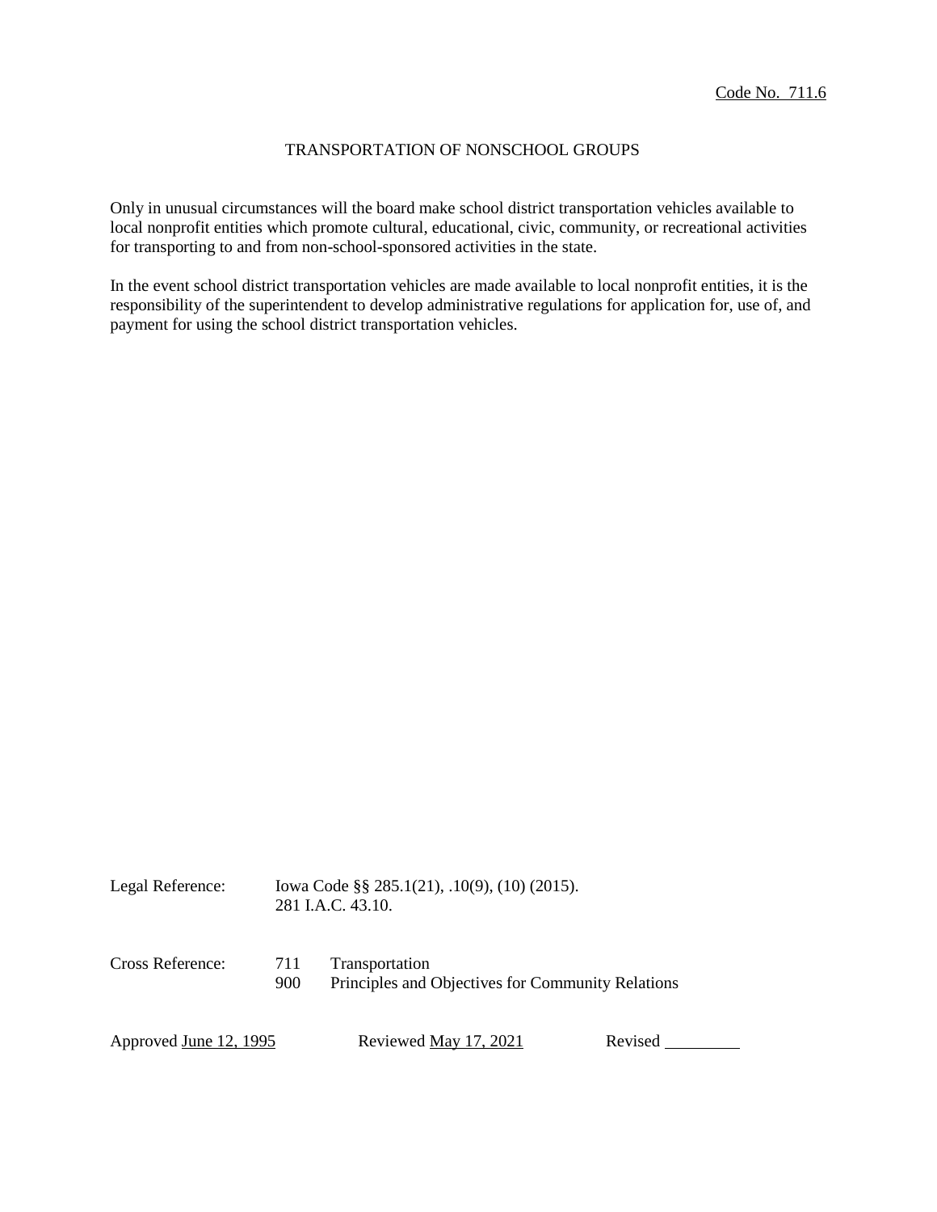Code No. 711.6

# TRANSPORTATION OF NONSCHOOL GROUPS

Only in unusual circumstances will the board make school district transportation vehicles available to local nonprofit entities which promote cultural, educational, civic, community, or recreational activities for transporting to and from non-school-sponsored activities in the state.

In the event school district transportation vehicles are made available to local nonprofit entities, it is the responsibility of the superintendent to develop administrative regulations for application for, use of, and payment for using the school district transportation vehicles.

Legal Reference: Iowa Code §§ 285.1(21), .10(9), (10) (2015).
281 I.A.C. 43.10.

Cross Reference: 711 Transportation
900 Principles and Objectives for Community Relations

Approved June 12, 1995 Reviewed May 17, 2021 Revised ________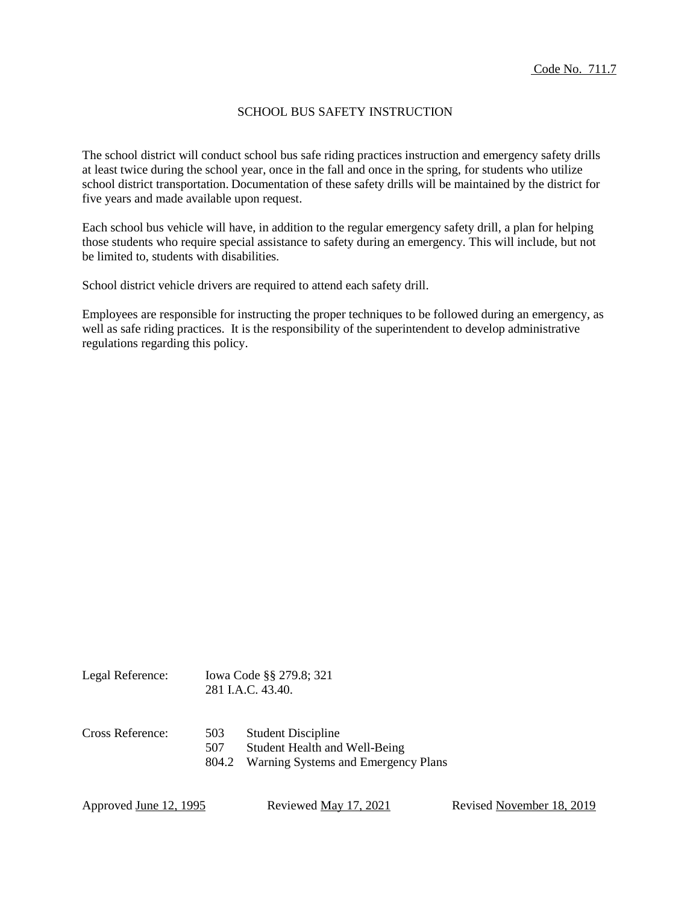Code No. 711.7

# SCHOOL BUS SAFETY INSTRUCTION

The school district will conduct school bus safe riding practices instruction and emergency safety drills at least twice during the school year, once in the fall and once in the spring, for students who utilize school district transportation. Documentation of these safety drills will be maintained by the district for five years and made available upon request.

Each school bus vehicle will have, in addition to the regular emergency safety drill, a plan for helping those students who require special assistance to safety during an emergency. This will include, but not be limited to, students with disabilities.

School district vehicle drivers are required to attend each safety drill.

Employees are responsible for instructing the proper techniques to be followed during an emergency, as well as safe riding practices. It is the responsibility of the superintendent to develop administrative regulations regarding this policy.

Legal Reference: Iowa Code §§ 279.8; 321
281 I.A.C. 43.40.

Cross Reference:
503 Student Discipline
507 Student Health and Well-Being
804.2 Warning Systems and Emergency Plans

Approved June 12, 1995 Reviewed May 17, 2021 Revised November 18, 2019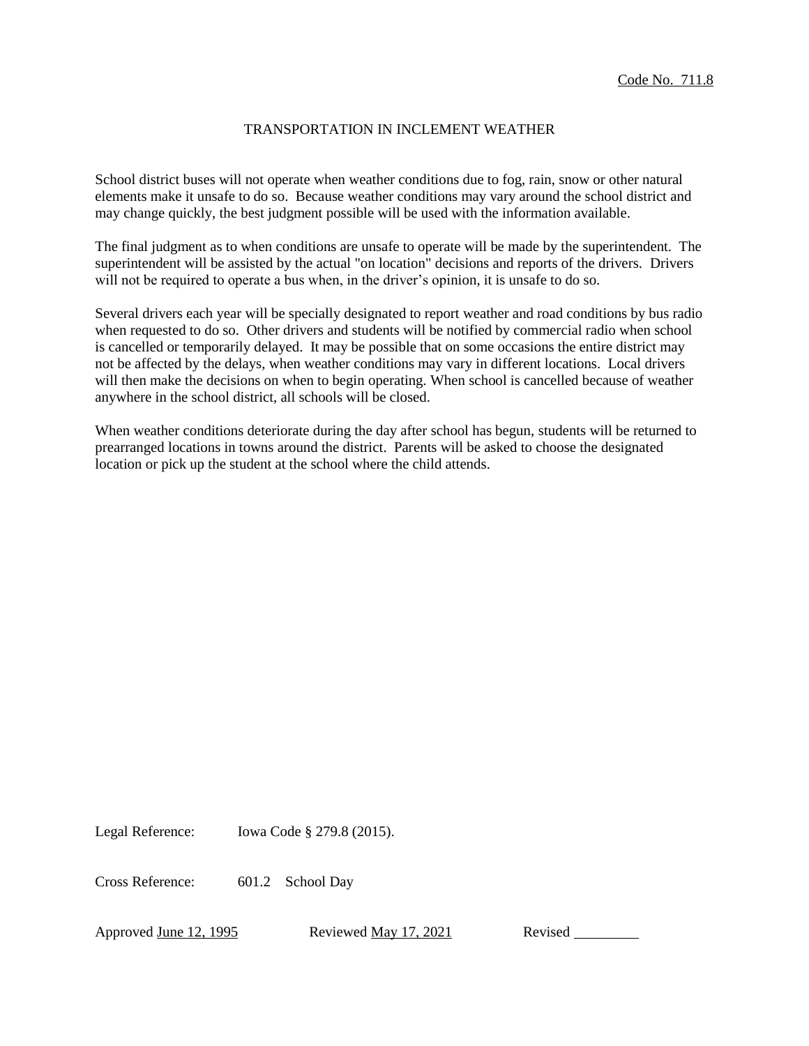Code No. 711.8

# TRANSPORTATION IN INCLEMENT WEATHER

School district buses will not operate when weather conditions due to fog, rain, snow or other natural elements make it unsafe to do so. Because weather conditions may vary around the school district and may change quickly, the best judgment possible will be used with the information available.

The final judgment as to when conditions are unsafe to operate will be made by the superintendent. The superintendent will be assisted by the actual "on location" decisions and reports of the drivers. Drivers will not be required to operate a bus when, in the driver's opinion, it is unsafe to do so.

Several drivers each year will be specially designated to report weather and road conditions by bus radio when requested to do so. Other drivers and students will be notified by commercial radio when school is cancelled or temporarily delayed. It may be possible that on some occasions the entire district may not be affected by the delays, when weather conditions may vary in different locations. Local drivers will then make the decisions on when to begin operating. When school is cancelled because of weather anywhere in the school district, all schools will be closed.

When weather conditions deteriorate during the day after school has begun, students will be returned to prearranged locations in towns around the district. Parents will be asked to choose the designated location or pick up the student at the school where the child attends.

Legal Reference: Iowa Code § 279.8 (2015).

Cross Reference: 601.2 School Day

Approved June 12, 1995 Reviewed May 17, 2021 Revised \_\_\_\_\_\_\_\_\_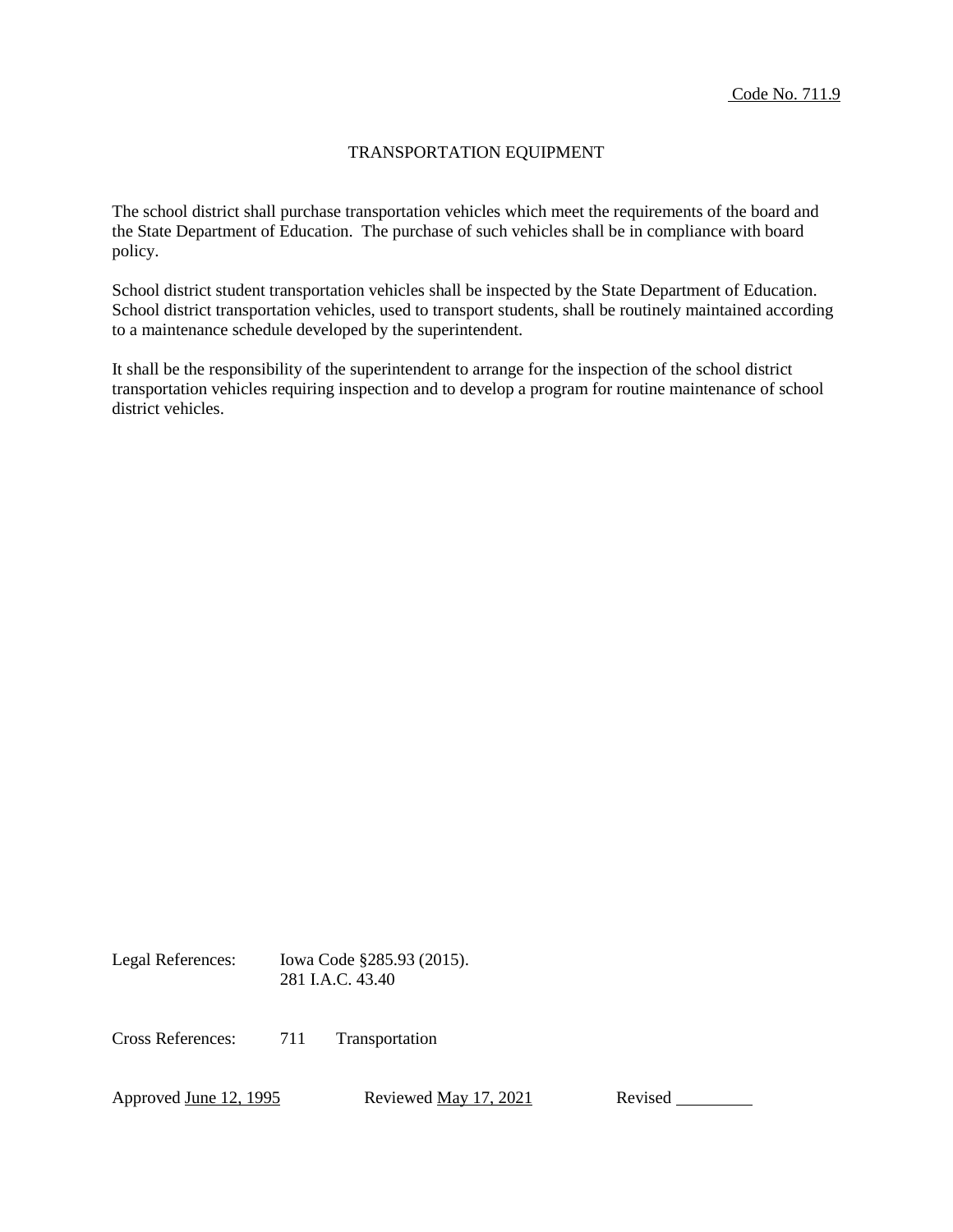Code No. 711.9

# TRANSPORTATION EQUIPMENT

The school district shall purchase transportation vehicles which meet the requirements of the board and the State Department of Education. The purchase of such vehicles shall be in compliance with board policy.

School district student transportation vehicles shall be inspected by the State Department of Education. School district transportation vehicles, used to transport students, shall be routinely maintained according to a maintenance schedule developed by the superintendent.

It shall be the responsibility of the superintendent to arrange for the inspection of the school district transportation vehicles requiring inspection and to develop a program for routine maintenance of school district vehicles.

Legal References: Iowa Code §285.93 (2015).
281 I.A.C. 43.40

Cross References: 711 Transportation

Approved June 12, 1995 Reviewed May 17, 2021 Revised _________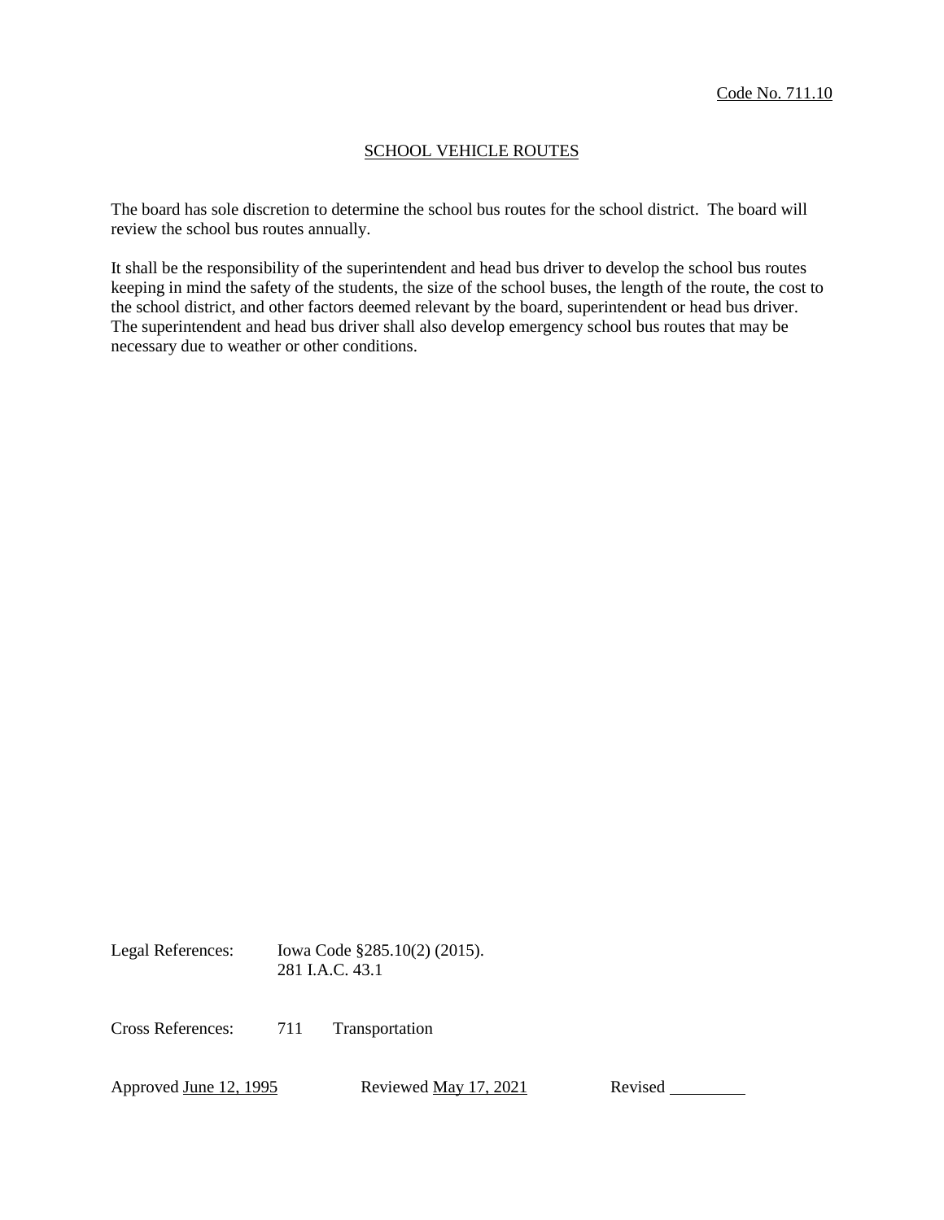Code No. 711.10

# SCHOOL VEHICLE ROUTES

The board has sole discretion to determine the school bus routes for the school district. The board will review the school bus routes annually.

It shall be the responsibility of the superintendent and head bus driver to develop the school bus routes keeping in mind the safety of the students, the size of the school buses, the length of the route, the cost to the school district, and other factors deemed relevant by the board, superintendent or head bus driver. The superintendent and head bus driver shall also develop emergency school bus routes that may be necessary due to weather or other conditions.

Legal References: Iowa Code §285.10(2) (2015).
281 I.A.C. 43.1

Cross References: 711 Transportation

Approved June 12, 1995 Reviewed May 17, 2021 Revised ________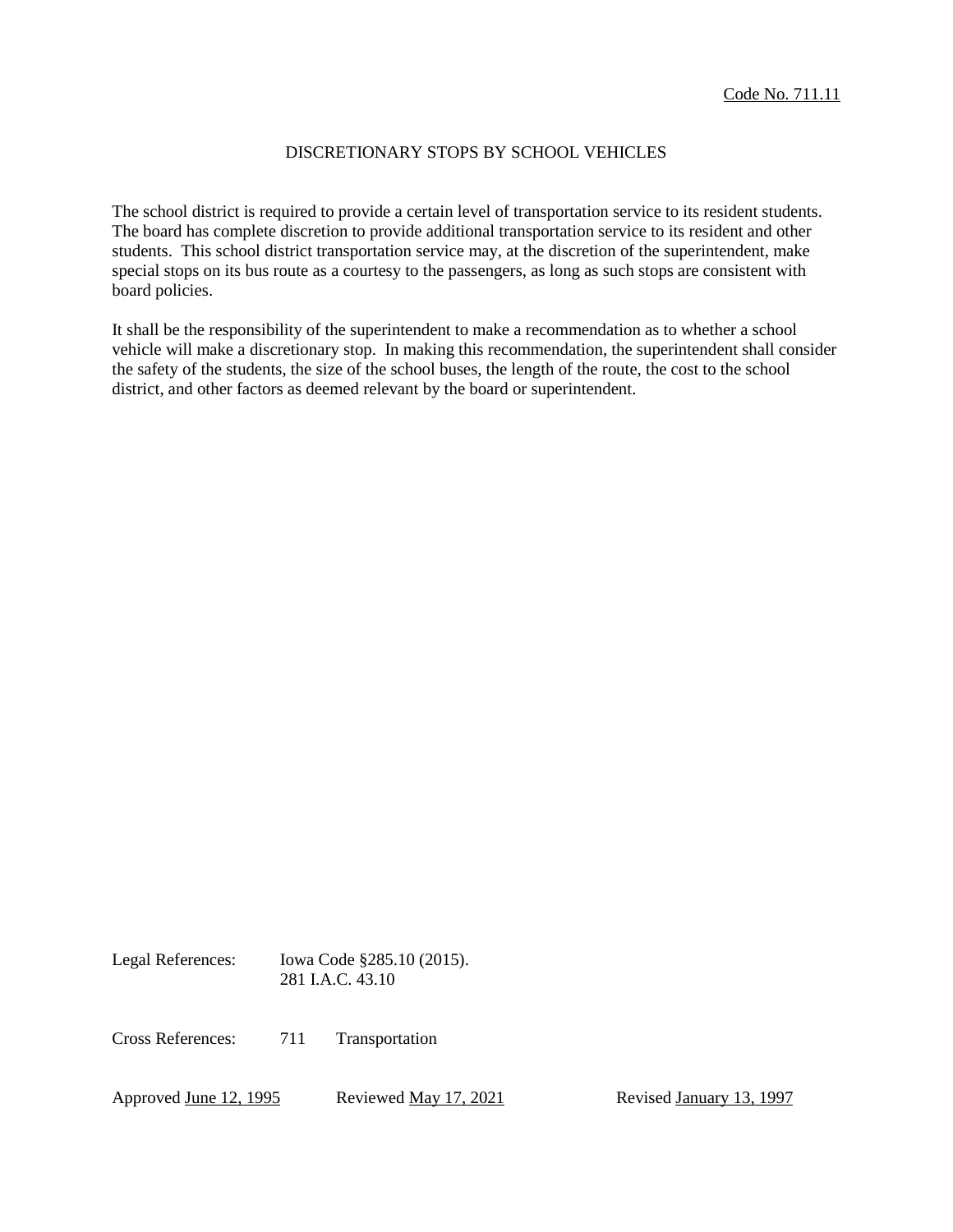Code No. 711.11

# DISCRETIONARY STOPS BY SCHOOL VEHICLES

The school district is required to provide a certain level of transportation service to its resident students. The board has complete discretion to provide additional transportation service to its resident and other students. This school district transportation service may, at the discretion of the superintendent, make special stops on its bus route as a courtesy to the passengers, as long as such stops are consistent with board policies.

It shall be the responsibility of the superintendent to make a recommendation as to whether a school vehicle will make a discretionary stop. In making this recommendation, the superintendent shall consider the safety of the students, the size of the school buses, the length of the route, the cost to the school district, and other factors as deemed relevant by the board or superintendent.

Legal References: Iowa Code §285.10 (2015).
281 I.A.C. 43.10

Cross References: 711 Transportation

Approved June 12, 1995 Reviewed May 17, 2021 Revised January 13, 1997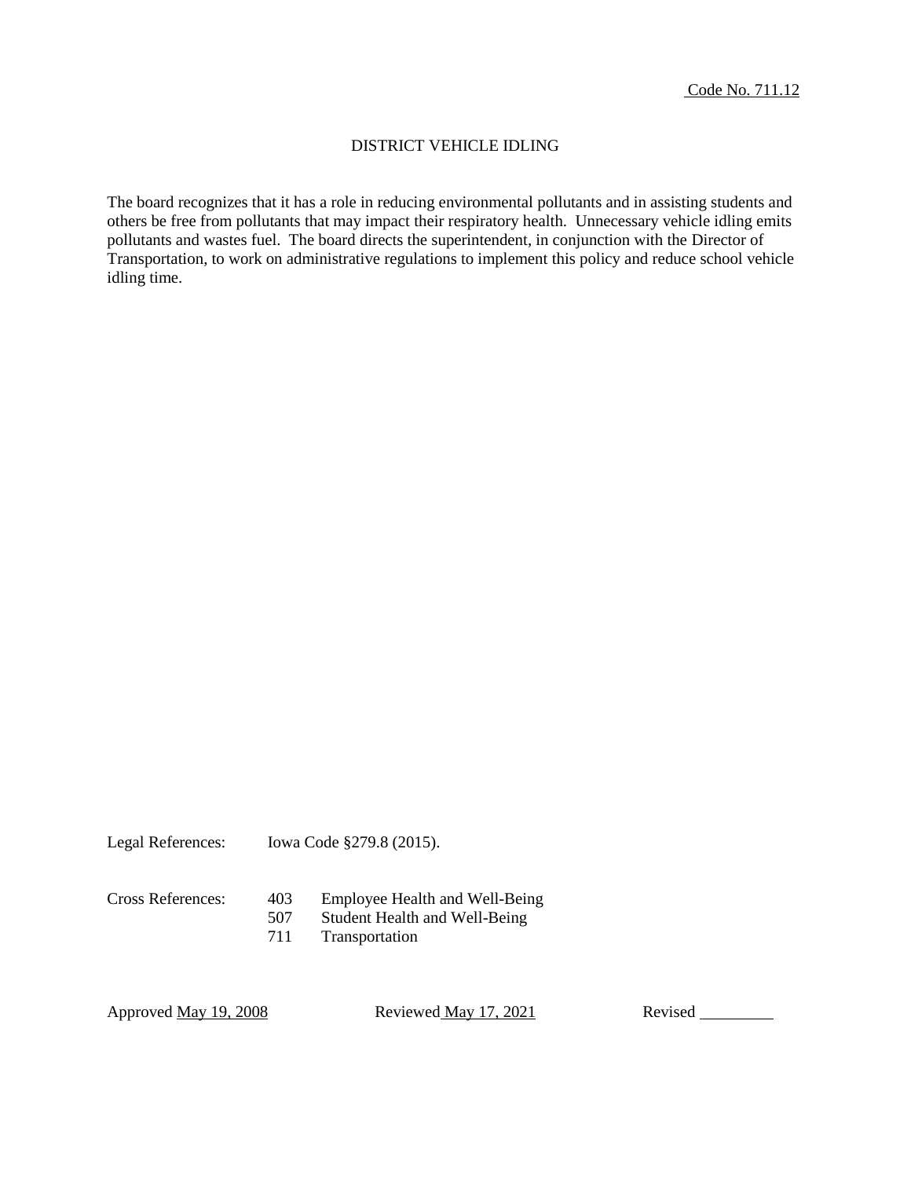Code No. 711.12

# DISTRICT VEHICLE IDLING

The board recognizes that it has a role in reducing environmental pollutants and in assisting students and others be free from pollutants that may impact their respiratory health. Unnecessary vehicle idling emits pollutants and wastes fuel. The board directs the superintendent, in conjunction with the Director of Transportation, to work on administrative regulations to implement this policy and reduce school vehicle idling time.

Legal References: Iowa Code §279.8 (2015).

Cross References:
- 403 Employee Health and Well-Being
- 507 Student Health and Well-Being
- 711 Transportation

Approved May 19, 2008 Reviewed May 17, 2021 Revised ________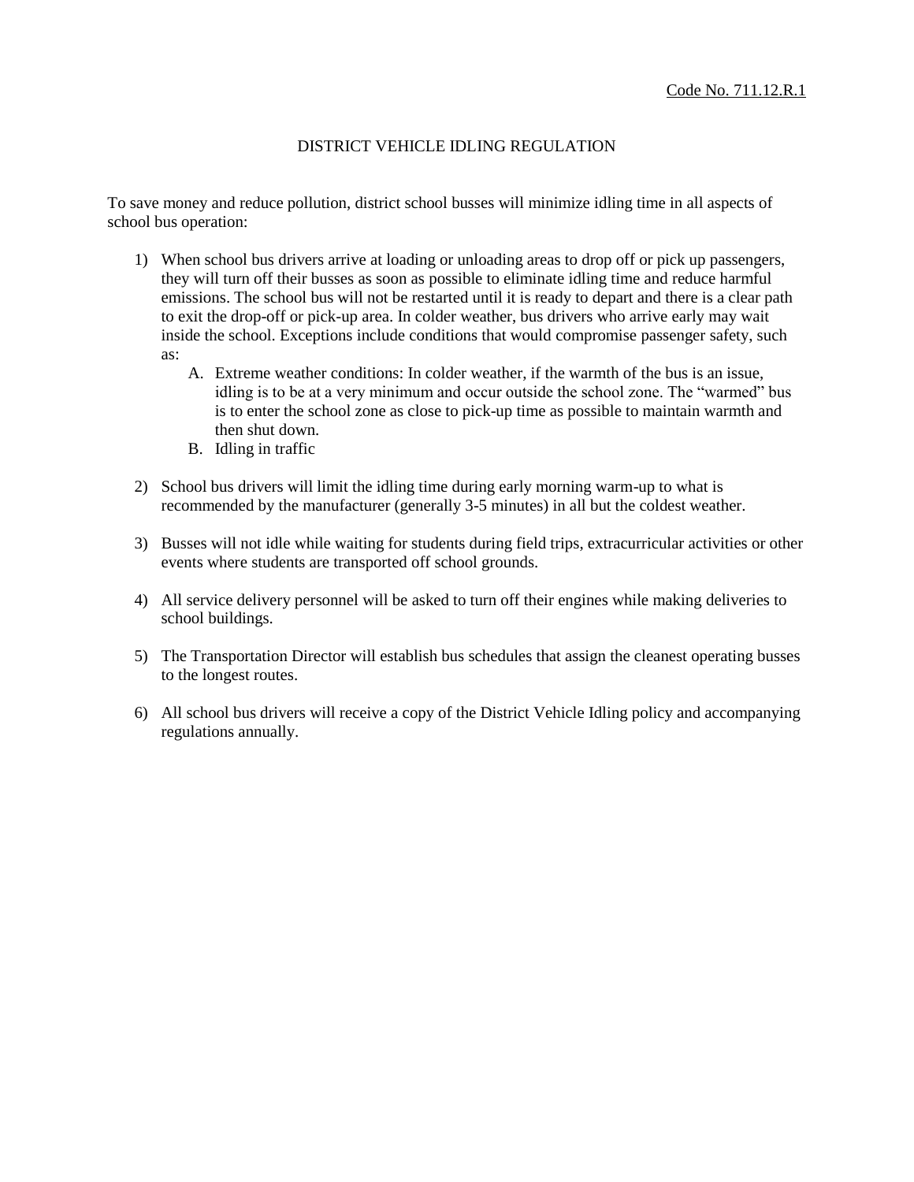Code No. 711.12.R.1

# DISTRICT VEHICLE IDLING REGULATION

To save money and reduce pollution, district school busses will minimize idling time in all aspects of school bus operation:

1) When school bus drivers arrive at loading or unloading areas to drop off or pick up passengers, they will turn off their busses as soon as possible to eliminate idling time and reduce harmful emissions. The school bus will not be restarted until it is ready to depart and there is a clear path to exit the drop-off or pick-up area. In colder weather, bus drivers who arrive early may wait inside the school. Exceptions include conditions that would compromise passenger safety, such as:
   A. Extreme weather conditions: In colder weather, if the warmth of the bus is an issue, idling is to be at a very minimum and occur outside the school zone. The "warmed" bus is to enter the school zone as close to pick-up time as possible to maintain warmth and then shut down.
   B. Idling in traffic

2) School bus drivers will limit the idling time during early morning warm-up to what is recommended by the manufacturer (generally 3-5 minutes) in all but the coldest weather.

3) Busses will not idle while waiting for students during field trips, extracurricular activities or other events where students are transported off school grounds.

4) All service delivery personnel will be asked to turn off their engines while making deliveries to school buildings.

5) The Transportation Director will establish bus schedules that assign the cleanest operating busses to the longest routes.

6) All school bus drivers will receive a copy of the District Vehicle Idling policy and accompanying regulations annually.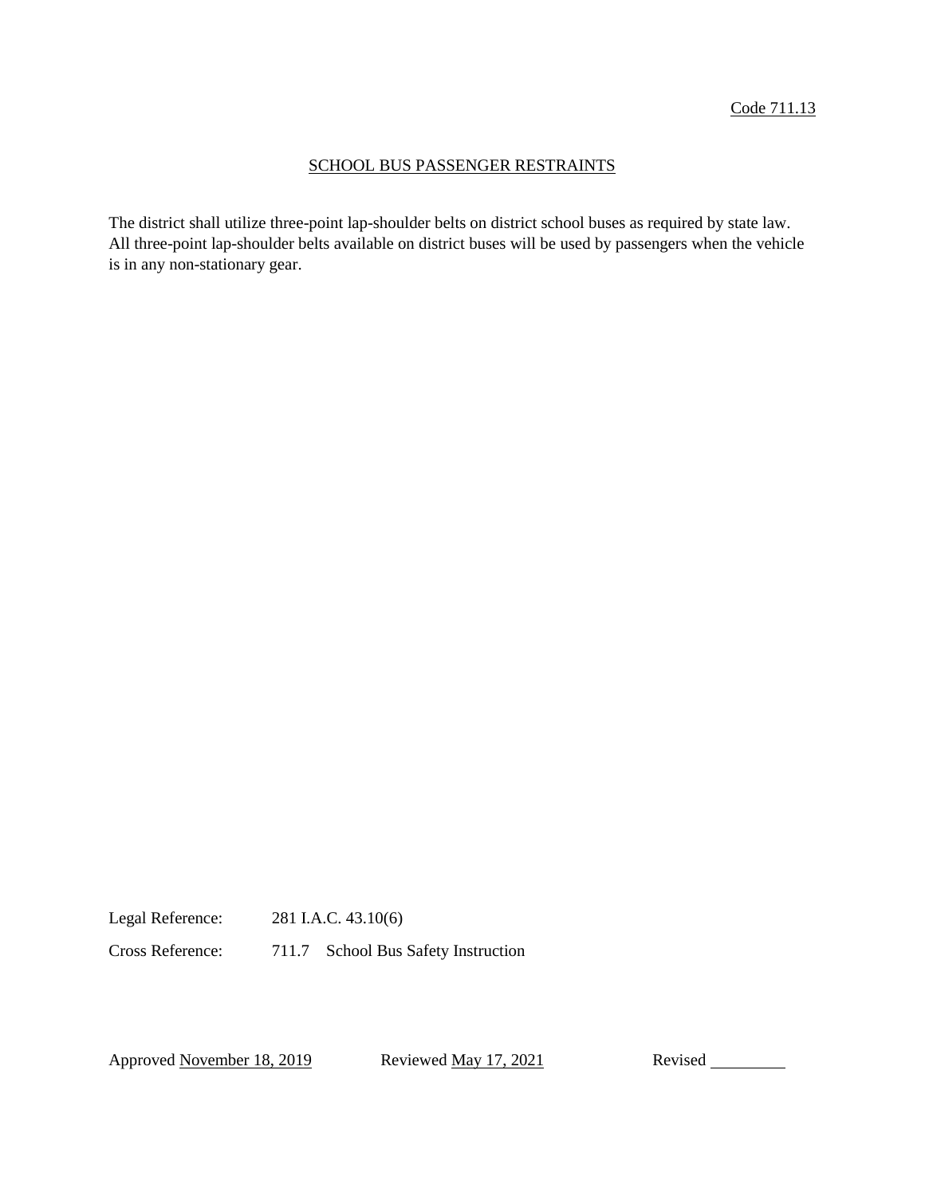Code 711.13

# SCHOOL BUS PASSENGER RESTRAINTS

The district shall utilize three-point lap-shoulder belts on district school buses as required by state law. All three-point lap-shoulder belts available on district buses will be used by passengers when the vehicle is in any non-stationary gear.

Legal Reference: 281 I.A.C. 43.10(6)

Cross Reference: 711.7 School Bus Safety Instruction

Approved November 18, 2019 Reviewed May 17, 2021 Revised \_\_\_\_\_\_\_\_\_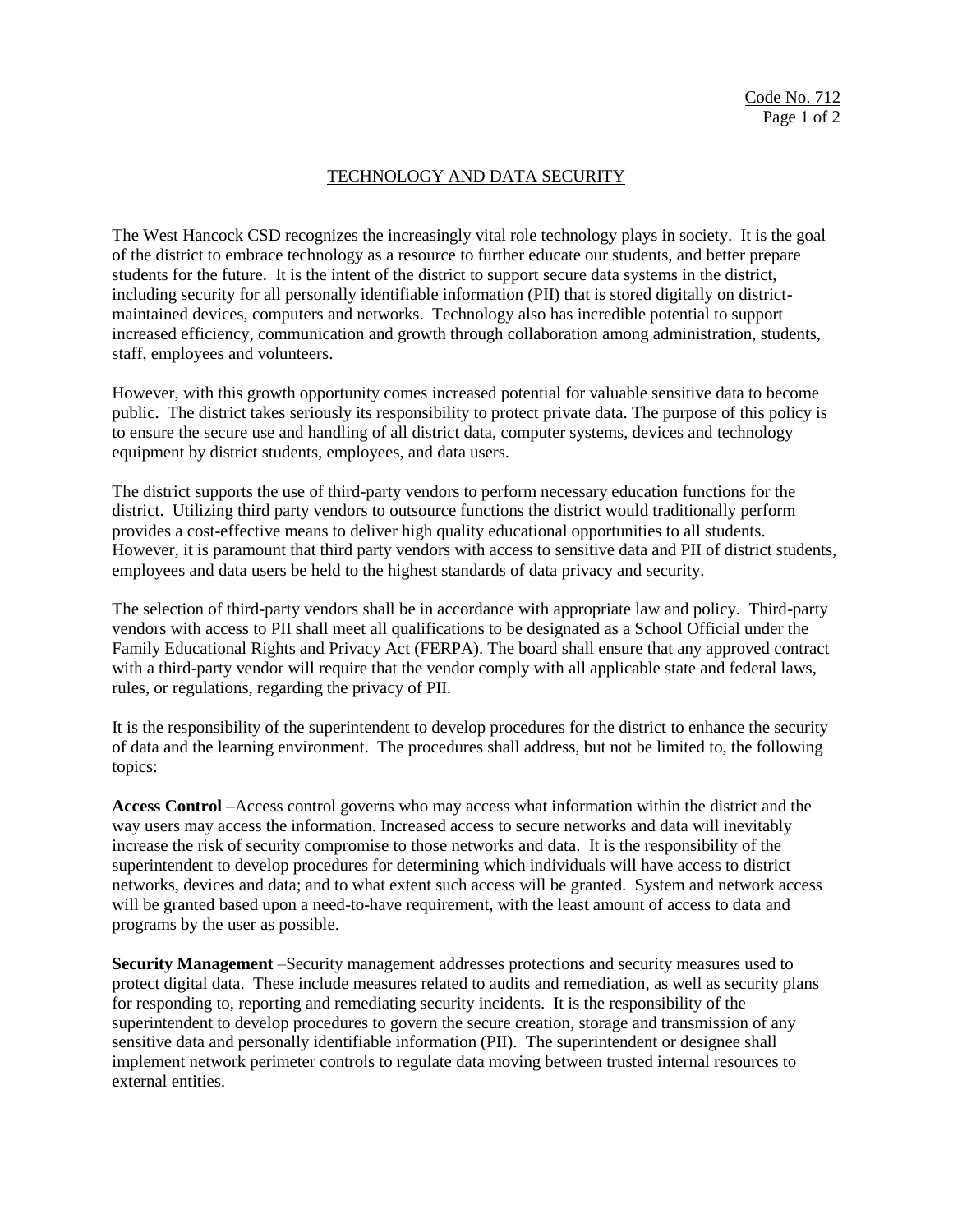Code No. 712

## TECHNOLOGY AND DATA SECURITY

The West Hancock CSD recognizes the increasingly vital role technology plays in society. It is the goal of the district to embrace technology as a resource to further educate our students, and better prepare students for the future. It is the intent of the district to support secure data systems in the district, including security for all personally identifiable information (PII) that is stored digitally on district-maintained devices, computers and networks. Technology also has incredible potential to support increased efficiency, communication and growth through collaboration among administration, students, staff, employees and volunteers.

However, with this growth opportunity comes increased potential for valuable sensitive data to become public. The district takes seriously its responsibility to protect private data. The purpose of this policy is to ensure the secure use and handling of all district data, computer systems, devices and technology equipment by district students, employees, and data users.

The district supports the use of third-party vendors to perform necessary education functions for the district. Utilizing third party vendors to outsource functions the district would traditionally perform provides a cost-effective means to deliver high quality educational opportunities to all students. However, it is paramount that third party vendors with access to sensitive data and PII of district students, employees and data users be held to the highest standards of data privacy and security.

The selection of third-party vendors shall be in accordance with appropriate law and policy. Third-party vendors with access to PII shall meet all qualifications to be designated as a School Official under the Family Educational Rights and Privacy Act (FERPA). The board shall ensure that any approved contract with a third-party vendor will require that the vendor comply with all applicable state and federal laws, rules, or regulations, regarding the privacy of PII.

It is the responsibility of the superintendent to develop procedures for the district to enhance the security of data and the learning environment. The procedures shall address, but not be limited to, the following topics:

**Access Control** –Access control governs who may access what information within the district and the way users may access the information. Increased access to secure networks and data will inevitably increase the risk of security compromise to those networks and data. It is the responsibility of the superintendent to develop procedures for determining which individuals will have access to district networks, devices and data; and to what extent such access will be granted. System and network access will be granted based upon a need-to-have requirement, with the least amount of access to data and programs by the user as possible.

**Security Management** –Security management addresses protections and security measures used to protect digital data. These include measures related to audits and remediation, as well as security plans for responding to, reporting and remediating security incidents. It is the responsibility of the superintendent to develop procedures to govern the secure creation, storage and transmission of any sensitive data and personally identifiable information (PII). The superintendent or designee shall implement network perimeter controls to regulate data moving between trusted internal resources to external entities.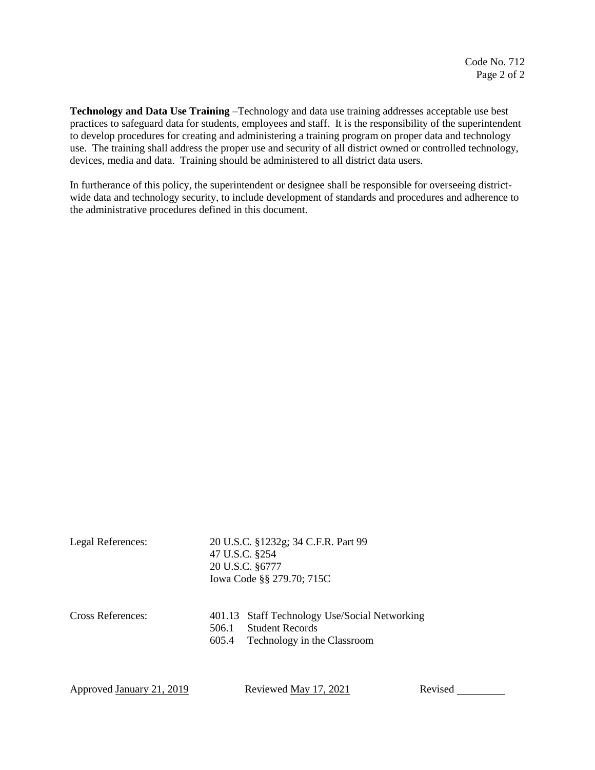**Technology and Data Use Training** –Technology and data use training addresses acceptable use best practices to safeguard data for students, employees and staff. It is the responsibility of the superintendent to develop procedures for creating and administering a training program on proper data and technology use. The training shall address the proper use and security of all district owned or controlled technology, devices, media and data. Training should be administered to all district data users.

In furtherance of this policy, the superintendent or designee shall be responsible for overseeing district-wide data and technology security, to include development of standards and procedures and adherence to the administrative procedures defined in this document.

Legal References:
20 U.S.C. §1232g; 34 C.F.R. Part 99
47 U.S.C. §254
20 U.S.C. §6777
Iowa Code §§ 279.70; 715C

Cross References:
401.13 Staff Technology Use/Social Networking
506.1 Student Records
605.4 Technology in the Classroom

Approved January 21, 2019 Reviewed May 17, 2021 Revised ________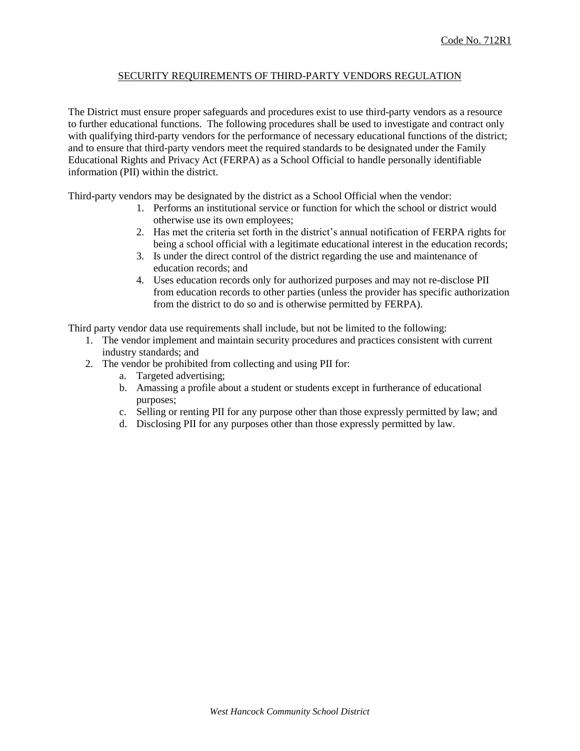Code No. 712R1

# SECURITY REQUIREMENTS OF THIRD-PARTY VENDORS REGULATION

The District must ensure proper safeguards and procedures exist to use third-party vendors as a resource to further educational functions. The following procedures shall be used to investigate and contract only with qualifying third-party vendors for the performance of necessary educational functions of the district; and to ensure that third-party vendors meet the required standards to be designated under the Family Educational Rights and Privacy Act (FERPA) as a School Official to handle personally identifiable information (PII) within the district.

Third-party vendors may be designated by the district as a School Official when the vendor:

1. Performs an institutional service or function for which the school or district would otherwise use its own employees;
2. Has met the criteria set forth in the district's annual notification of FERPA rights for being a school official with a legitimate educational interest in the education records;
3. Is under the direct control of the district regarding the use and maintenance of education records; and
4. Uses education records only for authorized purposes and may not re-disclose PII from education records to other parties (unless the provider has specific authorization from the district to do so and is otherwise permitted by FERPA).

Third party vendor data use requirements shall include, but not be limited to the following:

1. The vendor implement and maintain security procedures and practices consistent with current industry standards; and
2. The vendor be prohibited from collecting and using PII for:
   a. Targeted advertising;
   b. Amassing a profile about a student or students except in furtherance of educational purposes;
   c. Selling or renting PII for any purpose other than those expressly permitted by law; and
   d. Disclosing PII for any purposes other than those expressly permitted by law.